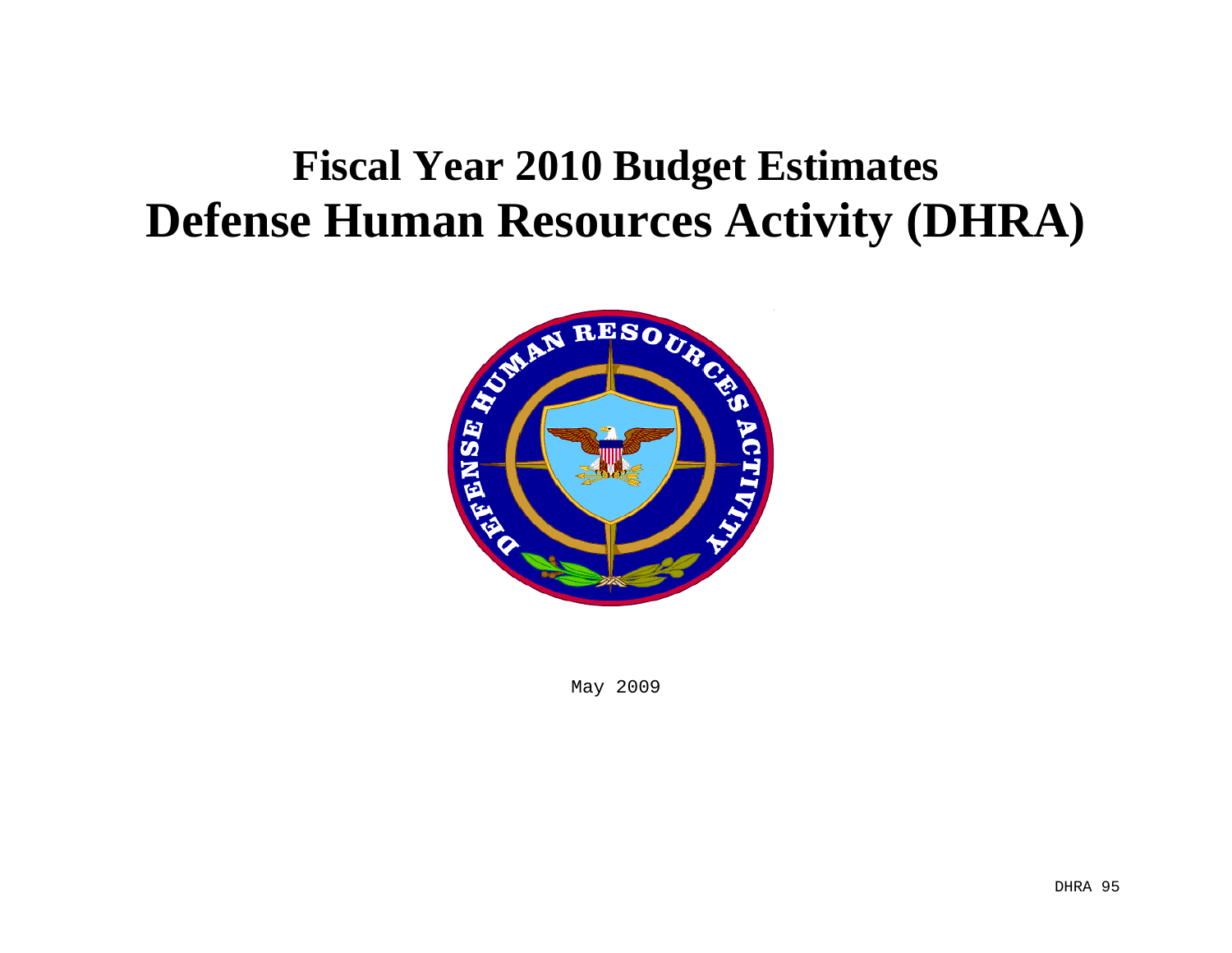# Fiscal Year 2010 Budget Estimates
# Defense Human Resources Activity (DHRA)

May 2009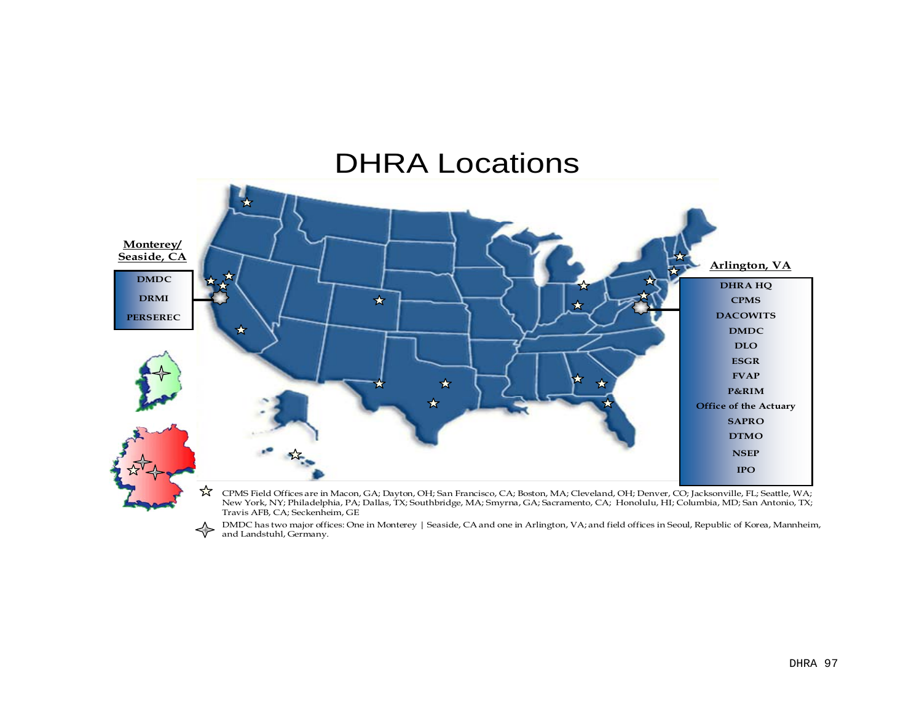# DHRA Locations

**Monterey/ Seaside, CA**

- DMDC
- DRMI
- PERSEREC

**Arlington, VA**

- DHRA HQ
- CPMS
- DACOWITS
- DMDC
- DLO
- ESGR
- FVAP
- P&RIM
- Office of the Actuary
- SAPRO
- DTMO
- NSEP
- IPO

☆ CPMS Field Offices are in Macon, GA; Dayton, OH; San Francisco, CA; Boston, MA; Cleveland, OH; Denver, CO; Jacksonville, FL; Seattle, WA; New York, NY; Philadelphia, PA; Dallas, TX; Southbridge, MA; Smyrna, GA; Sacramento, CA; Honolulu, HI; Columbia, MD; San Antonio, TX; Travis AFB, CA; Seckenheim, GE

✧ DMDC has two major offices: One in Monterey | Seaside, CA and one in Arlington, VA; and field offices in Seoul, Republic of Korea, Mannheim, and Landstuhl, Germany.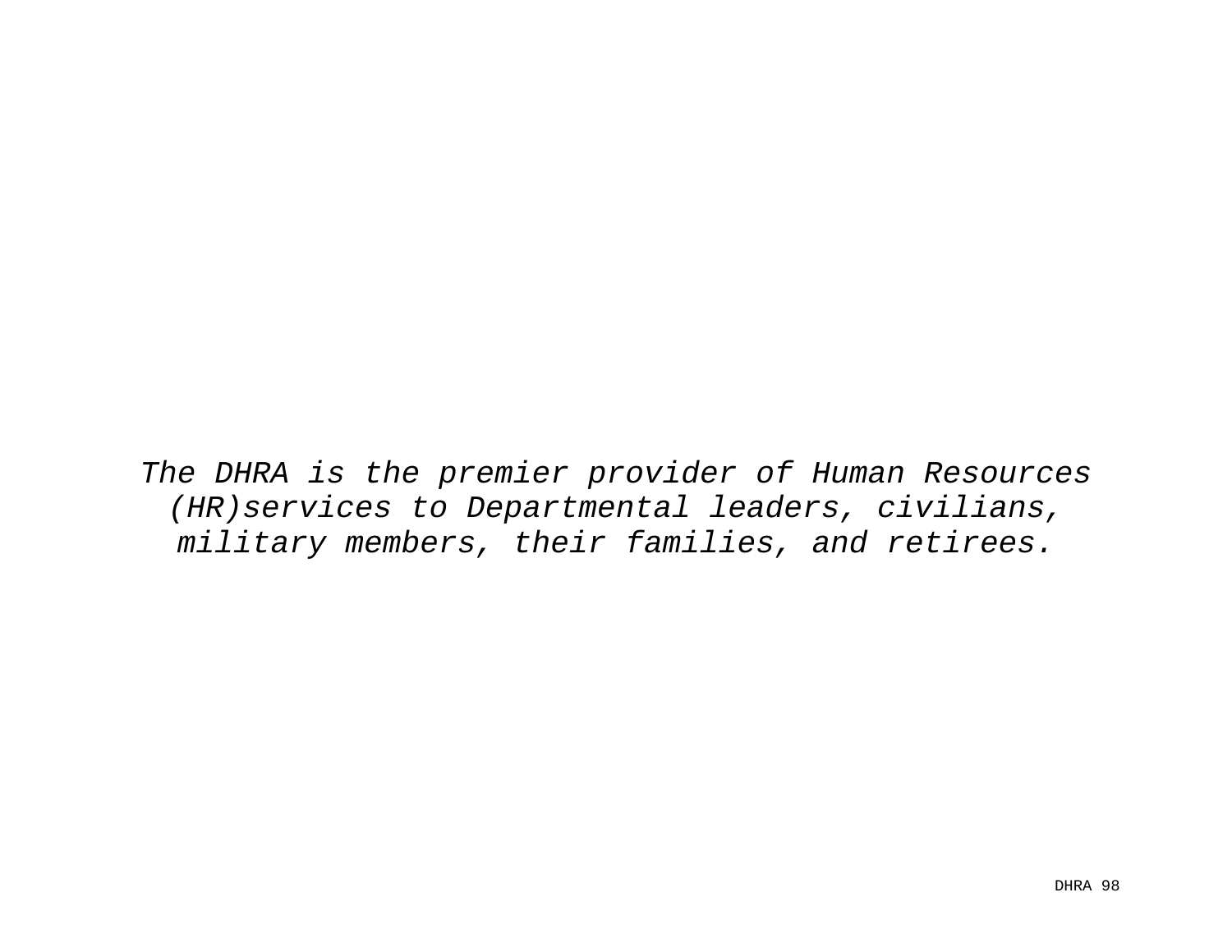*The DHRA is the premier provider of Human Resources (HR)services to Departmental leaders, civilians, military members, their families, and retirees.*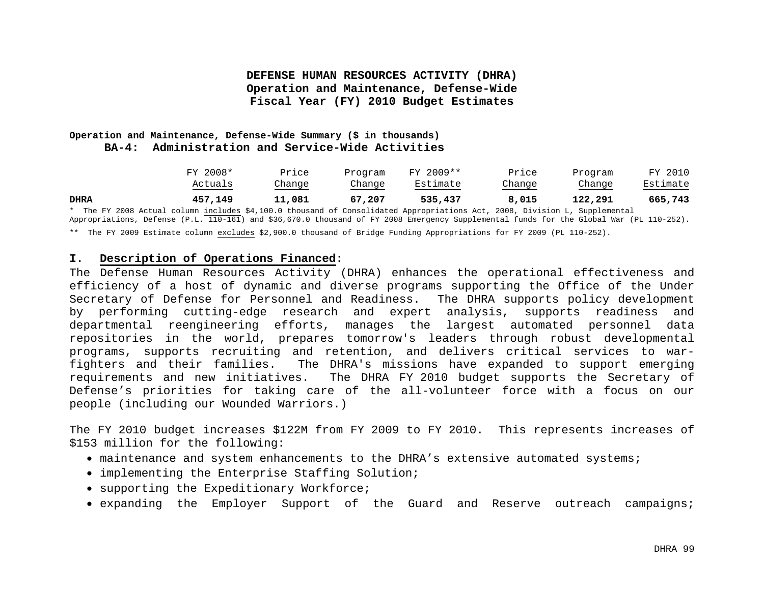# DEFENSE HUMAN RESOURCES ACTIVITY (DHRA)
## Operation and Maintenance, Defense-Wide
## Fiscal Year (FY) 2010 Budget Estimates

**Operation and Maintenance, Defense-Wide Summary ($ in thousands)**
**BA-4: Administration and Service-Wide Activities**

| | FY 2008* Actuals | Price Change | Program Change | FY 2009** Estimate | Price Change | Program Change | FY 2010 Estimate |
|---|---|---|---|---|---|---|---|
| **DHRA** | **457,149** | **11,081** | **67,207** | **535,437** | **8,015** | **122,291** | **665,743** |

\* The FY 2008 Actual column includes $4,100.0 thousand of Consolidated Appropriations Act, 2008, Division L, Supplemental Appropriations, Defense (P.L. 110-161) and $36,670.0 thousand of FY 2008 Emergency Supplemental funds for the Global War (PL 110-252).

\*\* The FY 2009 Estimate column excludes $2,900.0 thousand of Bridge Funding Appropriations for FY 2009 (PL 110-252).

## I. Description of Operations Financed:

The Defense Human Resources Activity (DHRA) enhances the operational effectiveness and efficiency of a host of dynamic and diverse programs supporting the Office of the Under Secretary of Defense for Personnel and Readiness. The DHRA supports policy development by performing cutting-edge research and expert analysis, supports readiness and departmental reengineering efforts, manages the largest automated personnel data repositories in the world, prepares tomorrow's leaders through robust developmental programs, supports recruiting and retention, and delivers critical services to war-fighters and their families. The DHRA's missions have expanded to support emerging requirements and new initiatives. The DHRA FY 2010 budget supports the Secretary of Defense's priorities for taking care of the all-volunteer force with a focus on our people (including our Wounded Warriors.)

The FY 2010 budget increases $122M from FY 2009 to FY 2010. This represents increases of $153 million for the following:

- maintenance and system enhancements to the DHRA's extensive automated systems;
- implementing the Enterprise Staffing Solution;
- supporting the Expeditionary Workforce;
- expanding the Employer Support of the Guard and Reserve outreach campaigns;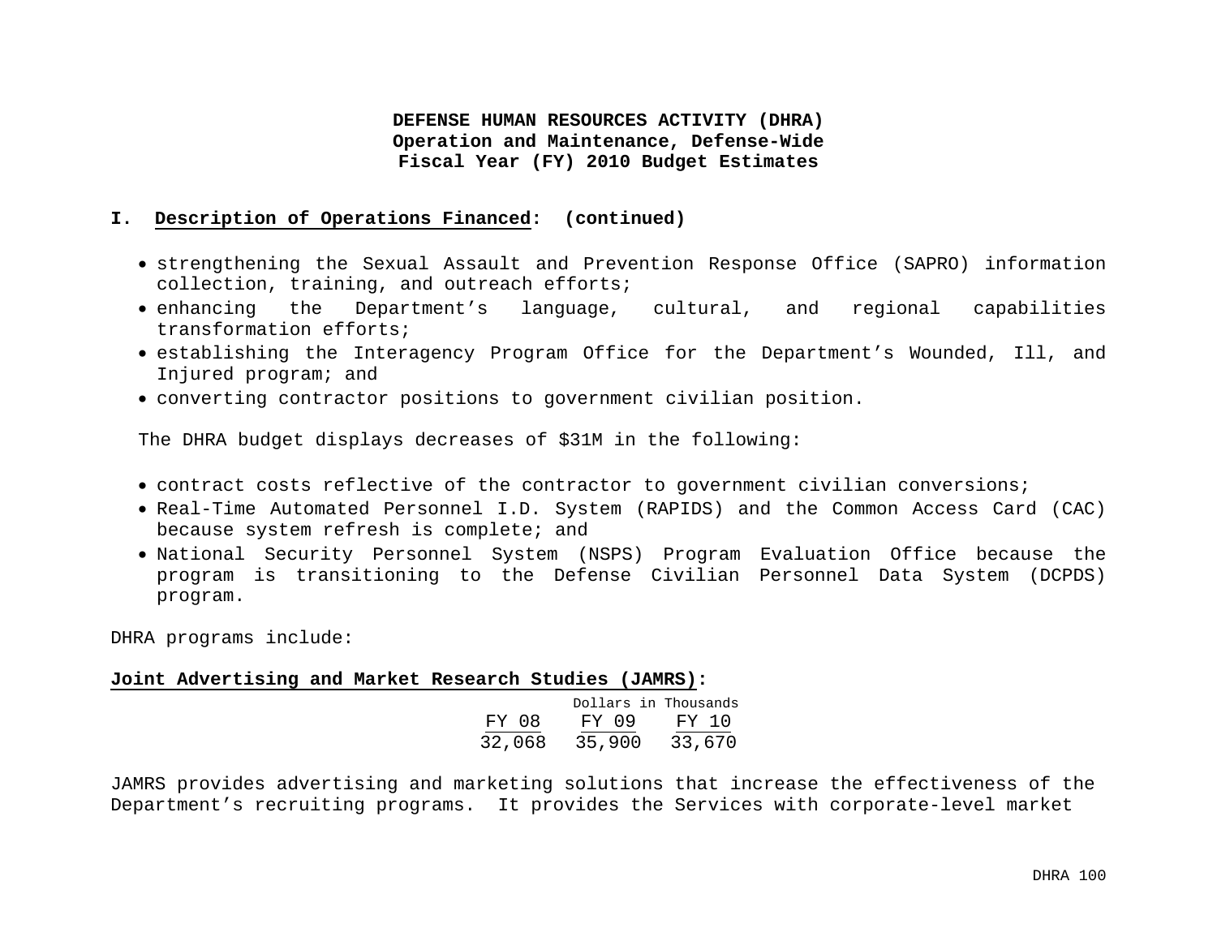**I. Description of Operations Financed: (continued)**

- strengthening the Sexual Assault and Prevention Response Office (SAPRO) information collection, training, and outreach efforts;
- enhancing the Department's language, cultural, and regional capabilities transformation efforts;
- establishing the Interagency Program Office for the Department's Wounded, Ill, and Injured program; and
- converting contractor positions to government civilian position.

The DHRA budget displays decreases of $31M in the following:

- contract costs reflective of the contractor to government civilian conversions;
- Real-Time Automated Personnel I.D. System (RAPIDS) and the Common Access Card (CAC) because system refresh is complete; and
- National Security Personnel System (NSPS) Program Evaluation Office because the program is transitioning to the Defense Civilian Personnel Data System (DCPDS) program.

DHRA programs include:

**Joint Advertising and Market Research Studies (JAMRS):**

| Dollars in Thousands | | |
|---|---|---|
| FY 08 | FY 09 | FY 10 |
| 32,068 | 35,900 | 33,670 |

JAMRS provides advertising and marketing solutions that increase the effectiveness of the Department's recruiting programs. It provides the Services with corporate-level market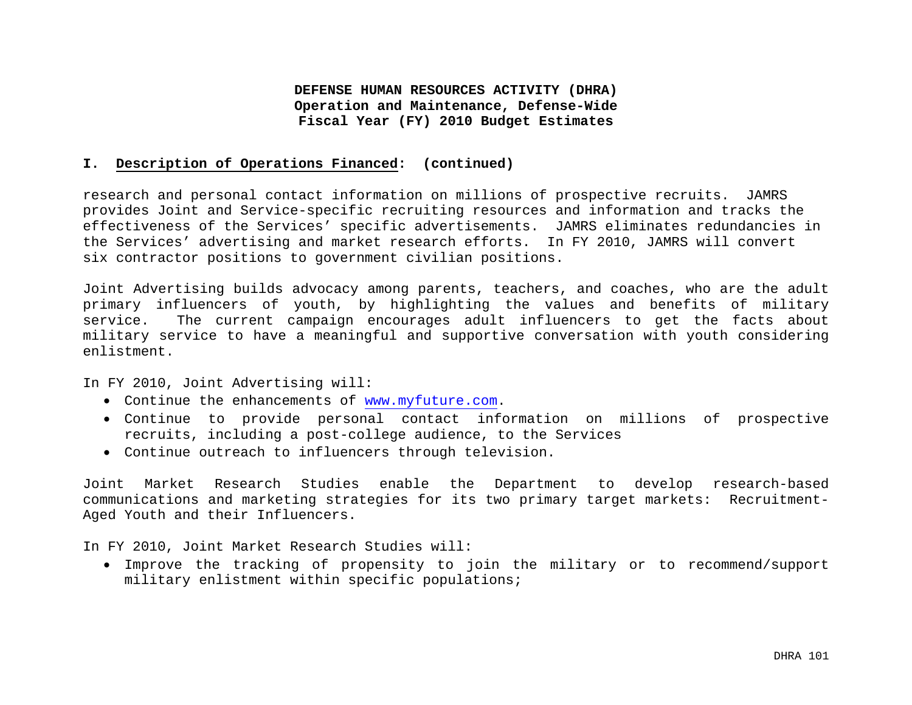**DEFENSE HUMAN RESOURCES ACTIVITY (DHRA)**
**Operation and Maintenance, Defense-Wide**
**Fiscal Year (FY) 2010 Budget Estimates**

## I. Description of Operations Financed: (continued)

research and personal contact information on millions of prospective recruits. JAMRS provides Joint and Service-specific recruiting resources and information and tracks the effectiveness of the Services' specific advertisements. JAMRS eliminates redundancies in the Services' advertising and market research efforts. In FY 2010, JAMRS will convert six contractor positions to government civilian positions.

Joint Advertising builds advocacy among parents, teachers, and coaches, who are the adult primary influencers of youth, by highlighting the values and benefits of military service. The current campaign encourages adult influencers to get the facts about military service to have a meaningful and supportive conversation with youth considering enlistment.

In FY 2010, Joint Advertising will:

- Continue the enhancements of www.myfuture.com.
- Continue to provide personal contact information on millions of prospective recruits, including a post-college audience, to the Services
- Continue outreach to influencers through television.

Joint Market Research Studies enable the Department to develop research-based communications and marketing strategies for its two primary target markets: Recruitment-Aged Youth and their Influencers.

In FY 2010, Joint Market Research Studies will:

- Improve the tracking of propensity to join the military or to recommend/support military enlistment within specific populations;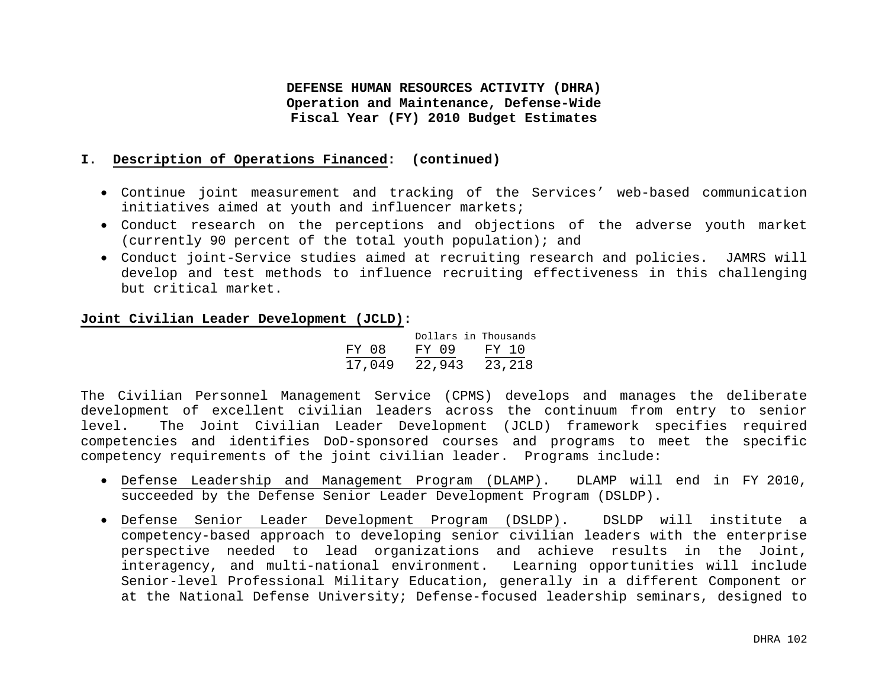# DEFENSE HUMAN RESOURCES ACTIVITY (DHRA)
## Operation and Maintenance, Defense-Wide
## Fiscal Year (FY) 2010 Budget Estimates

## I. Description of Operations Financed: (continued)

- Continue joint measurement and tracking of the Services' web-based communication initiatives aimed at youth and influencer markets;
- Conduct research on the perceptions and objections of the adverse youth market (currently 90 percent of the total youth population); and
- Conduct joint-Service studies aimed at recruiting research and policies. JAMRS will develop and test methods to influence recruiting effectiveness in this challenging but critical market.

**Joint Civilian Leader Development (JCLD):**

| Dollars in Thousands | | |
|---|---|---|
| FY 08 | FY 09 | FY 10 |
| 17,049 | 22,943 | 23,218 |

The Civilian Personnel Management Service (CPMS) develops and manages the deliberate development of excellent civilian leaders across the continuum from entry to senior level. The Joint Civilian Leader Development (JCLD) framework specifies required competencies and identifies DoD-sponsored courses and programs to meet the specific competency requirements of the joint civilian leader. Programs include:

- Defense Leadership and Management Program (DLAMP). DLAMP will end in FY 2010, succeeded by the Defense Senior Leader Development Program (DSLDP).

- Defense Senior Leader Development Program (DSLDP). DSLDP will institute a competency-based approach to developing senior civilian leaders with the enterprise perspective needed to lead organizations and achieve results in the Joint, interagency, and multi-national environment. Learning opportunities will include Senior-level Professional Military Education, generally in a different Component or at the National Defense University; Defense-focused leadership seminars, designed to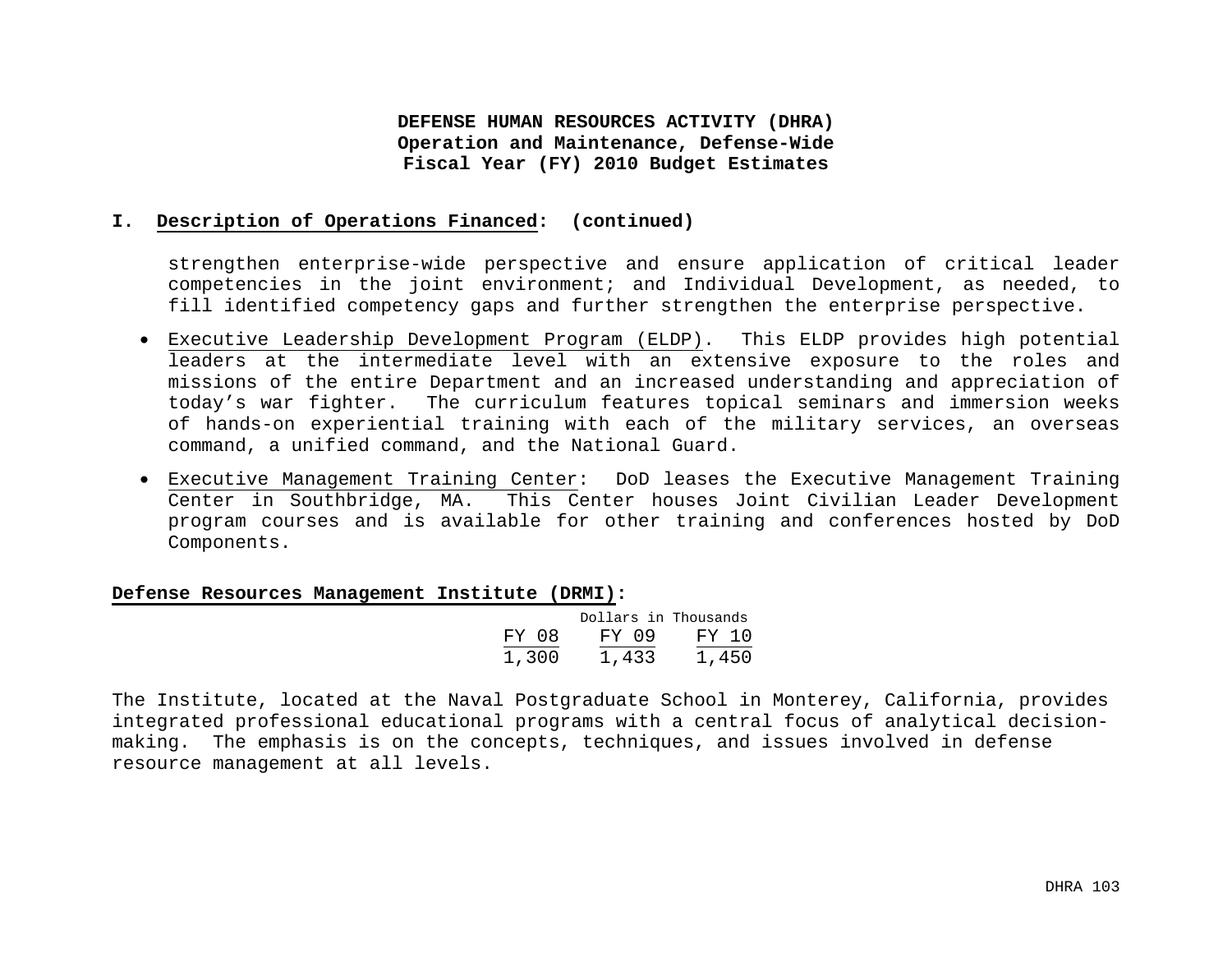## I. Description of Operations Financed: (continued)

strengthen enterprise-wide perspective and ensure application of critical leader competencies in the joint environment; and Individual Development, as needed, to fill identified competency gaps and further strengthen the enterprise perspective.

- Executive Leadership Development Program (ELDP). This ELDP provides high potential leaders at the intermediate level with an extensive exposure to the roles and missions of the entire Department and an increased understanding and appreciation of today's war fighter. The curriculum features topical seminars and immersion weeks of hands-on experiential training with each of the military services, an overseas command, a unified command, and the National Guard.
- Executive Management Training Center: DoD leases the Executive Management Training Center in Southbridge, MA. This Center houses Joint Civilian Leader Development program courses and is available for other training and conferences hosted by DoD Components.

**Defense Resources Management Institute (DRMI):**

| Dollars in Thousands | | |
|---|---|---|
| FY 08 | FY 09 | FY 10 |
| 1,300 | 1,433 | 1,450 |

The Institute, located at the Naval Postgraduate School in Monterey, California, provides integrated professional educational programs with a central focus of analytical decision-making. The emphasis is on the concepts, techniques, and issues involved in defense resource management at all levels.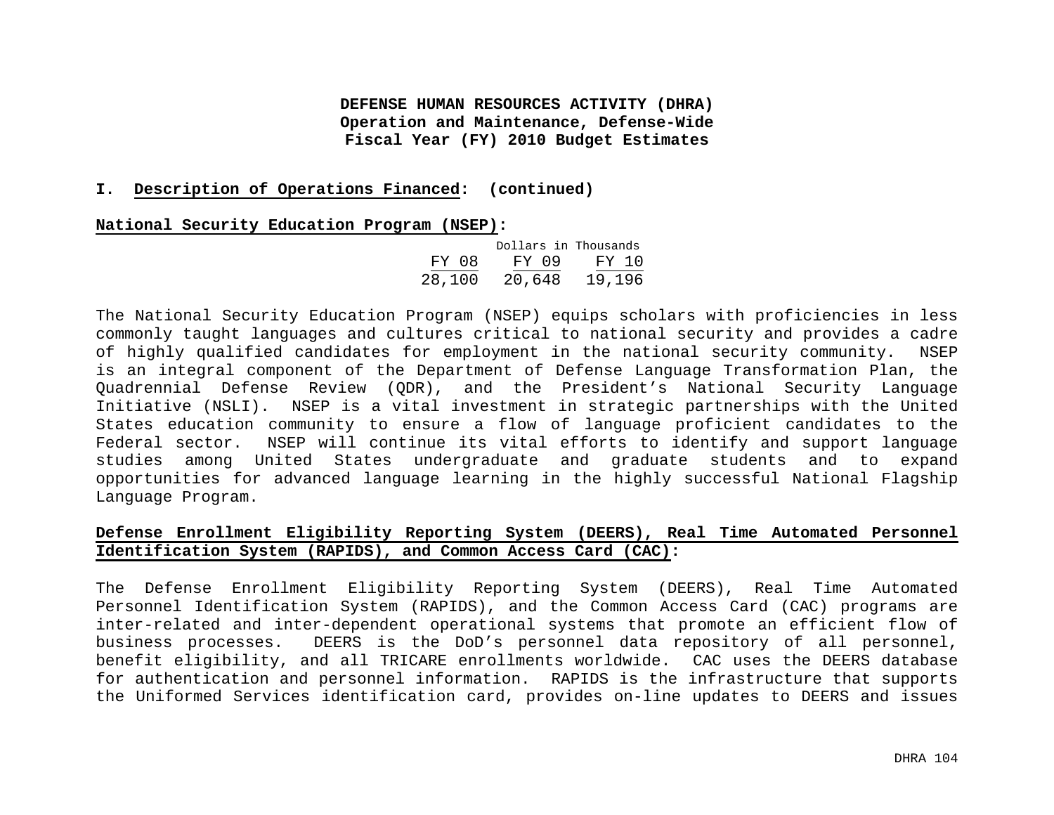**DEFENSE HUMAN RESOURCES ACTIVITY (DHRA)**
**Operation and Maintenance, Defense-Wide**
**Fiscal Year (FY) 2010 Budget Estimates**

**I. Description of Operations Financed: (continued)**

**National Security Education Program (NSEP):**

| Dollars in Thousands | | |
|---|---|---|
| FY 08 | FY 09 | FY 10 |
| 28,100 | 20,648 | 19,196 |

The National Security Education Program (NSEP) equips scholars with proficiencies in less commonly taught languages and cultures critical to national security and provides a cadre of highly qualified candidates for employment in the national security community. NSEP is an integral component of the Department of Defense Language Transformation Plan, the Quadrennial Defense Review (QDR), and the President's National Security Language Initiative (NSLI). NSEP is a vital investment in strategic partnerships with the United States education community to ensure a flow of language proficient candidates to the Federal sector. NSEP will continue its vital efforts to identify and support language studies among United States undergraduate and graduate students and to expand opportunities for advanced language learning in the highly successful National Flagship Language Program.

**Defense Enrollment Eligibility Reporting System (DEERS), Real Time Automated Personnel Identification System (RAPIDS), and Common Access Card (CAC):**

The Defense Enrollment Eligibility Reporting System (DEERS), Real Time Automated Personnel Identification System (RAPIDS), and the Common Access Card (CAC) programs are inter-related and inter-dependent operational systems that promote an efficient flow of business processes. DEERS is the DoD's personnel data repository of all personnel, benefit eligibility, and all TRICARE enrollments worldwide. CAC uses the DEERS database for authentication and personnel information. RAPIDS is the infrastructure that supports the Uniformed Services identification card, provides on-line updates to DEERS and issues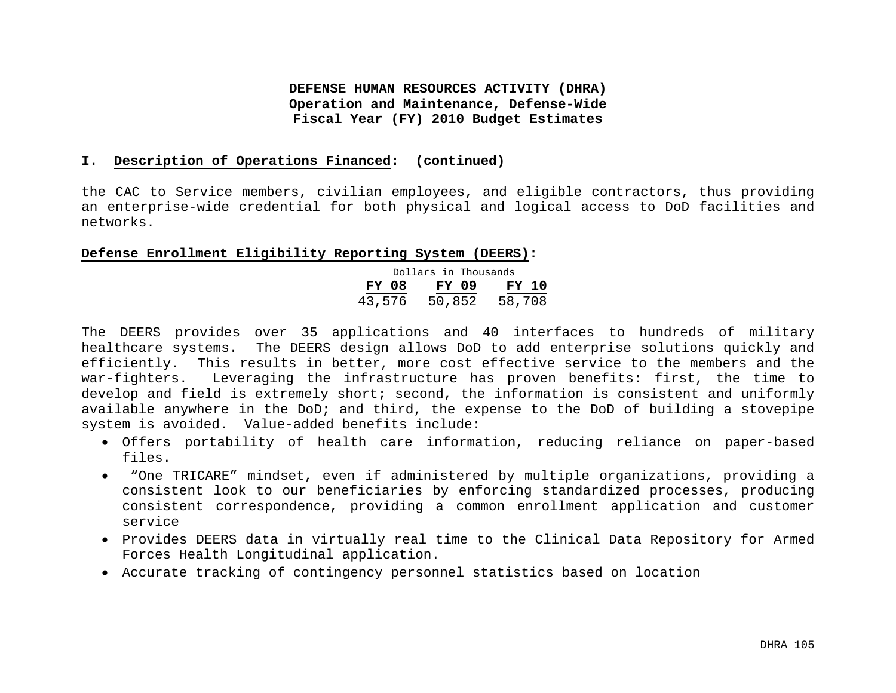**DEFENSE HUMAN RESOURCES ACTIVITY (DHRA)**
**Operation and Maintenance, Defense-Wide**
**Fiscal Year (FY) 2010 Budget Estimates**

## I. Description of Operations Financed: (continued)

the CAC to Service members, civilian employees, and eligible contractors, thus providing an enterprise-wide credential for both physical and logical access to DoD facilities and networks.

**Defense Enrollment Eligibility Reporting System (DEERS):**

| Dollars in Thousands | | |
|---|---|---|
| **FY 08** | **FY 09** | **FY 10** |
| 43,576 | 50,852 | 58,708 |

The DEERS provides over 35 applications and 40 interfaces to hundreds of military healthcare systems. The DEERS design allows DoD to add enterprise solutions quickly and efficiently. This results in better, more cost effective service to the members and the war-fighters. Leveraging the infrastructure has proven benefits: first, the time to develop and field is extremely short; second, the information is consistent and uniformly available anywhere in the DoD; and third, the expense to the DoD of building a stovepipe system is avoided. Value-added benefits include:

- Offers portability of health care information, reducing reliance on paper-based files.
- "One TRICARE" mindset, even if administered by multiple organizations, providing a consistent look to our beneficiaries by enforcing standardized processes, producing consistent correspondence, providing a common enrollment application and customer service
- Provides DEERS data in virtually real time to the Clinical Data Repository for Armed Forces Health Longitudinal application.
- Accurate tracking of contingency personnel statistics based on location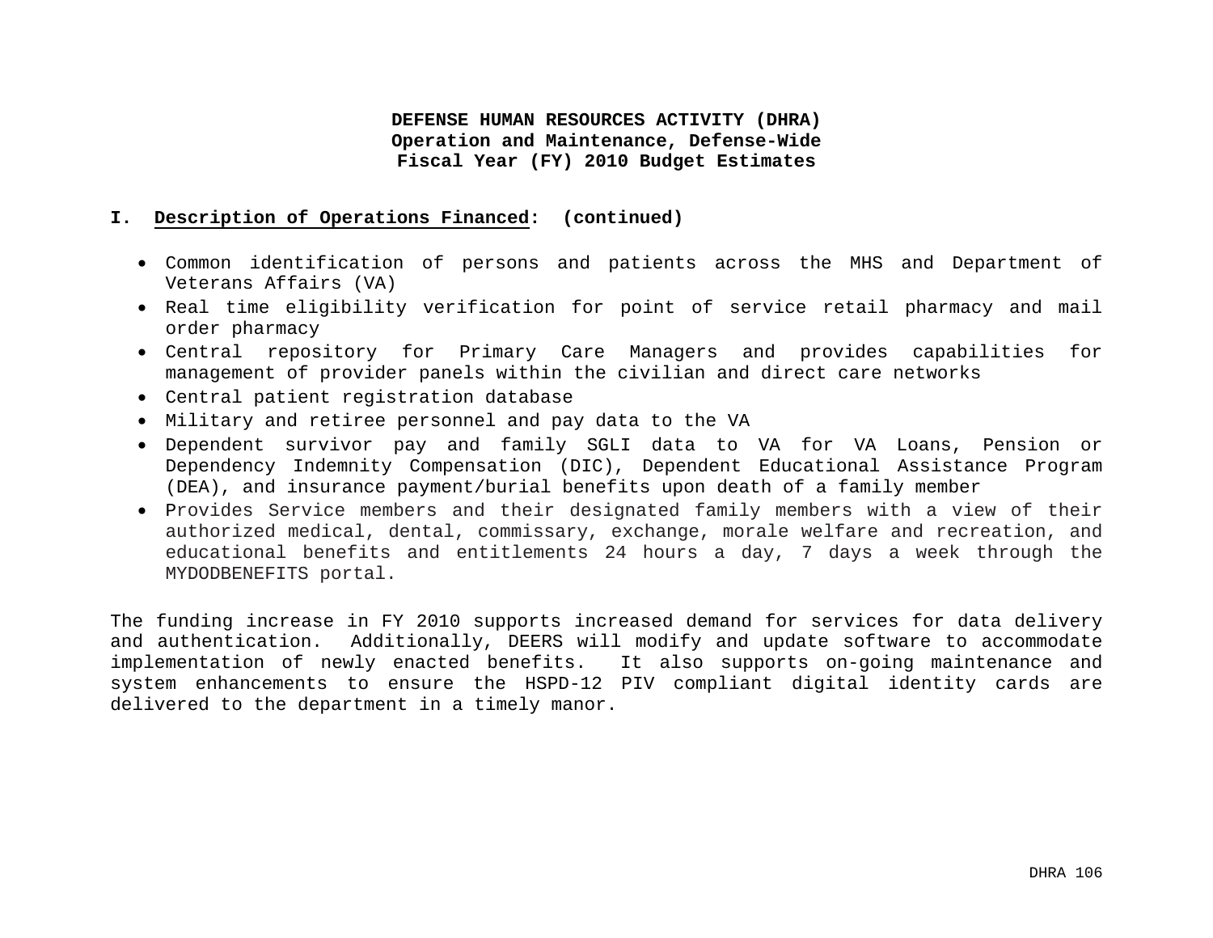**DEFENSE HUMAN RESOURCES ACTIVITY (DHRA)**
**Operation and Maintenance, Defense-Wide**
**Fiscal Year (FY) 2010 Budget Estimates**

**I. Description of Operations Financed: (continued)**

- Common identification of persons and patients across the MHS and Department of Veterans Affairs (VA)
- Real time eligibility verification for point of service retail pharmacy and mail order pharmacy
- Central repository for Primary Care Managers and provides capabilities for management of provider panels within the civilian and direct care networks
- Central patient registration database
- Military and retiree personnel and pay data to the VA
- Dependent survivor pay and family SGLI data to VA for VA Loans, Pension or Dependency Indemnity Compensation (DIC), Dependent Educational Assistance Program (DEA), and insurance payment/burial benefits upon death of a family member
- Provides Service members and their designated family members with a view of their authorized medical, dental, commissary, exchange, morale welfare and recreation, and educational benefits and entitlements 24 hours a day, 7 days a week through the MYDODBENEFITS portal.

The funding increase in FY 2010 supports increased demand for services for data delivery and authentication. Additionally, DEERS will modify and update software to accommodate implementation of newly enacted benefits. It also supports on-going maintenance and system enhancements to ensure the HSPD-12 PIV compliant digital identity cards are delivered to the department in a timely manor.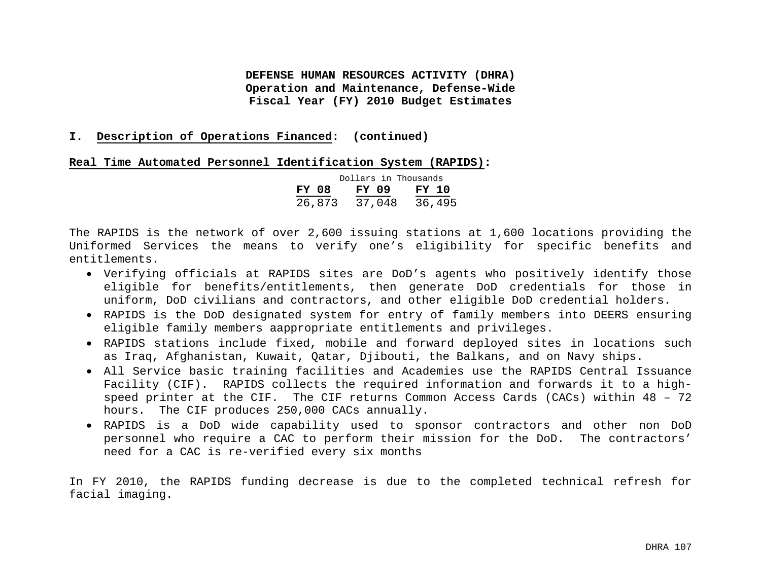**DEFENSE HUMAN RESOURCES ACTIVITY (DHRA)**
**Operation and Maintenance, Defense-Wide**
**Fiscal Year (FY) 2010 Budget Estimates**

**I. Description of Operations Financed: (continued)**

**Real Time Automated Personnel Identification System (RAPIDS):**

Dollars in Thousands

| FY 08 | FY 09 | FY 10 |
|---|---|---|
| 26,873 | 37,048 | 36,495 |

The RAPIDS is the network of over 2,600 issuing stations at 1,600 locations providing the Uniformed Services the means to verify one's eligibility for specific benefits and entitlements.

- Verifying officials at RAPIDS sites are DoD's agents who positively identify those eligible for benefits/entitlements, then generate DoD credentials for those in uniform, DoD civilians and contractors, and other eligible DoD credential holders.
- RAPIDS is the DoD designated system for entry of family members into DEERS ensuring eligible family members aappropriate entitlements and privileges.
- RAPIDS stations include fixed, mobile and forward deployed sites in locations such as Iraq, Afghanistan, Kuwait, Qatar, Djibouti, the Balkans, and on Navy ships.
- All Service basic training facilities and Academies use the RAPIDS Central Issuance Facility (CIF). RAPIDS collects the required information and forwards it to a high-speed printer at the CIF. The CIF returns Common Access Cards (CACs) within 48 – 72 hours. The CIF produces 250,000 CACs annually.
- RAPIDS is a DoD wide capability used to sponsor contractors and other non DoD personnel who require a CAC to perform their mission for the DoD. The contractors' need for a CAC is re-verified every six months

In FY 2010, the RAPIDS funding decrease is due to the completed technical refresh for facial imaging.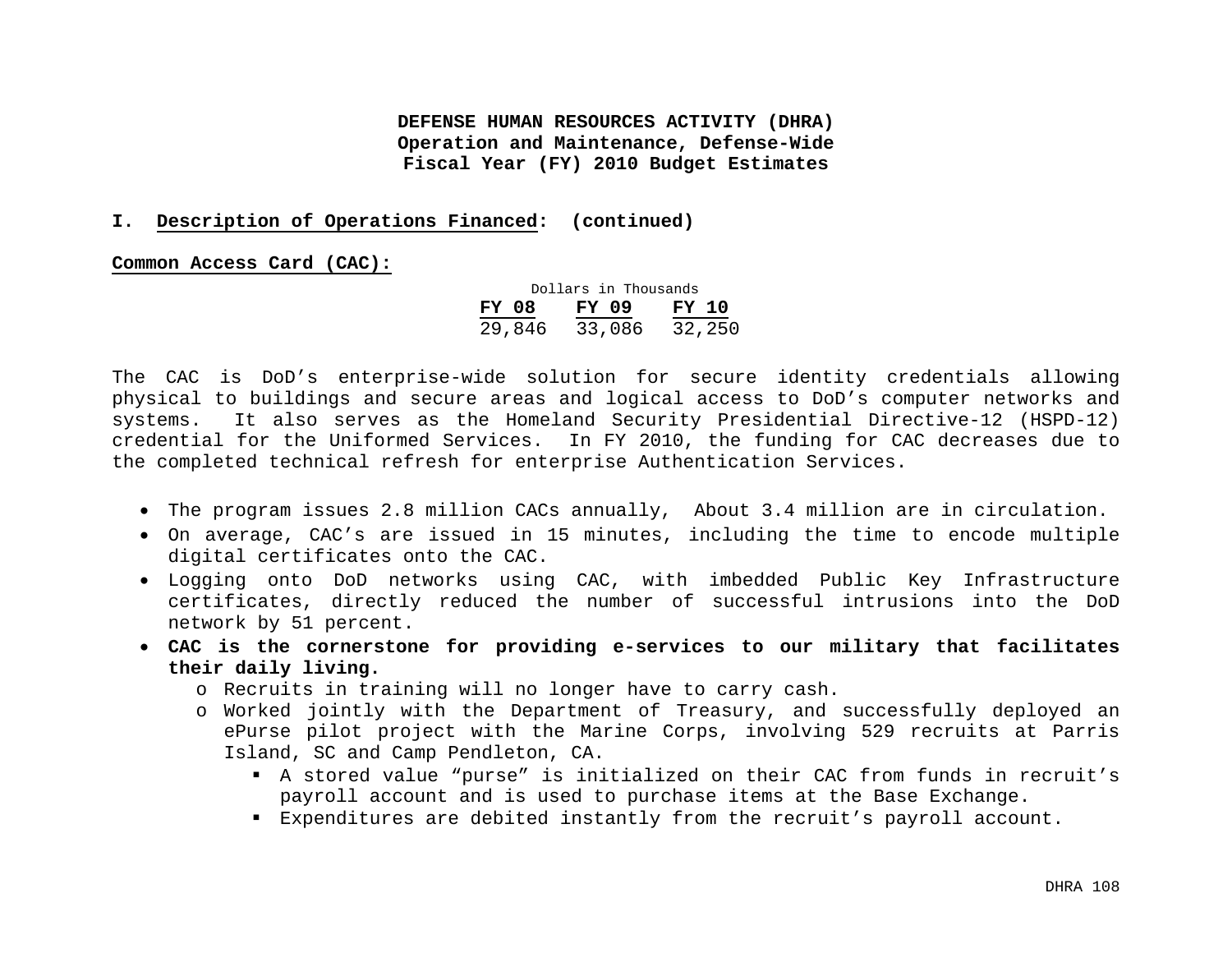**DEFENSE HUMAN RESOURCES ACTIVITY (DHRA)**
**Operation and Maintenance, Defense-Wide**
**Fiscal Year (FY) 2010 Budget Estimates**

**I. Description of Operations Financed: (continued)**

**Common Access Card (CAC):**

Dollars in Thousands

| FY 08 | FY 09 | FY 10 |
|---|---|---|
| 29,846 | 33,086 | 32,250 |

The CAC is DoD's enterprise-wide solution for secure identity credentials allowing physical to buildings and secure areas and logical access to DoD's computer networks and systems. It also serves as the Homeland Security Presidential Directive-12 (HSPD-12) credential for the Uniformed Services. In FY 2010, the funding for CAC decreases due to the completed technical refresh for enterprise Authentication Services.

- The program issues 2.8 million CACs annually, About 3.4 million are in circulation.
- On average, CAC's are issued in 15 minutes, including the time to encode multiple digital certificates onto the CAC.
- Logging onto DoD networks using CAC, with imbedded Public Key Infrastructure certificates, directly reduced the number of successful intrusions into the DoD network by 51 percent.
- **CAC is the cornerstone for providing e-services to our military that facilitates their daily living.**
  - Recruits in training will no longer have to carry cash.
  - Worked jointly with the Department of Treasury, and successfully deployed an ePurse pilot project with the Marine Corps, involving 529 recruits at Parris Island, SC and Camp Pendleton, CA.
    - A stored value "purse" is initialized on their CAC from funds in recruit's payroll account and is used to purchase items at the Base Exchange.
    - Expenditures are debited instantly from the recruit's payroll account.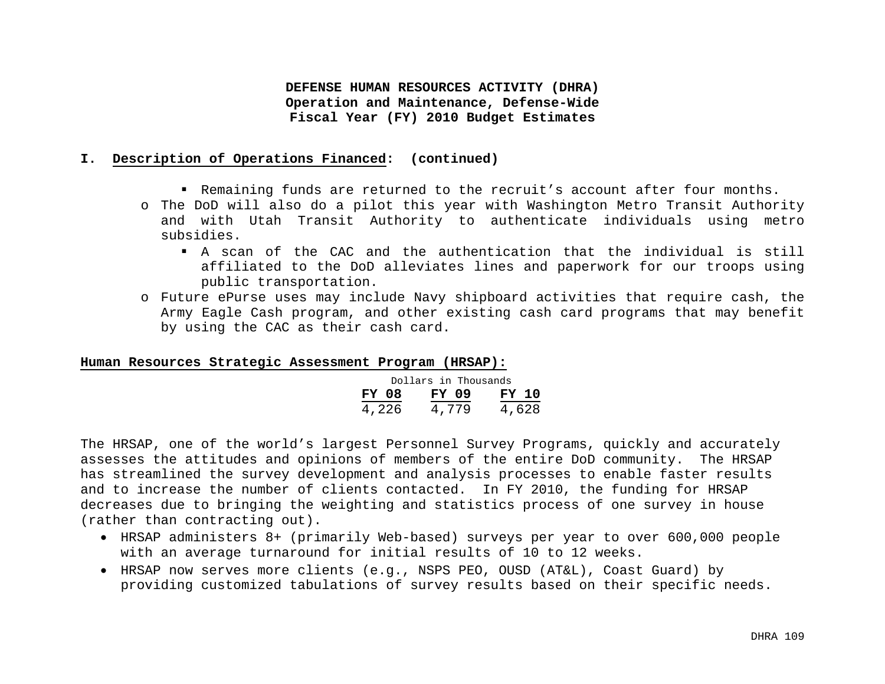**DEFENSE HUMAN RESOURCES ACTIVITY (DHRA)**
**Operation and Maintenance, Defense-Wide**
**Fiscal Year (FY) 2010 Budget Estimates**

**I. Description of Operations Financed: (continued)**

- Remaining funds are returned to the recruit's account after four months.
- The DoD will also do a pilot this year with Washington Metro Transit Authority and with Utah Transit Authority to authenticate individuals using metro subsidies.
  - A scan of the CAC and the authentication that the individual is still affiliated to the DoD alleviates lines and paperwork for our troops using public transportation.
- Future ePurse uses may include Navy shipboard activities that require cash, the Army Eagle Cash program, and other existing cash card programs that may benefit by using the CAC as their cash card.

**Human Resources Strategic Assessment Program (HRSAP):**

Dollars in Thousands

| FY 08 | FY 09 | FY 10 |
|---|---|---|
| 4,226 | 4,779 | 4,628 |

The HRSAP, one of the world's largest Personnel Survey Programs, quickly and accurately assesses the attitudes and opinions of members of the entire DoD community. The HRSAP has streamlined the survey development and analysis processes to enable faster results and to increase the number of clients contacted. In FY 2010, the funding for HRSAP decreases due to bringing the weighting and statistics process of one survey in house (rather than contracting out).

- HRSAP administers 8+ (primarily Web-based) surveys per year to over 600,000 people with an average turnaround for initial results of 10 to 12 weeks.
- HRSAP now serves more clients (e.g., NSPS PEO, OUSD (AT&L), Coast Guard) by providing customized tabulations of survey results based on their specific needs.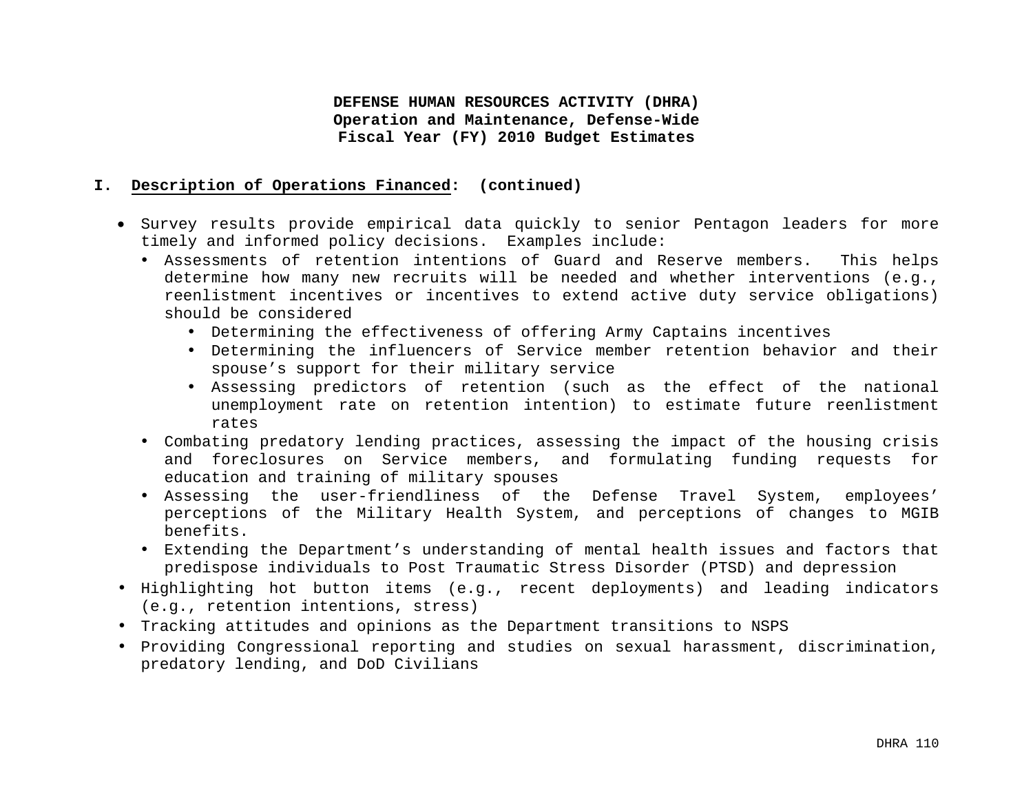**DEFENSE HUMAN RESOURCES ACTIVITY (DHRA)**
**Operation and Maintenance, Defense-Wide**
**Fiscal Year (FY) 2010 Budget Estimates**

**I. Description of Operations Financed: (continued)**

- Survey results provide empirical data quickly to senior Pentagon leaders for more timely and informed policy decisions. Examples include:
  - Assessments of retention intentions of Guard and Reserve members. This helps determine how many new recruits will be needed and whether interventions (e.g., reenlistment incentives or incentives to extend active duty service obligations) should be considered
    - Determining the effectiveness of offering Army Captains incentives
    - Determining the influencers of Service member retention behavior and their spouse's support for their military service
    - Assessing predictors of retention (such as the effect of the national unemployment rate on retention intention) to estimate future reenlistment rates
  - Combating predatory lending practices, assessing the impact of the housing crisis and foreclosures on Service members, and formulating funding requests for education and training of military spouses
  - Assessing the user-friendliness of the Defense Travel System, employees' perceptions of the Military Health System, and perceptions of changes to MGIB benefits.
  - Extending the Department's understanding of mental health issues and factors that predispose individuals to Post Traumatic Stress Disorder (PTSD) and depression
- Highlighting hot button items (e.g., recent deployments) and leading indicators (e.g., retention intentions, stress)
- Tracking attitudes and opinions as the Department transitions to NSPS
- Providing Congressional reporting and studies on sexual harassment, discrimination, predatory lending, and DoD Civilians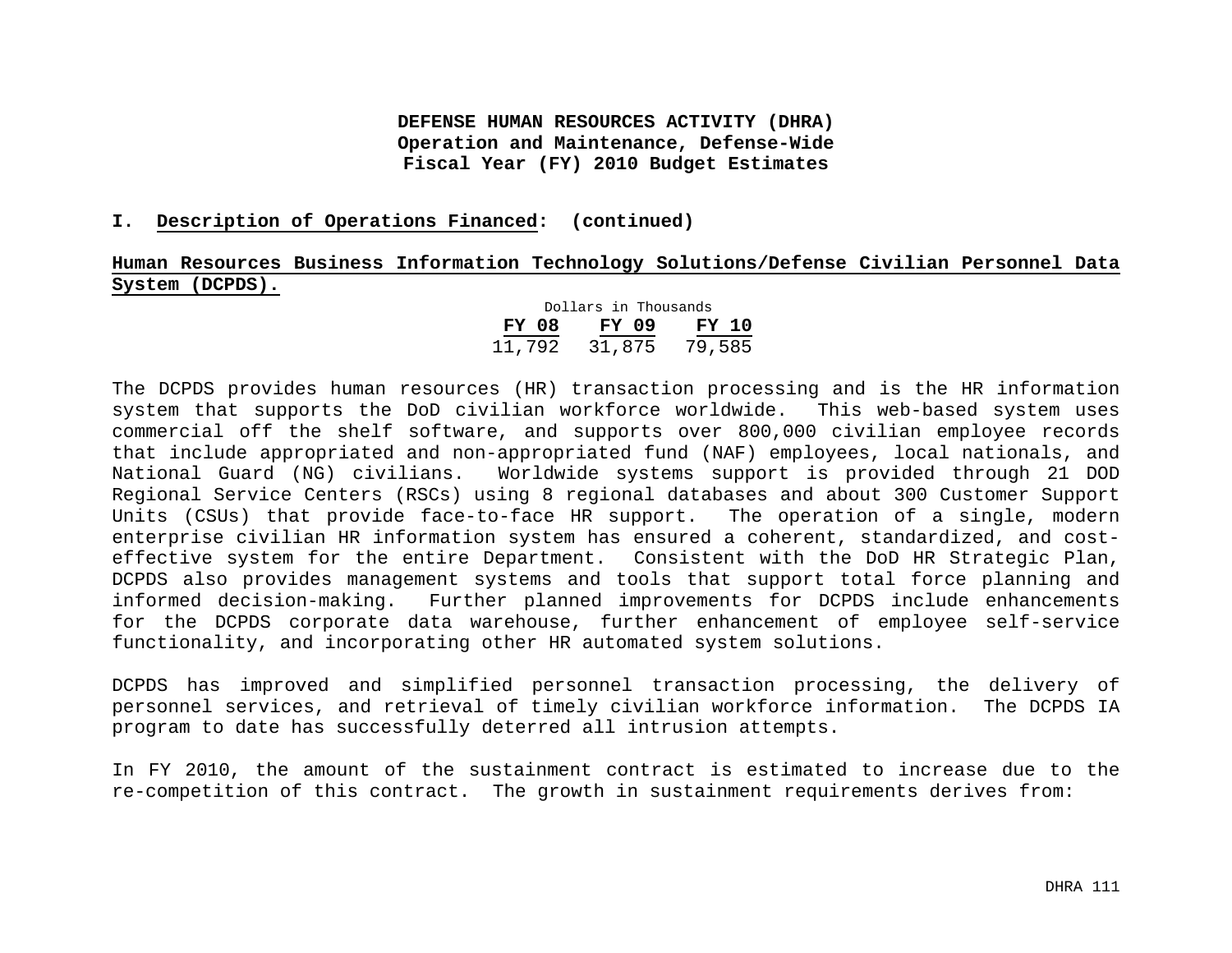**DEFENSE HUMAN RESOURCES ACTIVITY (DHRA)**
**Operation and Maintenance, Defense-Wide**
**Fiscal Year (FY) 2010 Budget Estimates**

**I. Description of Operations Financed: (continued)**

**Human Resources Business Information Technology Solutions/Defense Civilian Personnel Data System (DCPDS).**

Dollars in Thousands

| FY 08 | FY 09 | FY 10 |
|---|---|---|
| 11,792 | 31,875 | 79,585 |

The DCPDS provides human resources (HR) transaction processing and is the HR information system that supports the DoD civilian workforce worldwide. This web-based system uses commercial off the shelf software, and supports over 800,000 civilian employee records that include appropriated and non-appropriated fund (NAF) employees, local nationals, and National Guard (NG) civilians. Worldwide systems support is provided through 21 DOD Regional Service Centers (RSCs) using 8 regional databases and about 300 Customer Support Units (CSUs) that provide face-to-face HR support. The operation of a single, modern enterprise civilian HR information system has ensured a coherent, standardized, and cost-effective system for the entire Department. Consistent with the DoD HR Strategic Plan, DCPDS also provides management systems and tools that support total force planning and informed decision-making. Further planned improvements for DCPDS include enhancements for the DCPDS corporate data warehouse, further enhancement of employee self-service functionality, and incorporating other HR automated system solutions.

DCPDS has improved and simplified personnel transaction processing, the delivery of personnel services, and retrieval of timely civilian workforce information. The DCPDS IA program to date has successfully deterred all intrusion attempts.

In FY 2010, the amount of the sustainment contract is estimated to increase due to the re-competition of this contract. The growth in sustainment requirements derives from: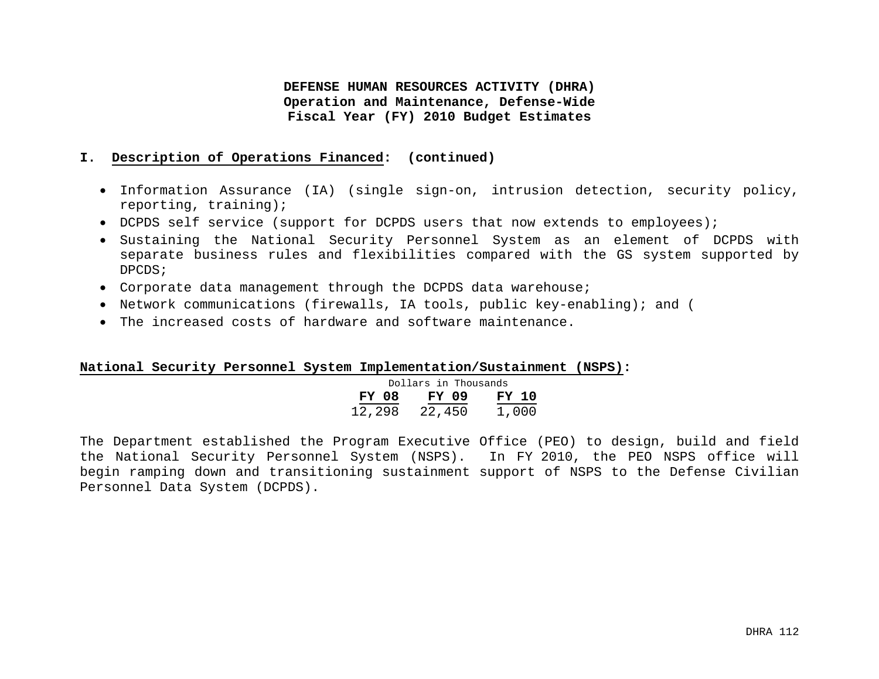**DEFENSE HUMAN RESOURCES ACTIVITY (DHRA)**
**Operation and Maintenance, Defense-Wide**
**Fiscal Year (FY) 2010 Budget Estimates**

**I. Description of Operations Financed: (continued)**

- Information Assurance (IA) (single sign-on, intrusion detection, security policy, reporting, training);
- DCPDS self service (support for DCPDS users that now extends to employees);
- Sustaining the National Security Personnel System as an element of DCPDS with separate business rules and flexibilities compared with the GS system supported by DPCDS;
- Corporate data management through the DCPDS data warehouse;
- Network communications (firewalls, IA tools, public key-enabling); and (
- The increased costs of hardware and software maintenance.

**National Security Personnel System Implementation/Sustainment (NSPS):**

| Dollars in Thousands | | |
|---|---|---|
| **FY 08** | **FY 09** | **FY 10** |
| 12,298 | 22,450 | 1,000 |

The Department established the Program Executive Office (PEO) to design, build and field the National Security Personnel System (NSPS). In FY 2010, the PEO NSPS office will begin ramping down and transitioning sustainment support of NSPS to the Defense Civilian Personnel Data System (DCPDS).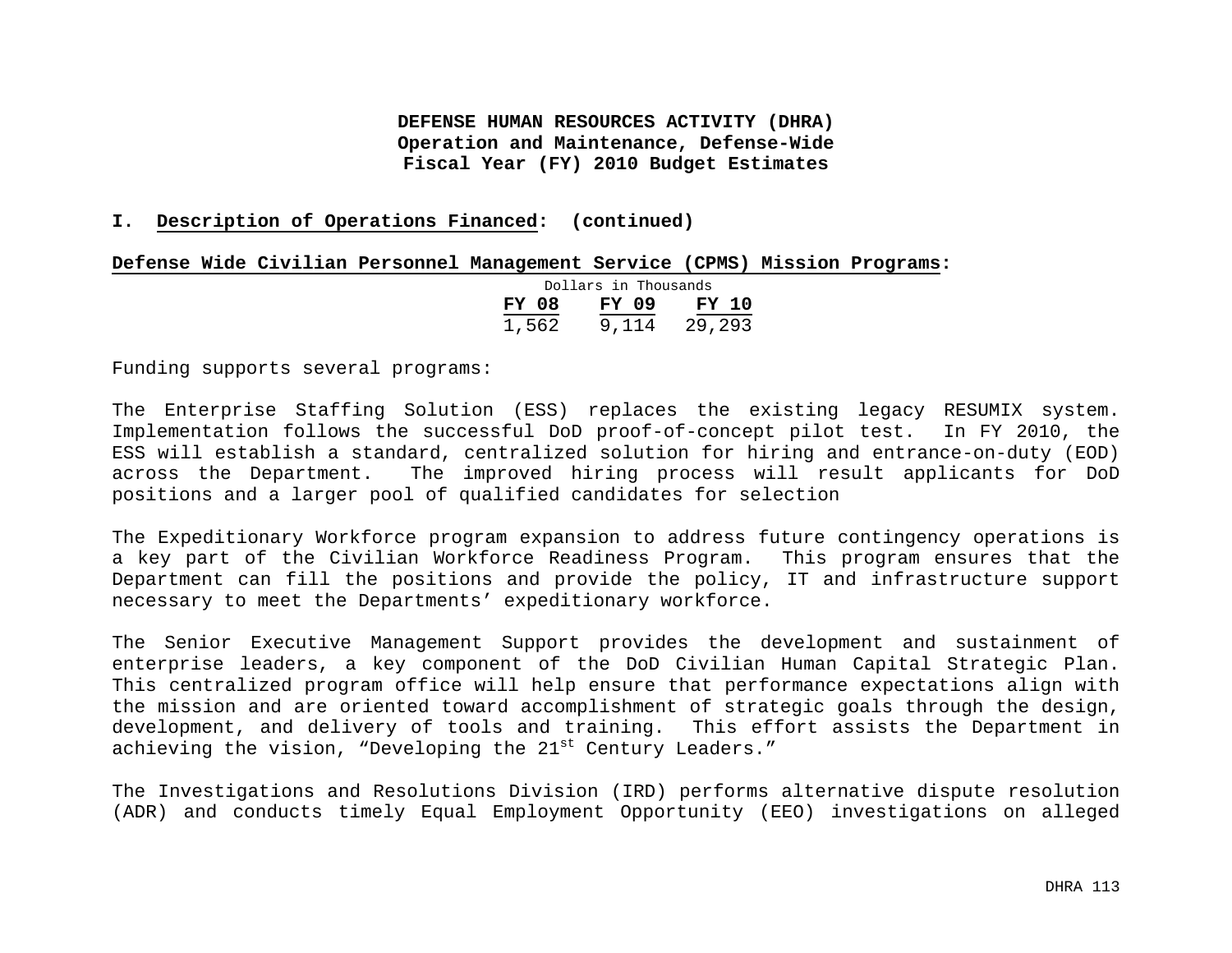**DEFENSE HUMAN RESOURCES ACTIVITY (DHRA)**
**Operation and Maintenance, Defense-Wide**
**Fiscal Year (FY) 2010 Budget Estimates**

## I. Description of Operations Financed: (continued)

**Defense Wide Civilian Personnel Management Service (CPMS) Mission Programs:**

Dollars in Thousands

| FY 08 | FY 09 | FY 10 |
|---|---|---|
| 1,562 | 9,114 | 29,293 |

Funding supports several programs:

The Enterprise Staffing Solution (ESS) replaces the existing legacy RESUMIX system. Implementation follows the successful DoD proof-of-concept pilot test. In FY 2010, the ESS will establish a standard, centralized solution for hiring and entrance-on-duty (EOD) across the Department. The improved hiring process will result applicants for DoD positions and a larger pool of qualified candidates for selection

The Expeditionary Workforce program expansion to address future contingency operations is a key part of the Civilian Workforce Readiness Program. This program ensures that the Department can fill the positions and provide the policy, IT and infrastructure support necessary to meet the Departments' expeditionary workforce.

The Senior Executive Management Support provides the development and sustainment of enterprise leaders, a key component of the DoD Civilian Human Capital Strategic Plan. This centralized program office will help ensure that performance expectations align with the mission and are oriented toward accomplishment of strategic goals through the design, development, and delivery of tools and training. This effort assists the Department in achieving the vision, "Developing the 21st Century Leaders."

The Investigations and Resolutions Division (IRD) performs alternative dispute resolution (ADR) and conducts timely Equal Employment Opportunity (EEO) investigations on alleged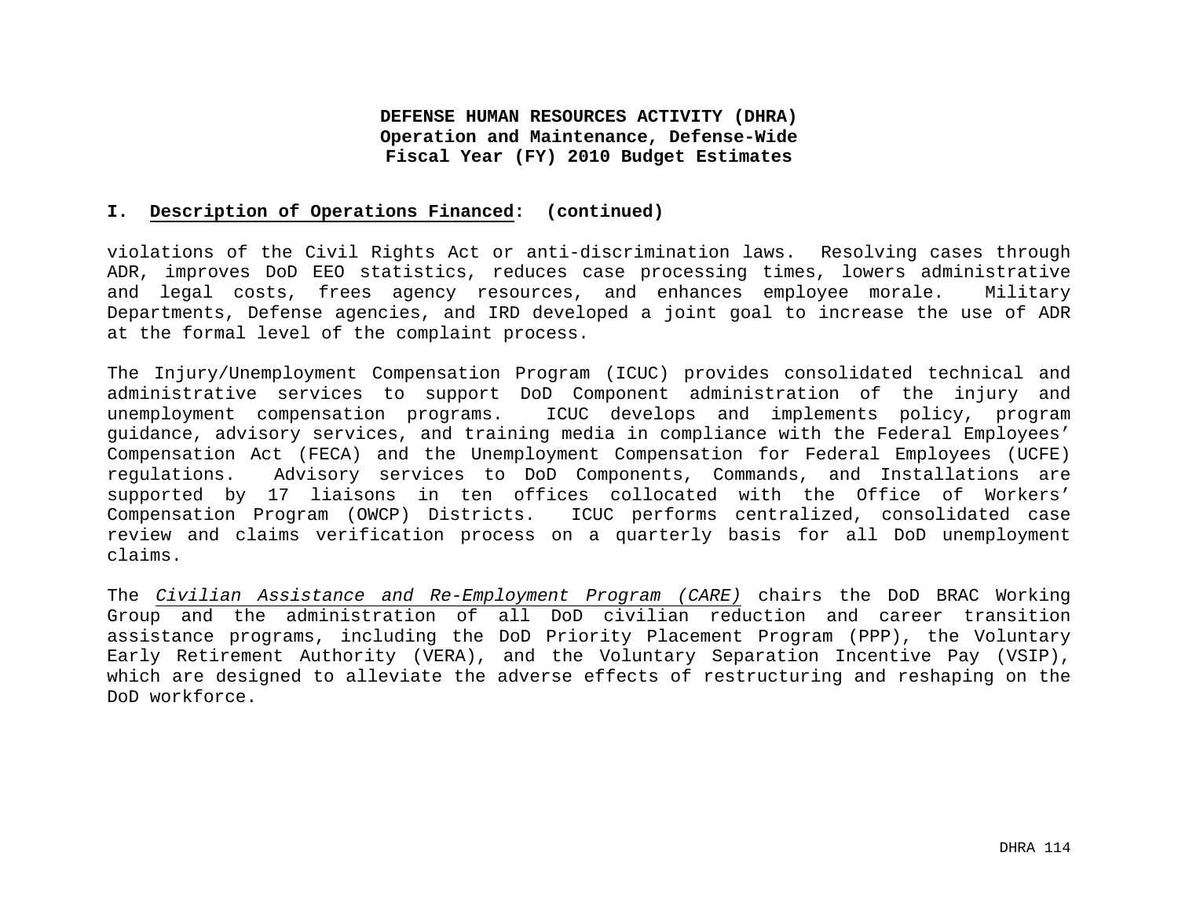**I. <u>Description of Operations Financed</u>: (continued)**

violations of the Civil Rights Act or anti-discrimination laws. Resolving cases through ADR, improves DoD EEO statistics, reduces case processing times, lowers administrative and legal costs, frees agency resources, and enhances employee morale. Military Departments, Defense agencies, and IRD developed a joint goal to increase the use of ADR at the formal level of the complaint process.

The Injury/Unemployment Compensation Program (ICUC) provides consolidated technical and administrative services to support DoD Component administration of the injury and unemployment compensation programs. ICUC develops and implements policy, program guidance, advisory services, and training media in compliance with the Federal Employees' Compensation Act (FECA) and the Unemployment Compensation for Federal Employees (UCFE) regulations. Advisory services to DoD Components, Commands, and Installations are supported by 17 liaisons in ten offices collocated with the Office of Workers' Compensation Program (OWCP) Districts. ICUC performs centralized, consolidated case review and claims verification process on a quarterly basis for all DoD unemployment claims.

The *<u>Civilian Assistance and Re-Employment Program (CARE)</u>* chairs the DoD BRAC Working Group and the administration of all DoD civilian reduction and career transition assistance programs, including the DoD Priority Placement Program (PPP), the Voluntary Early Retirement Authority (VERA), and the Voluntary Separation Incentive Pay (VSIP), which are designed to alleviate the adverse effects of restructuring and reshaping on the DoD workforce.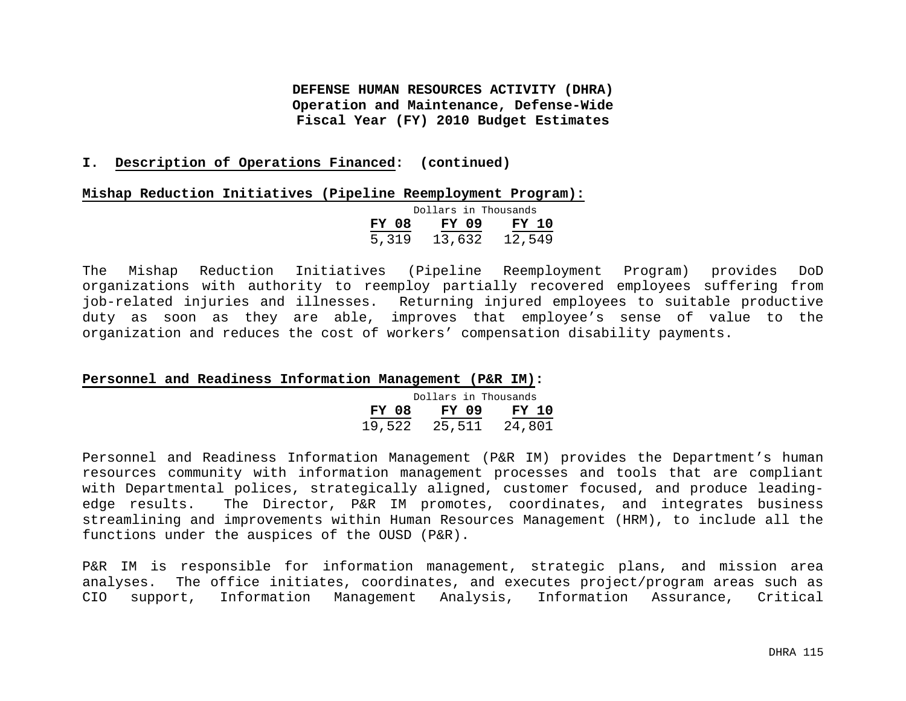**DEFENSE HUMAN RESOURCES ACTIVITY (DHRA)**
**Operation and Maintenance, Defense-Wide**
**Fiscal Year (FY) 2010 Budget Estimates**

## I. Description of Operations Financed: (continued)

### Mishap Reduction Initiatives (Pipeline Reemployment Program):

| Dollars in Thousands | | |
|---|---|---|
| **FY 08** | **FY 09** | **FY 10** |
| 5,319 | 13,632 | 12,549 |

The Mishap Reduction Initiatives (Pipeline Reemployment Program) provides DoD organizations with authority to reemploy partially recovered employees suffering from job-related injuries and illnesses. Returning injured employees to suitable productive duty as soon as they are able, improves that employee's sense of value to the organization and reduces the cost of workers' compensation disability payments.

### Personnel and Readiness Information Management (P&R IM):

| Dollars in Thousands | | |
|---|---|---|
| **FY 08** | **FY 09** | **FY 10** |
| 19,522 | 25,511 | 24,801 |

Personnel and Readiness Information Management (P&R IM) provides the Department's human resources community with information management processes and tools that are compliant with Departmental polices, strategically aligned, customer focused, and produce leading-edge results. The Director, P&R IM promotes, coordinates, and integrates business streamlining and improvements within Human Resources Management (HRM), to include all the functions under the auspices of the OUSD (P&R).

P&R IM is responsible for information management, strategic plans, and mission area analyses. The office initiates, coordinates, and executes project/program areas such as CIO support, Information Management Analysis, Information Assurance, Critical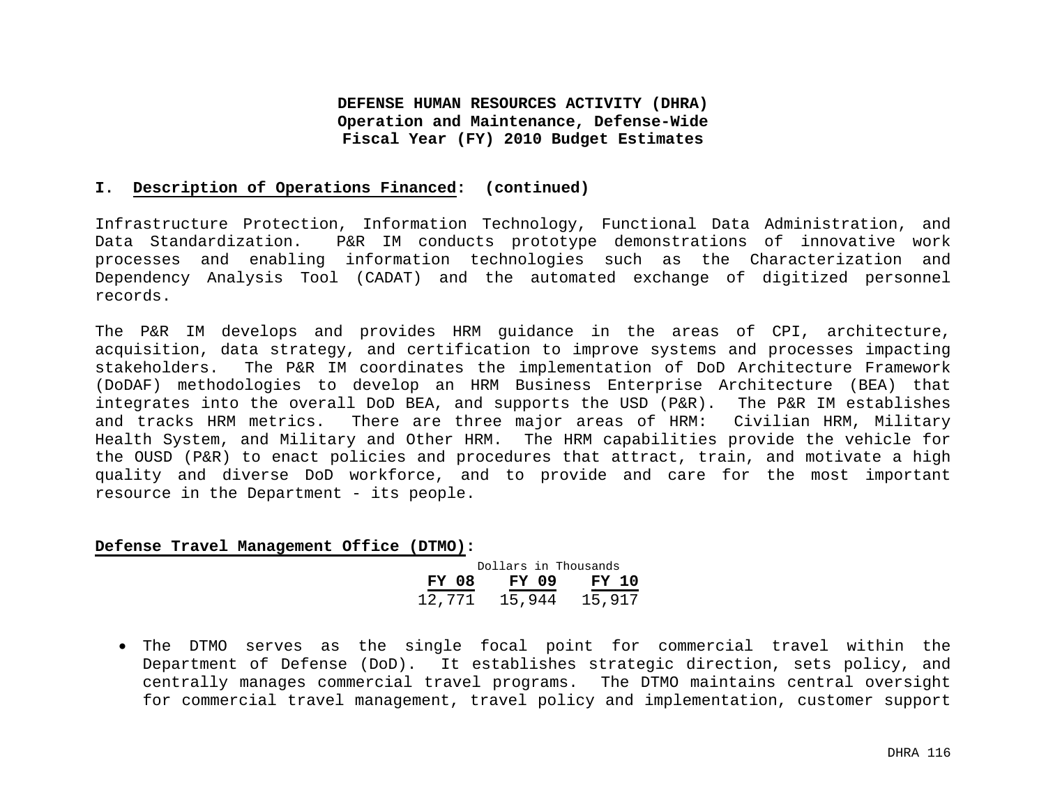**DEFENSE HUMAN RESOURCES ACTIVITY (DHRA)**
**Operation and Maintenance, Defense-Wide**
**Fiscal Year (FY) 2010 Budget Estimates**

**I. Description of Operations Financed: (continued)**

Infrastructure Protection, Information Technology, Functional Data Administration, and Data Standardization. P&R IM conducts prototype demonstrations of innovative work processes and enabling information technologies such as the Characterization and Dependency Analysis Tool (CADAT) and the automated exchange of digitized personnel records.

The P&R IM develops and provides HRM guidance in the areas of CPI, architecture, acquisition, data strategy, and certification to improve systems and processes impacting stakeholders. The P&R IM coordinates the implementation of DoD Architecture Framework (DoDAF) methodologies to develop an HRM Business Enterprise Architecture (BEA) that integrates into the overall DoD BEA, and supports the USD (P&R). The P&R IM establishes and tracks HRM metrics. There are three major areas of HRM: Civilian HRM, Military Health System, and Military and Other HRM. The HRM capabilities provide the vehicle for the OUSD (P&R) to enact policies and procedures that attract, train, and motivate a high quality and diverse DoD workforce, and to provide and care for the most important resource in the Department - its people.

**Defense Travel Management Office (DTMO):**

Dollars in Thousands

| FY 08 | FY 09 | FY 10 |
|---|---|---|
| 12,771 | 15,944 | 15,917 |

- The DTMO serves as the single focal point for commercial travel within the Department of Defense (DoD). It establishes strategic direction, sets policy, and centrally manages commercial travel programs. The DTMO maintains central oversight for commercial travel management, travel policy and implementation, customer support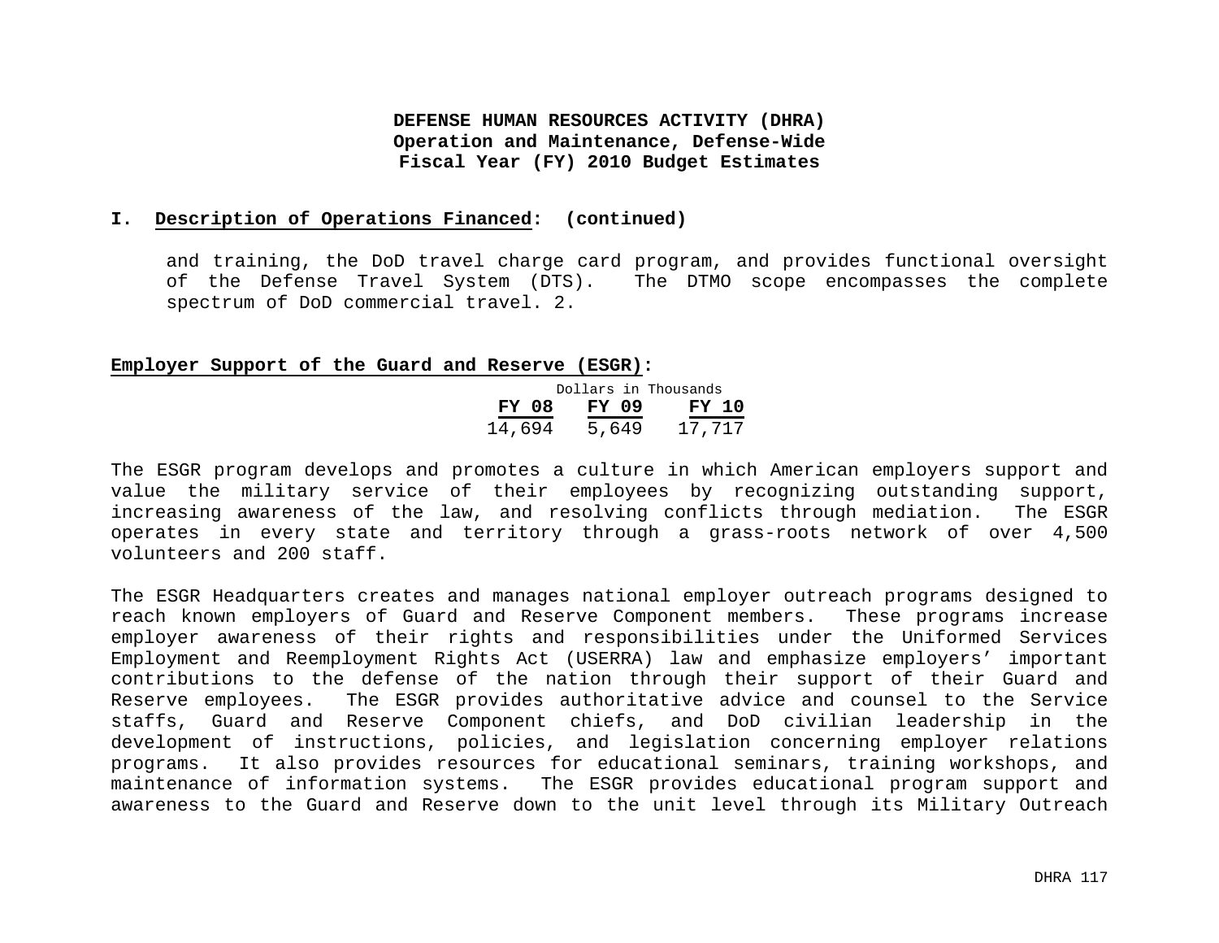## I. Description of Operations Financed: (continued)

and training, the DoD travel charge card program, and provides functional oversight of the Defense Travel System (DTS). The DTMO scope encompasses the complete spectrum of DoD commercial travel. 2.

**Employer Support of the Guard and Reserve (ESGR):**

| Dollars in Thousands | | |
|---|---|---|
| **FY 08** | **FY 09** | **FY 10** |
| 14,694 | 5,649 | 17,717 |

The ESGR program develops and promotes a culture in which American employers support and value the military service of their employees by recognizing outstanding support, increasing awareness of the law, and resolving conflicts through mediation. The ESGR operates in every state and territory through a grass-roots network of over 4,500 volunteers and 200 staff.

The ESGR Headquarters creates and manages national employer outreach programs designed to reach known employers of Guard and Reserve Component members. These programs increase employer awareness of their rights and responsibilities under the Uniformed Services Employment and Reemployment Rights Act (USERRA) law and emphasize employers' important contributions to the defense of the nation through their support of their Guard and Reserve employees. The ESGR provides authoritative advice and counsel to the Service staffs, Guard and Reserve Component chiefs, and DoD civilian leadership in the development of instructions, policies, and legislation concerning employer relations programs. It also provides resources for educational seminars, training workshops, and maintenance of information systems. The ESGR provides educational program support and awareness to the Guard and Reserve down to the unit level through its Military Outreach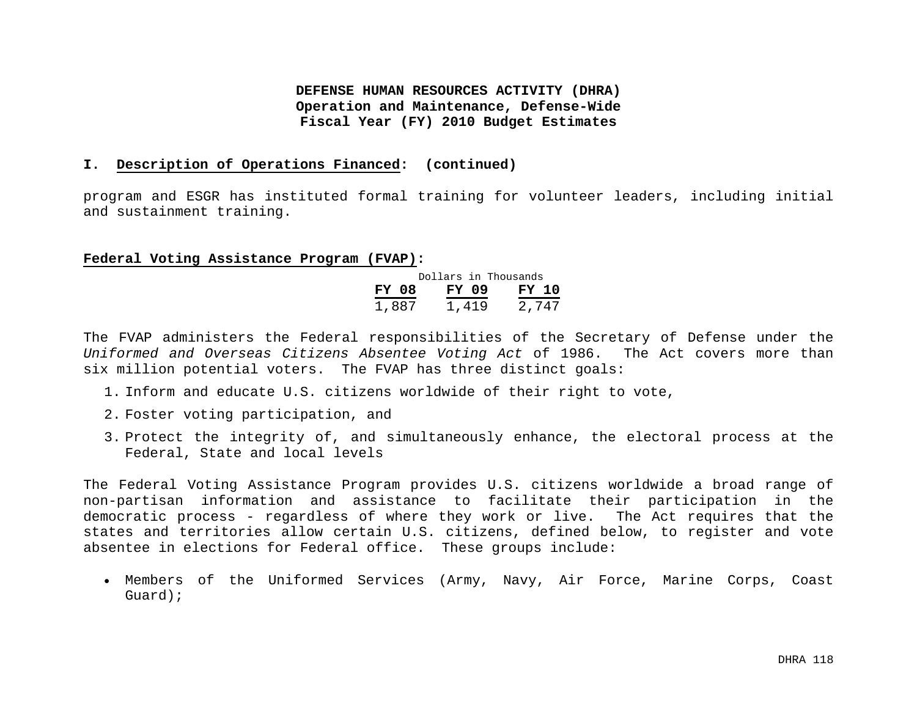**DEFENSE HUMAN RESOURCES ACTIVITY (DHRA)**
**Operation and Maintenance, Defense-Wide**
**Fiscal Year (FY) 2010 Budget Estimates**

## I. Description of Operations Financed: (continued)

program and ESGR has instituted formal training for volunteer leaders, including initial and sustainment training.

### Federal Voting Assistance Program (FVAP):

Dollars in Thousands

| FY 08 | FY 09 | FY 10 |
|---|---|---|
| 1,887 | 1,419 | 2,747 |

The FVAP administers the Federal responsibilities of the Secretary of Defense under the *Uniformed and Overseas Citizens Absentee Voting Act* of 1986. The Act covers more than six million potential voters. The FVAP has three distinct goals:

1. Inform and educate U.S. citizens worldwide of their right to vote,
2. Foster voting participation, and
3. Protect the integrity of, and simultaneously enhance, the electoral process at the Federal, State and local levels

The Federal Voting Assistance Program provides U.S. citizens worldwide a broad range of non-partisan information and assistance to facilitate their participation in the democratic process - regardless of where they work or live. The Act requires that the states and territories allow certain U.S. citizens, defined below, to register and vote absentee in elections for Federal office. These groups include:

- Members of the Uniformed Services (Army, Navy, Air Force, Marine Corps, Coast Guard);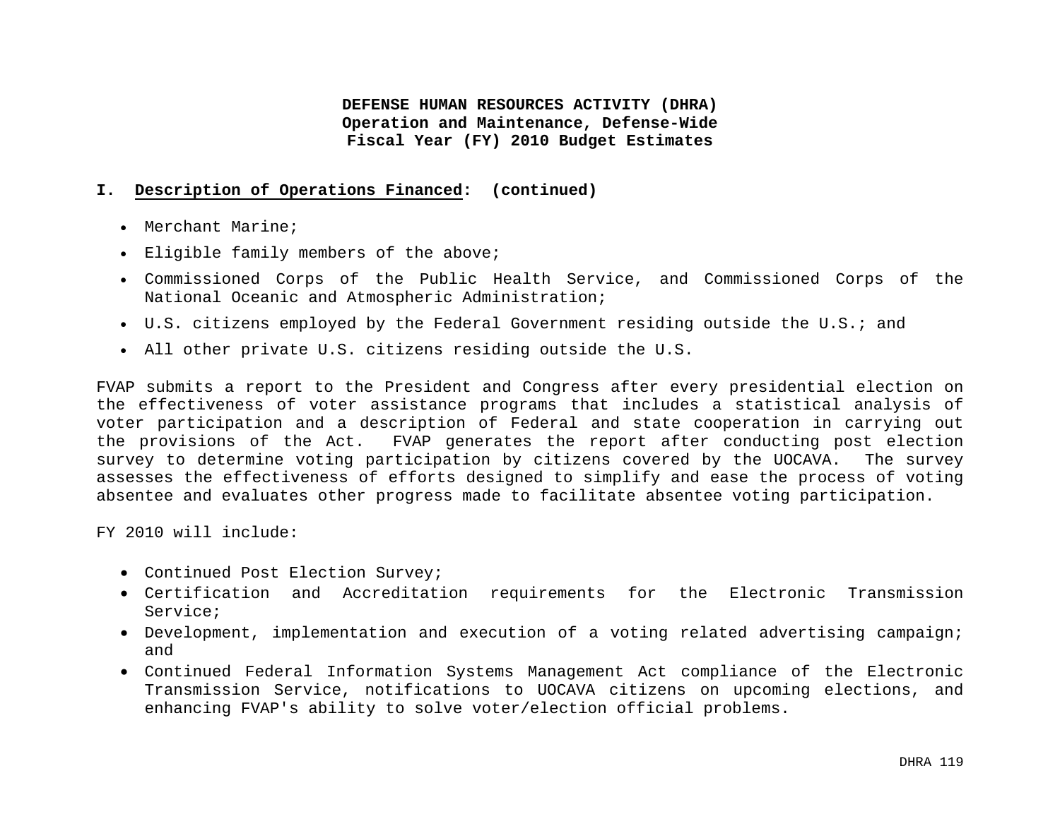## I. Description of Operations Financed: (continued)

- Merchant Marine;
- Eligible family members of the above;
- Commissioned Corps of the Public Health Service, and Commissioned Corps of the National Oceanic and Atmospheric Administration;
- U.S. citizens employed by the Federal Government residing outside the U.S.; and
- All other private U.S. citizens residing outside the U.S.

FVAP submits a report to the President and Congress after every presidential election on the effectiveness of voter assistance programs that includes a statistical analysis of voter participation and a description of Federal and state cooperation in carrying out the provisions of the Act. FVAP generates the report after conducting post election survey to determine voting participation by citizens covered by the UOCAVA. The survey assesses the effectiveness of efforts designed to simplify and ease the process of voting absentee and evaluates other progress made to facilitate absentee voting participation.

FY 2010 will include:

- Continued Post Election Survey;
- Certification and Accreditation requirements for the Electronic Transmission Service;
- Development, implementation and execution of a voting related advertising campaign; and
- Continued Federal Information Systems Management Act compliance of the Electronic Transmission Service, notifications to UOCAVA citizens on upcoming elections, and enhancing FVAP's ability to solve voter/election official problems.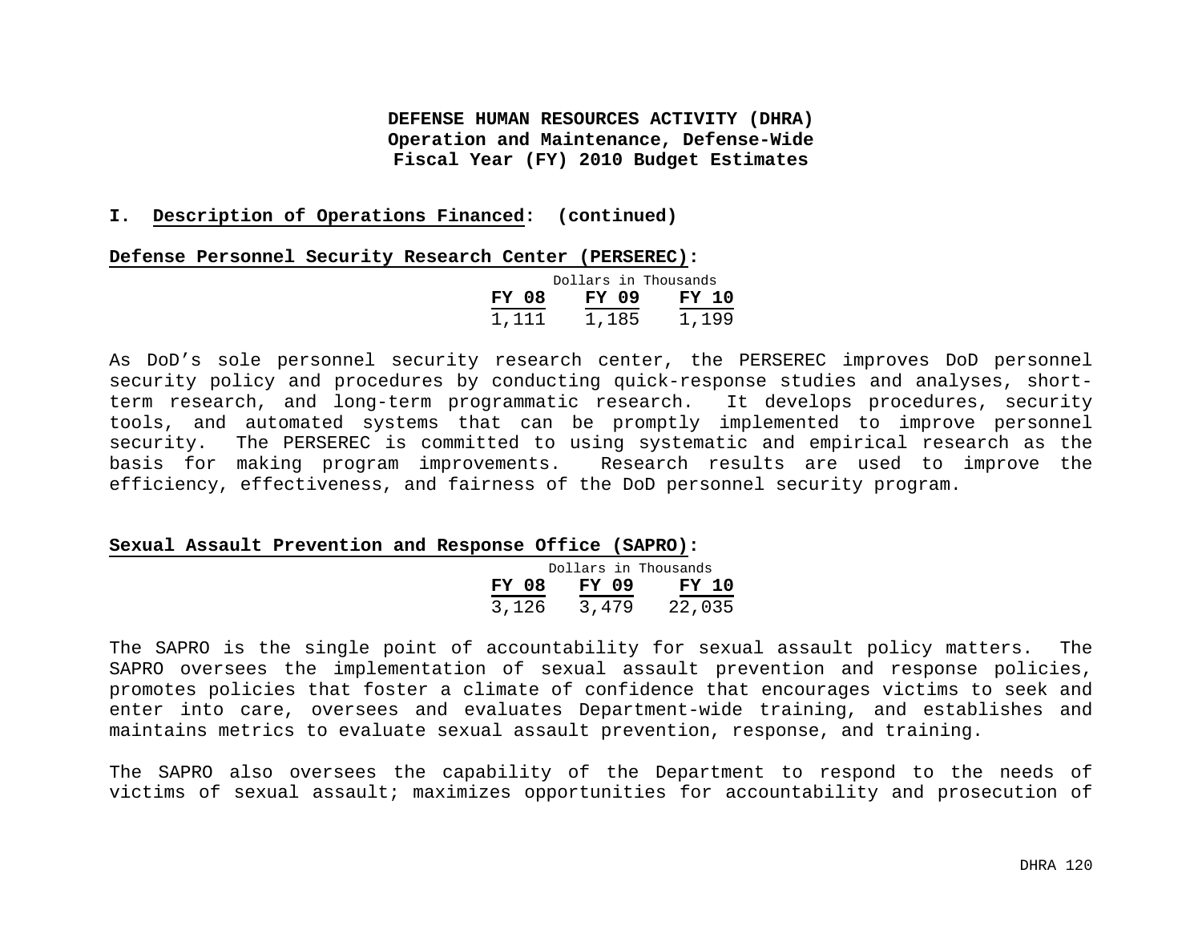**DEFENSE HUMAN RESOURCES ACTIVITY (DHRA)**
**Operation and Maintenance, Defense-Wide**
**Fiscal Year (FY) 2010 Budget Estimates**

## I. Description of Operations Financed: (continued)

### Defense Personnel Security Research Center (PERSEREC):

| Dollars in Thousands | | |
|---|---|---|
| **FY 08** | **FY 09** | **FY 10** |
| 1,111 | 1,185 | 1,199 |

As DoD's sole personnel security research center, the PERSEREC improves DoD personnel security policy and procedures by conducting quick-response studies and analyses, short-term research, and long-term programmatic research. It develops procedures, security tools, and automated systems that can be promptly implemented to improve personnel security. The PERSEREC is committed to using systematic and empirical research as the basis for making program improvements. Research results are used to improve the efficiency, effectiveness, and fairness of the DoD personnel security program.

### Sexual Assault Prevention and Response Office (SAPRO):

| Dollars in Thousands | | |
|---|---|---|
| **FY 08** | **FY 09** | **FY 10** |
| 3,126 | 3,479 | 22,035 |

The SAPRO is the single point of accountability for sexual assault policy matters. The SAPRO oversees the implementation of sexual assault prevention and response policies, promotes policies that foster a climate of confidence that encourages victims to seek and enter into care, oversees and evaluates Department-wide training, and establishes and maintains metrics to evaluate sexual assault prevention, response, and training.

The SAPRO also oversees the capability of the Department to respond to the needs of victims of sexual assault; maximizes opportunities for accountability and prosecution of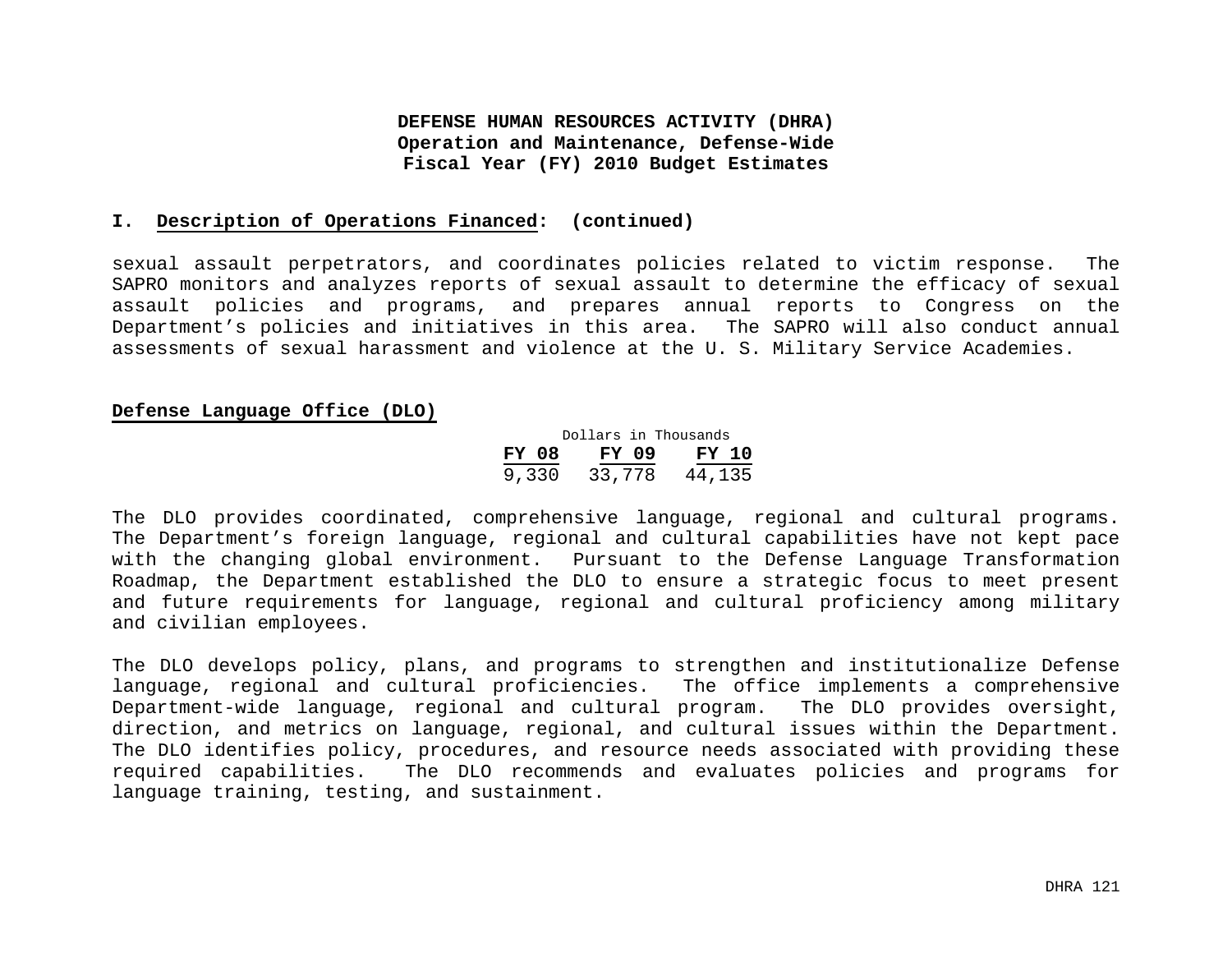**DEFENSE HUMAN RESOURCES ACTIVITY (DHRA)**
**Operation and Maintenance, Defense-Wide**
**Fiscal Year (FY) 2010 Budget Estimates**

**I. Description of Operations Financed: (continued)**

sexual assault perpetrators, and coordinates policies related to victim response. The SAPRO monitors and analyzes reports of sexual assault to determine the efficacy of sexual assault policies and programs, and prepares annual reports to Congress on the Department's policies and initiatives in this area. The SAPRO will also conduct annual assessments of sexual harassment and violence at the U. S. Military Service Academies.

**Defense Language Office (DLO)**

| Dollars in Thousands | | |
|---|---|---|
| **FY 08** | **FY 09** | **FY 10** |
| 9,330 | 33,778 | 44,135 |

The DLO provides coordinated, comprehensive language, regional and cultural programs. The Department's foreign language, regional and cultural capabilities have not kept pace with the changing global environment. Pursuant to the Defense Language Transformation Roadmap, the Department established the DLO to ensure a strategic focus to meet present and future requirements for language, regional and cultural proficiency among military and civilian employees.

The DLO develops policy, plans, and programs to strengthen and institutionalize Defense language, regional and cultural proficiencies. The office implements a comprehensive Department-wide language, regional and cultural program. The DLO provides oversight, direction, and metrics on language, regional, and cultural issues within the Department. The DLO identifies policy, procedures, and resource needs associated with providing these required capabilities. The DLO recommends and evaluates policies and programs for language training, testing, and sustainment.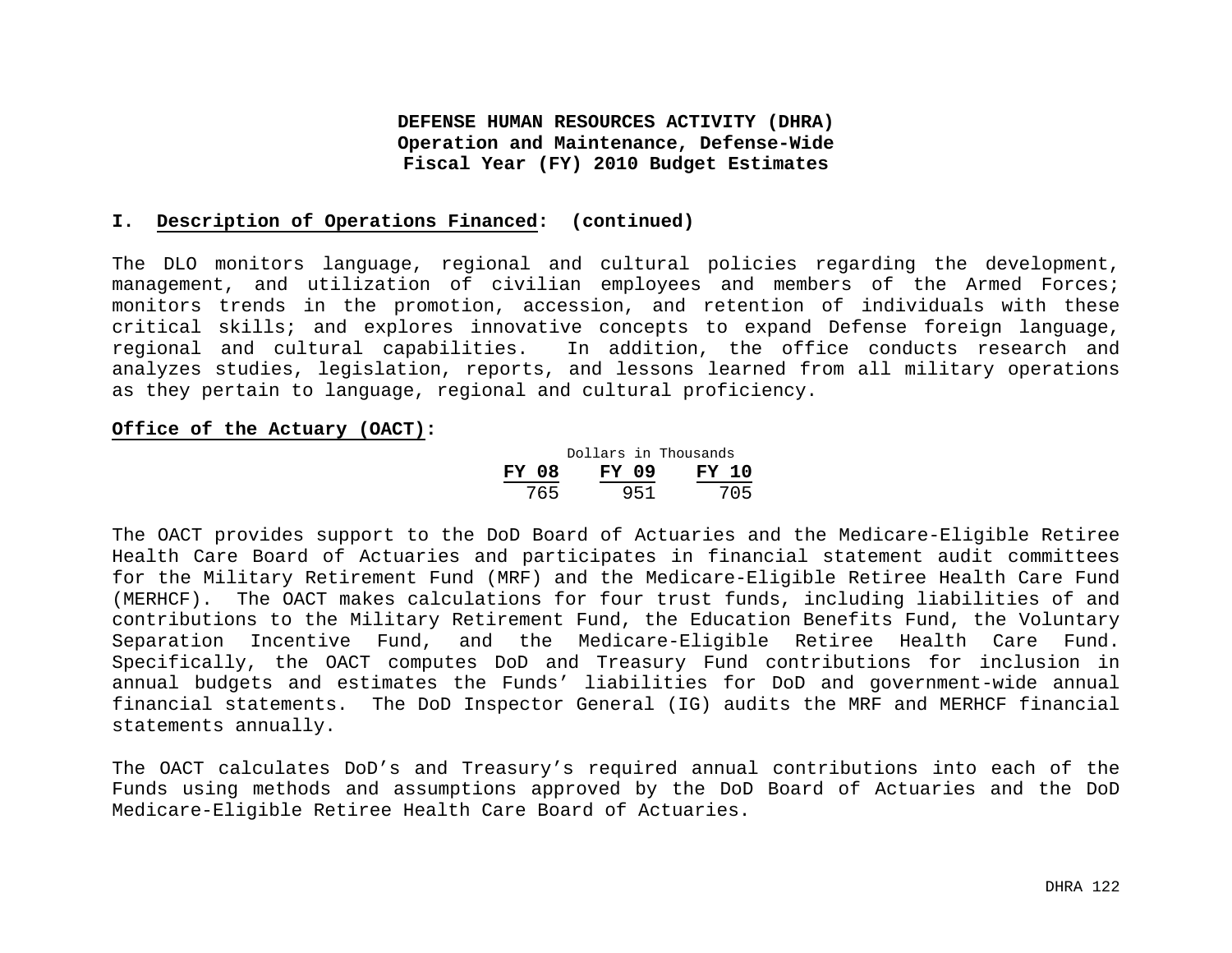**DEFENSE HUMAN RESOURCES ACTIVITY (DHRA)**
**Operation and Maintenance, Defense-Wide**
**Fiscal Year (FY) 2010 Budget Estimates**

## I. Description of Operations Financed: (continued)

The DLO monitors language, regional and cultural policies regarding the development, management, and utilization of civilian employees and members of the Armed Forces; monitors trends in the promotion, accession, and retention of individuals with these critical skills; and explores innovative concepts to expand Defense foreign language, regional and cultural capabilities. In addition, the office conducts research and analyzes studies, legislation, reports, and lessons learned from all military operations as they pertain to language, regional and cultural proficiency.

**Office of the Actuary (OACT):**

| Dollars in Thousands | | |
|---|---|---|
| **FY 08** | **FY 09** | **FY 10** |
| 765 | 951 | 705 |

The OACT provides support to the DoD Board of Actuaries and the Medicare-Eligible Retiree Health Care Board of Actuaries and participates in financial statement audit committees for the Military Retirement Fund (MRF) and the Medicare-Eligible Retiree Health Care Fund (MERHCF). The OACT makes calculations for four trust funds, including liabilities of and contributions to the Military Retirement Fund, the Education Benefits Fund, the Voluntary Separation Incentive Fund, and the Medicare-Eligible Retiree Health Care Fund. Specifically, the OACT computes DoD and Treasury Fund contributions for inclusion in annual budgets and estimates the Funds' liabilities for DoD and government-wide annual financial statements. The DoD Inspector General (IG) audits the MRF and MERHCF financial statements annually.

The OACT calculates DoD's and Treasury's required annual contributions into each of the Funds using methods and assumptions approved by the DoD Board of Actuaries and the DoD Medicare-Eligible Retiree Health Care Board of Actuaries.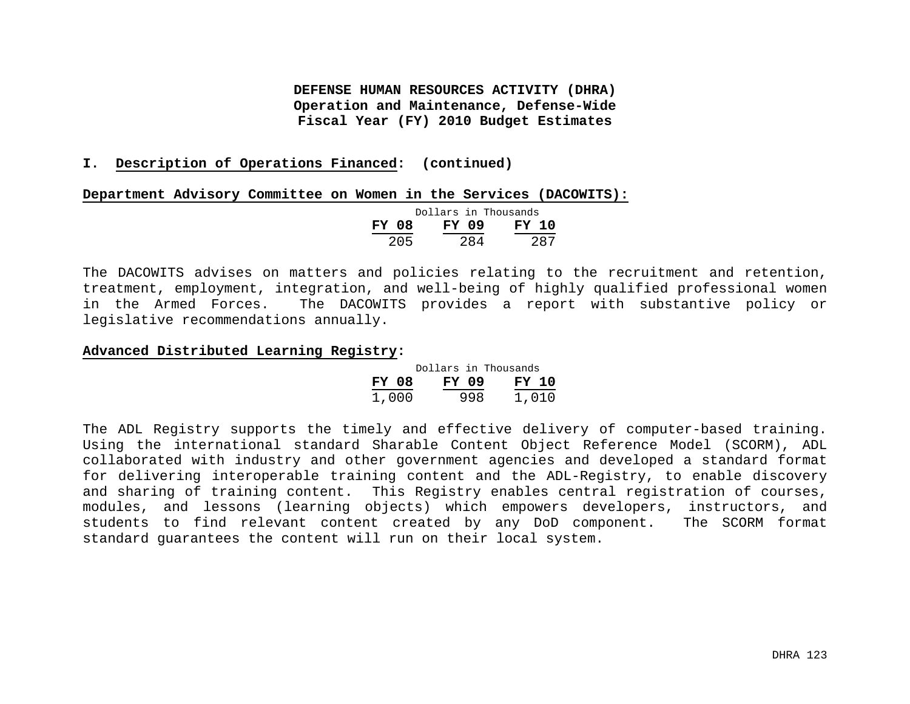**DEFENSE HUMAN RESOURCES ACTIVITY (DHRA)**
**Operation and Maintenance, Defense-Wide**
**Fiscal Year (FY) 2010 Budget Estimates**

**I. Description of Operations Financed: (continued)**

**Department Advisory Committee on Women in the Services (DACOWITS):**

| Dollars in Thousands | | |
|---|---|---|
| **FY 08** | **FY 09** | **FY 10** |
| 205 | 284 | 287 |

The DACOWITS advises on matters and policies relating to the recruitment and retention, treatment, employment, integration, and well-being of highly qualified professional women in the Armed Forces. The DACOWITS provides a report with substantive policy or legislative recommendations annually.

**Advanced Distributed Learning Registry:**

| Dollars in Thousands | | |
|---|---|---|
| **FY 08** | **FY 09** | **FY 10** |
| 1,000 | 998 | 1,010 |

The ADL Registry supports the timely and effective delivery of computer-based training. Using the international standard Sharable Content Object Reference Model (SCORM), ADL collaborated with industry and other government agencies and developed a standard format for delivering interoperable training content and the ADL-Registry, to enable discovery and sharing of training content. This Registry enables central registration of courses, modules, and lessons (learning objects) which empowers developers, instructors, and students to find relevant content created by any DoD component. The SCORM format standard guarantees the content will run on their local system.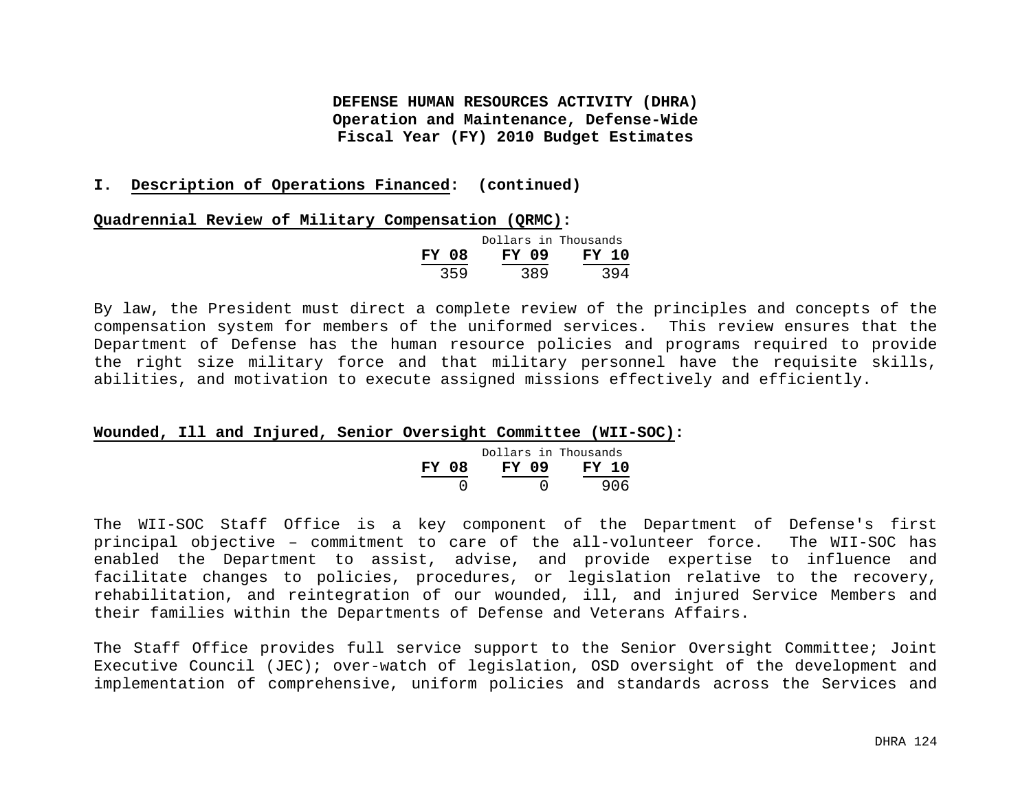**DEFENSE HUMAN RESOURCES ACTIVITY (DHRA)**
**Operation and Maintenance, Defense-Wide**
**Fiscal Year (FY) 2010 Budget Estimates**

**I. Description of Operations Financed: (continued)**

**Quadrennial Review of Military Compensation (QRMC):**

| Dollars in Thousands | | |
|---|---|---|
| **FY 08** | **FY 09** | **FY 10** |
| 359 | 389 | 394 |

By law, the President must direct a complete review of the principles and concepts of the compensation system for members of the uniformed services. This review ensures that the Department of Defense has the human resource policies and programs required to provide the right size military force and that military personnel have the requisite skills, abilities, and motivation to execute assigned missions effectively and efficiently.

**Wounded, Ill and Injured, Senior Oversight Committee (WII-SOC):**

| Dollars in Thousands | | |
|---|---|---|
| **FY 08** | **FY 09** | **FY 10** |
| 0 | 0 | 906 |

The WII-SOC Staff Office is a key component of the Department of Defense's first principal objective – commitment to care of the all-volunteer force. The WII-SOC has enabled the Department to assist, advise, and provide expertise to influence and facilitate changes to policies, procedures, or legislation relative to the recovery, rehabilitation, and reintegration of our wounded, ill, and injured Service Members and their families within the Departments of Defense and Veterans Affairs.

The Staff Office provides full service support to the Senior Oversight Committee; Joint Executive Council (JEC); over-watch of legislation, OSD oversight of the development and implementation of comprehensive, uniform policies and standards across the Services and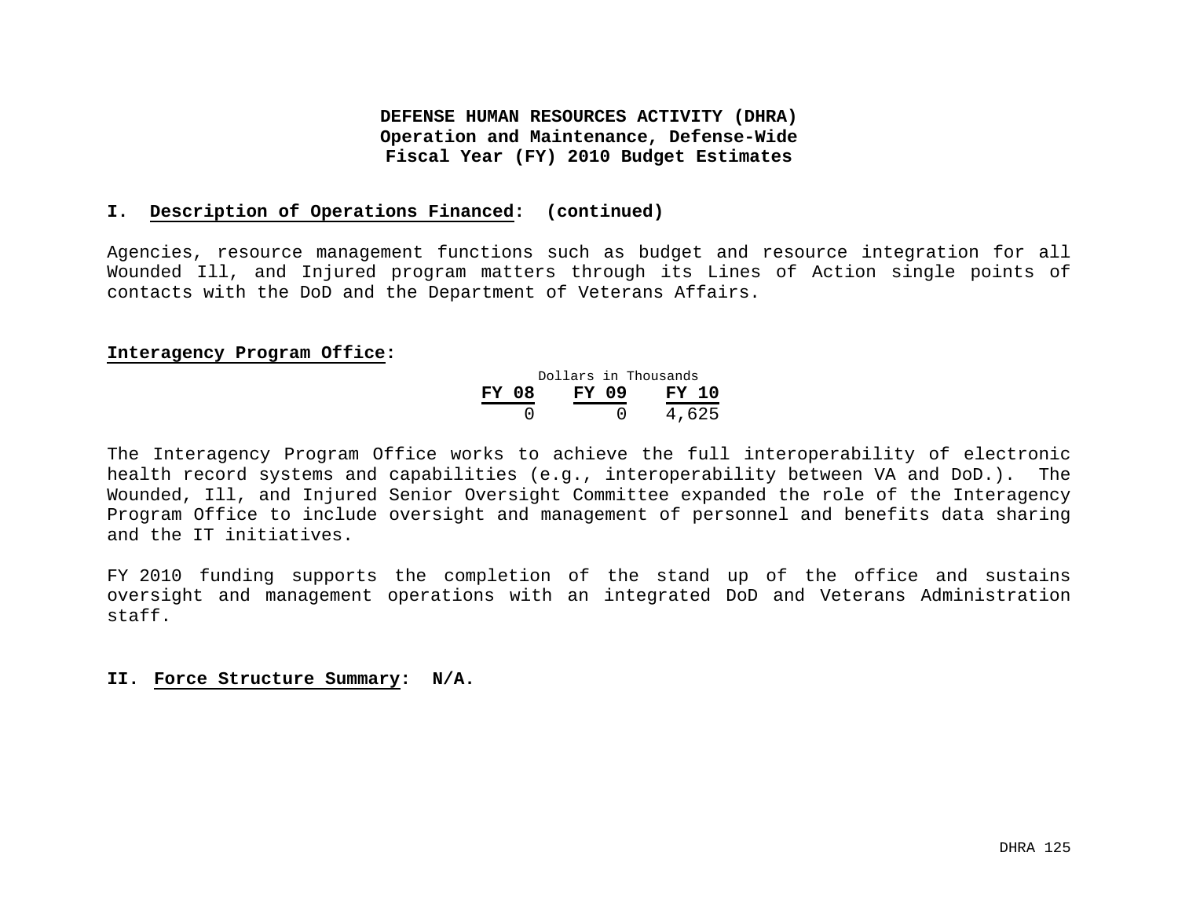**DEFENSE HUMAN RESOURCES ACTIVITY (DHRA)**
**Operation and Maintenance, Defense-Wide**
**Fiscal Year (FY) 2010 Budget Estimates**

## I. Description of Operations Financed: (continued)

Agencies, resource management functions such as budget and resource integration for all Wounded Ill, and Injured program matters through its Lines of Action single points of contacts with the DoD and the Department of Veterans Affairs.

**Interagency Program Office:**

Dollars in Thousands

| FY 08 | FY 09 | FY 10 |
|---|---|---|
| 0 | 0 | 4,625 |

The Interagency Program Office works to achieve the full interoperability of electronic health record systems and capabilities (e.g., interoperability between VA and DoD.). The Wounded, Ill, and Injured Senior Oversight Committee expanded the role of the Interagency Program Office to include oversight and management of personnel and benefits data sharing and the IT initiatives.

FY 2010 funding supports the completion of the stand up of the office and sustains oversight and management operations with an integrated DoD and Veterans Administration staff.

## II. Force Structure Summary: N/A.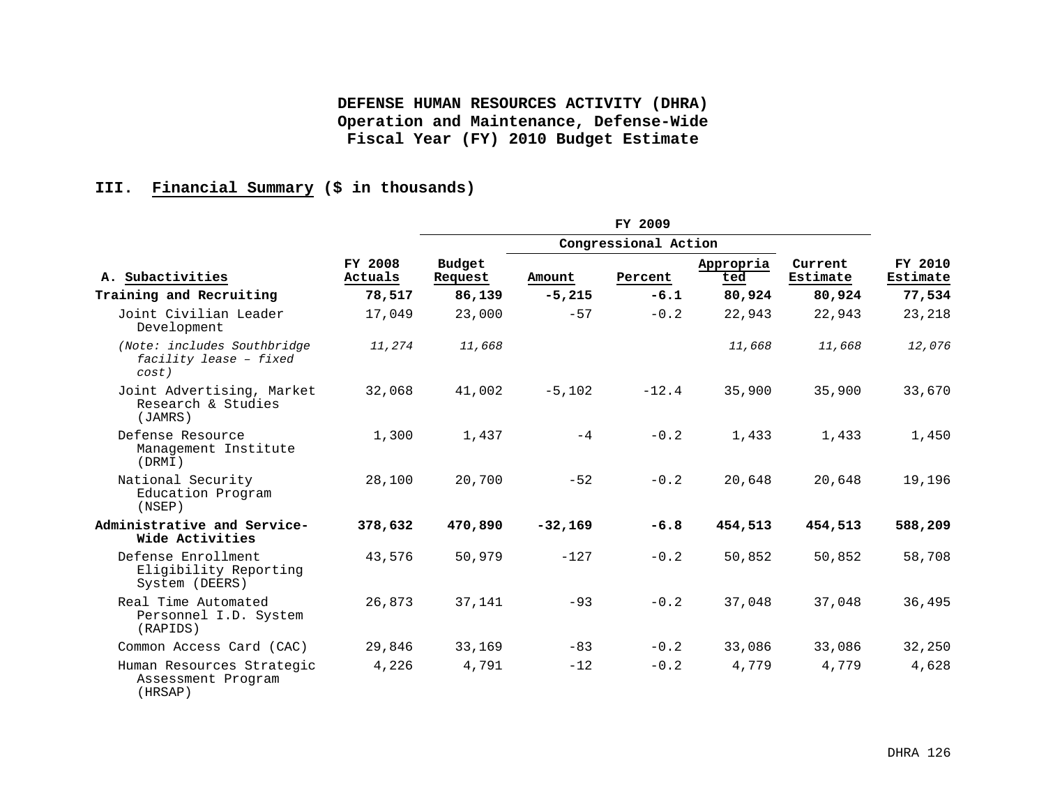# DEFENSE HUMAN RESOURCES ACTIVITY (DHRA)
## Operation and Maintenance, Defense-Wide
## Fiscal Year (FY) 2010 Budget Estimate

### III. Financial Summary ($ in thousands)

| | | FY 2009 | | | | | |
|---|---|---|---|---|---|---|---|
| | | | Congressional Action | | | | |
| A. Subactivities | FY 2008 Actuals | Budget Request | Amount | Percent | Appropriated | Current Estimate | FY 2010 Estimate |
| **Training and Recruiting** | **78,517** | **86,139** | **-5,215** | **-6.1** | **80,924** | **80,924** | **77,534** |
| Joint Civilian Leader Development | 17,049 | 23,000 | -57 | -0.2 | 22,943 | 22,943 | 23,218 |
| *(Note: includes Southbridge facility lease – fixed cost)* | *11,274* | *11,668* | | | *11,668* | *11,668* | *12,076* |
| Joint Advertising, Market Research & Studies (JAMRS) | 32,068 | 41,002 | -5,102 | -12.4 | 35,900 | 35,900 | 33,670 |
| Defense Resource Management Institute (DRMI) | 1,300 | 1,437 | -4 | -0.2 | 1,433 | 1,433 | 1,450 |
| National Security Education Program (NSEP) | 28,100 | 20,700 | -52 | -0.2 | 20,648 | 20,648 | 19,196 |
| **Administrative and Service-Wide Activities** | **378,632** | **470,890** | **-32,169** | **-6.8** | **454,513** | **454,513** | **588,209** |
| Defense Enrollment Eligibility Reporting System (DEERS) | 43,576 | 50,979 | -127 | -0.2 | 50,852 | 50,852 | 58,708 |
| Real Time Automated Personnel I.D. System (RAPIDS) | 26,873 | 37,141 | -93 | -0.2 | 37,048 | 37,048 | 36,495 |
| Common Access Card (CAC) | 29,846 | 33,169 | -83 | -0.2 | 33,086 | 33,086 | 32,250 |
| Human Resources Strategic Assessment Program (HRSAP) | 4,226 | 4,791 | -12 | -0.2 | 4,779 | 4,779 | 4,628 |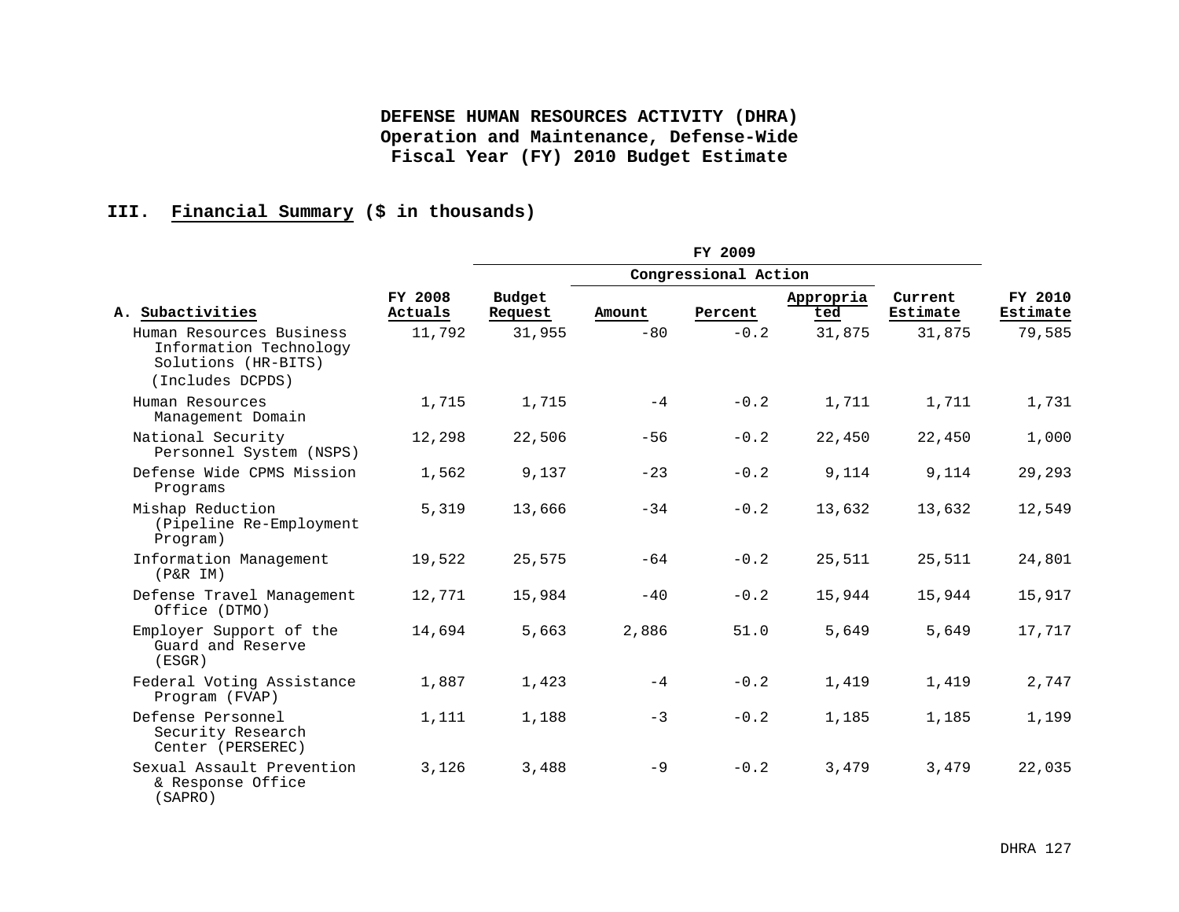**DEFENSE HUMAN RESOURCES ACTIVITY (DHRA)**
**Operation and Maintenance, Defense-Wide**
**Fiscal Year (FY) 2010 Budget Estimate**

## III. Financial Summary ($ in thousands)

| | | FY 2009 | | | | | |
|---|---|---|---|---|---|---|---|
| | | | Congressional Action | | | | |
| A. Subactivities | FY 2008 Actuals | Budget Request | Amount | Percent | Appropriated | Current Estimate | FY 2010 Estimate |
| Human Resources Business Information Technology Solutions (HR-BITS) (Includes DCPDS) | 11,792 | 31,955 | -80 | -0.2 | 31,875 | 31,875 | 79,585 |
| Human Resources Management Domain | 1,715 | 1,715 | -4 | -0.2 | 1,711 | 1,711 | 1,731 |
| National Security Personnel System (NSPS) | 12,298 | 22,506 | -56 | -0.2 | 22,450 | 22,450 | 1,000 |
| Defense Wide CPMS Mission Programs | 1,562 | 9,137 | -23 | -0.2 | 9,114 | 9,114 | 29,293 |
| Mishap Reduction (Pipeline Re-Employment Program) | 5,319 | 13,666 | -34 | -0.2 | 13,632 | 13,632 | 12,549 |
| Information Management (P&R IM) | 19,522 | 25,575 | -64 | -0.2 | 25,511 | 25,511 | 24,801 |
| Defense Travel Management Office (DTMO) | 12,771 | 15,984 | -40 | -0.2 | 15,944 | 15,944 | 15,917 |
| Employer Support of the Guard and Reserve (ESGR) | 14,694 | 5,663 | 2,886 | 51.0 | 5,649 | 5,649 | 17,717 |
| Federal Voting Assistance Program (FVAP) | 1,887 | 1,423 | -4 | -0.2 | 1,419 | 1,419 | 2,747 |
| Defense Personnel Security Research Center (PERSEREC) | 1,111 | 1,188 | -3 | -0.2 | 1,185 | 1,185 | 1,199 |
| Sexual Assault Prevention & Response Office (SAPRO) | 3,126 | 3,488 | -9 | -0.2 | 3,479 | 3,479 | 22,035 |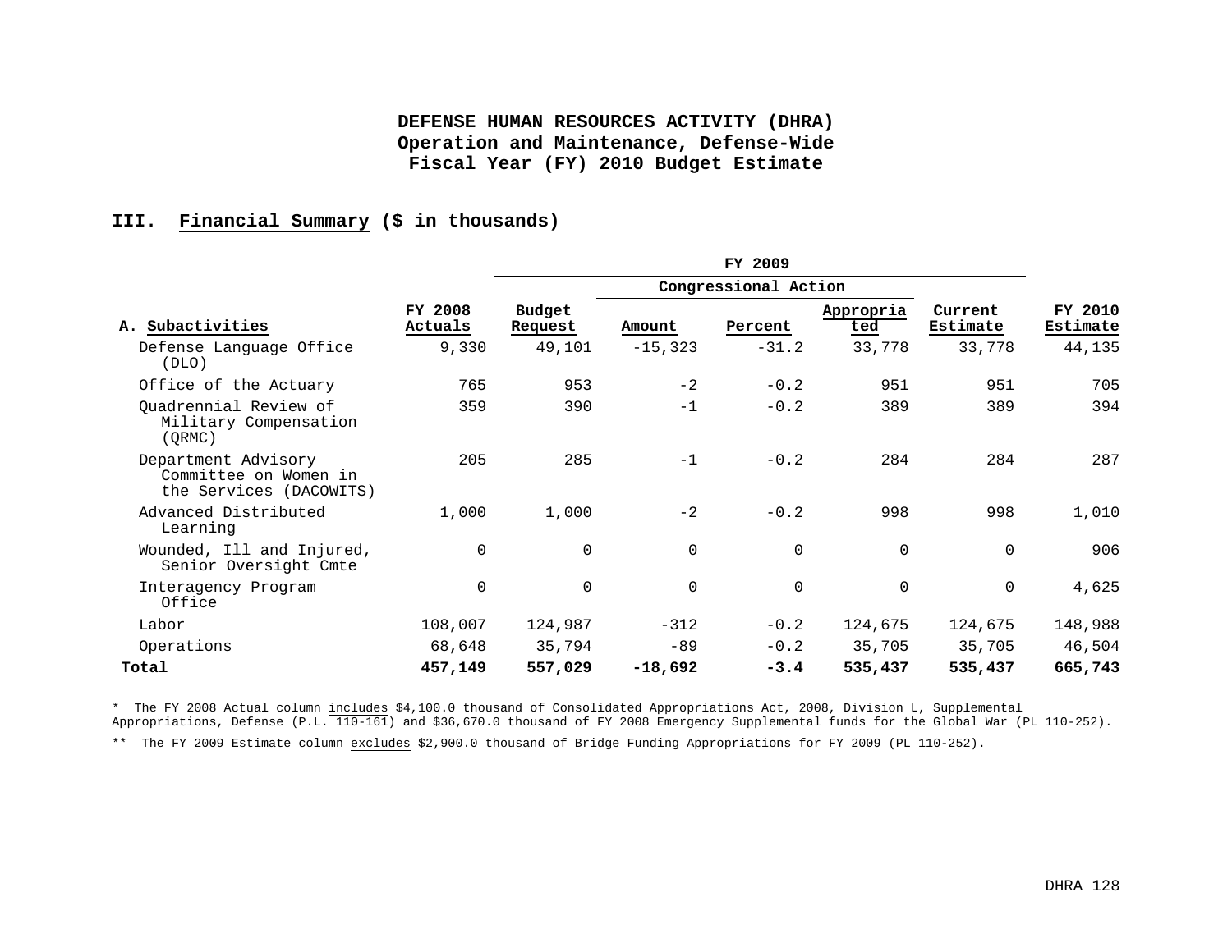**DEFENSE HUMAN RESOURCES ACTIVITY (DHRA)**
**Operation and Maintenance, Defense-Wide**
**Fiscal Year (FY) 2010 Budget Estimate**

## III. Financial Summary ($ in thousands)

| | | FY 2009 | | | | | |
|---|---|---|---|---|---|---|---|
| | | | Congressional Action | | | | |
| **A. Subactivities** | **FY 2008 Actuals** | **Budget Request** | **Amount** | **Percent** | **Appropriated** | **Current Estimate** | **FY 2010 Estimate** |
| Defense Language Office (DLO) | 9,330 | 49,101 | -15,323 | -31.2 | 33,778 | 33,778 | 44,135 |
| Office of the Actuary | 765 | 953 | -2 | -0.2 | 951 | 951 | 705 |
| Quadrennial Review of Military Compensation (QRMC) | 359 | 390 | -1 | -0.2 | 389 | 389 | 394 |
| Department Advisory Committee on Women in the Services (DACOWITS) | 205 | 285 | -1 | -0.2 | 284 | 284 | 287 |
| Advanced Distributed Learning | 1,000 | 1,000 | -2 | -0.2 | 998 | 998 | 1,010 |
| Wounded, Ill and Injured, Senior Oversight Cmte | 0 | 0 | 0 | 0 | 0 | 0 | 906 |
| Interagency Program Office | 0 | 0 | 0 | 0 | 0 | 0 | 4,625 |
| Labor | 108,007 | 124,987 | -312 | -0.2 | 124,675 | 124,675 | 148,988 |
| Operations | 68,648 | 35,794 | -89 | -0.2 | 35,705 | 35,705 | 46,504 |
| **Total** | **457,149** | **557,029** | **-18,692** | **-3.4** | **535,437** | **535,437** | **665,743** |

* The FY 2008 Actual column includes $4,100.0 thousand of Consolidated Appropriations Act, 2008, Division L, Supplemental Appropriations, Defense (P.L. 110-161) and $36,670.0 thousand of FY 2008 Emergency Supplemental funds for the Global War (PL 110-252).

** The FY 2009 Estimate column excludes $2,900.0 thousand of Bridge Funding Appropriations for FY 2009 (PL 110-252).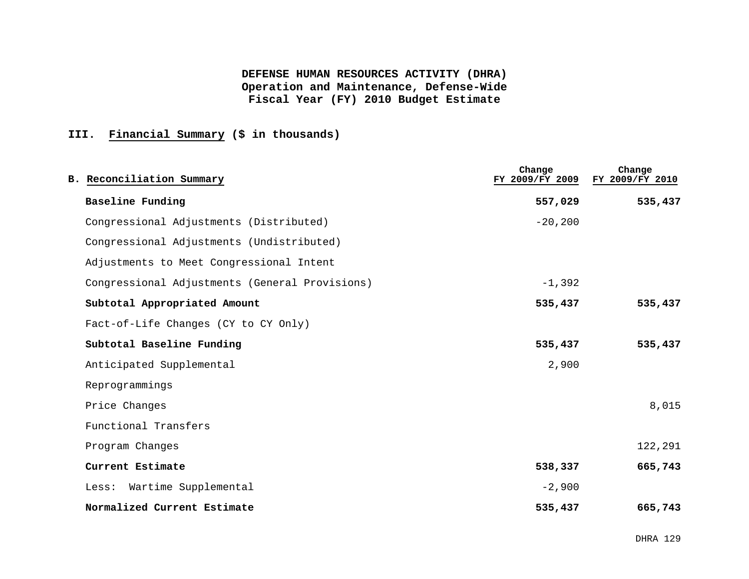**DEFENSE HUMAN RESOURCES ACTIVITY (DHRA)**
**Operation and Maintenance, Defense-Wide**
**Fiscal Year (FY) 2010 Budget Estimate**

## III. Financial Summary ($ in thousands)

| B. Reconciliation Summary | Change FY 2009/FY 2009 | Change FY 2009/FY 2010 |
|---|---|---|
| **Baseline Funding** | **557,029** | **535,437** |
| Congressional Adjustments (Distributed) | -20,200 | |
| Congressional Adjustments (Undistributed) | | |
| Adjustments to Meet Congressional Intent | | |
| Congressional Adjustments (General Provisions) | -1,392 | |
| **Subtotal Appropriated Amount** | **535,437** | **535,437** |
| Fact-of-Life Changes (CY to CY Only) | | |
| **Subtotal Baseline Funding** | **535,437** | **535,437** |
| Anticipated Supplemental | 2,900 | |
| Reprogrammings | | |
| Price Changes | | 8,015 |
| Functional Transfers | | |
| Program Changes | | 122,291 |
| **Current Estimate** | **538,337** | **665,743** |
| Less: Wartime Supplemental | -2,900 | |
| **Normalized Current Estimate** | **535,437** | **665,743** |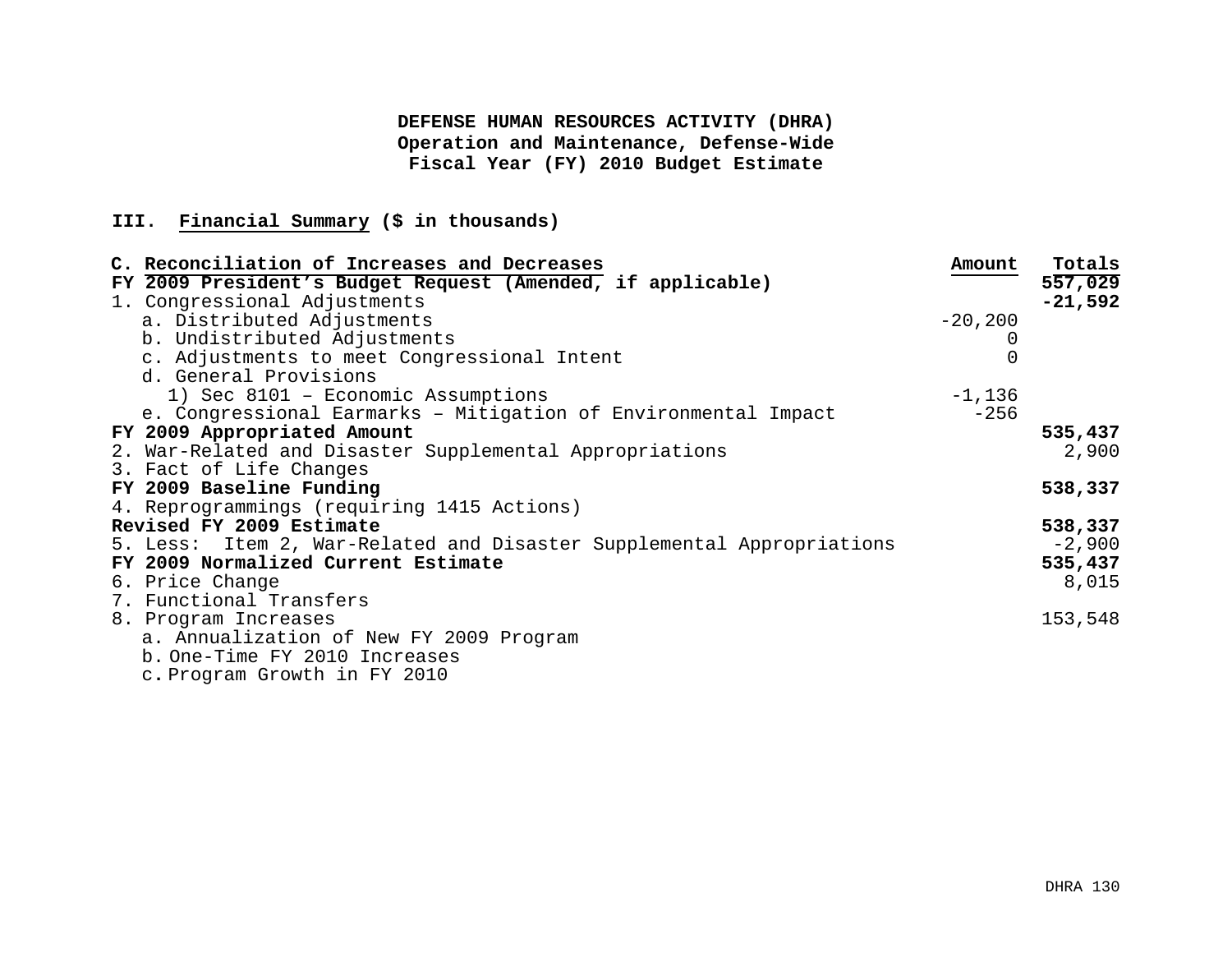**DEFENSE HUMAN RESOURCES ACTIVITY (DHRA)**
**Operation and Maintenance, Defense-Wide**
**Fiscal Year (FY) 2010 Budget Estimate**

**III. Financial Summary ($ in thousands)**

| **C. Reconciliation of Increases and Decreases** | **Amount** | **Totals** |
|---|---|---|
| **FY 2009 President's Budget Request (Amended, if applicable)** | | **557,029** |
| 1. Congressional Adjustments | | **-21,592** |
| a. Distributed Adjustments | -20,200 | |
| b. Undistributed Adjustments | 0 | |
| c. Adjustments to meet Congressional Intent | 0 | |
| d. General Provisions | | |
| 1) Sec 8101 – Economic Assumptions | -1,136 | |
| e. Congressional Earmarks – Mitigation of Environmental Impact | -256 | |
| **FY 2009 Appropriated Amount** | | **535,437** |
| 2. War-Related and Disaster Supplemental Appropriations | | 2,900 |
| 3. Fact of Life Changes | | |
| **FY 2009 Baseline Funding** | | **538,337** |
| 4. Reprogrammings (requiring 1415 Actions) | | |
| **Revised FY 2009 Estimate** | | **538,337** |
| 5. Less: Item 2, War-Related and Disaster Supplemental Appropriations | | -2,900 |
| **FY 2009 Normalized Current Estimate** | | **535,437** |
| 6. Price Change | | 8,015 |
| 7. Functional Transfers | | |
| 8. Program Increases | | 153,548 |
| a. Annualization of New FY 2009 Program | | |
| b. One-Time FY 2010 Increases | | |
| c. Program Growth in FY 2010 | | |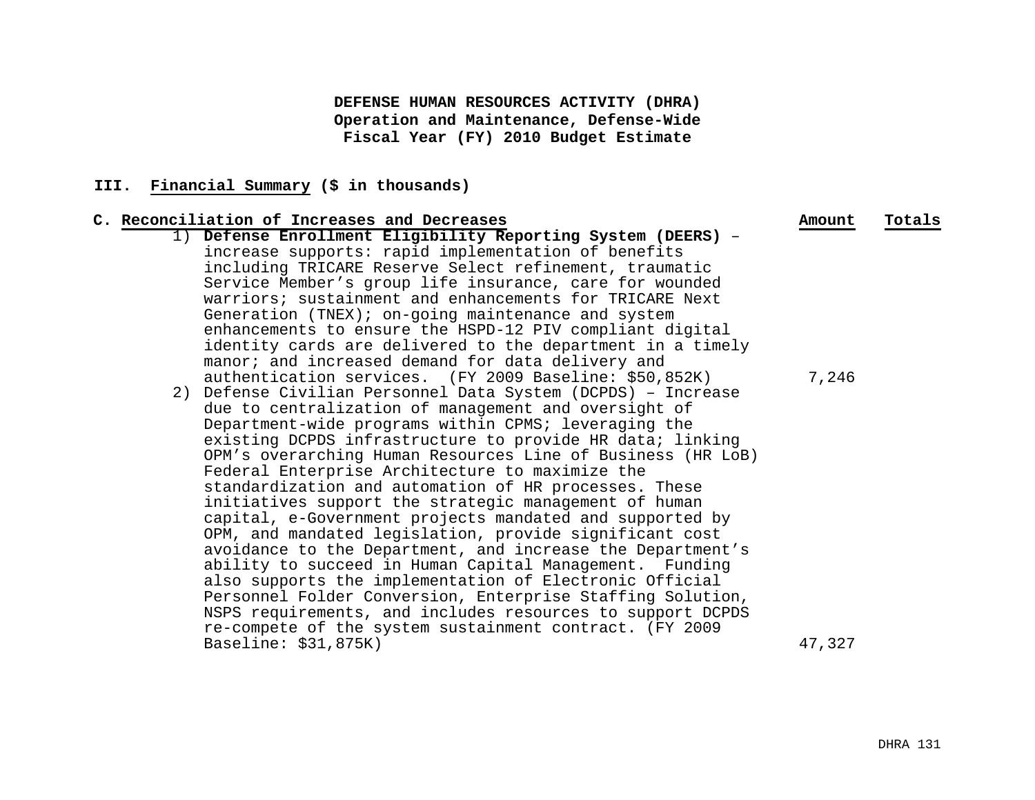**DEFENSE HUMAN RESOURCES ACTIVITY (DHRA)**
**Operation and Maintenance, Defense-Wide**
**Fiscal Year (FY) 2010 Budget Estimate**

## III. Financial Summary ($ in thousands)

| C. Reconciliation of Increases and Decreases | Amount | Totals |
|---|---|---|
| 1) **Defense Enrollment Eligibility Reporting System (DEERS)** – increase supports: rapid implementation of benefits including TRICARE Reserve Select refinement, traumatic Service Member's group life insurance, care for wounded warriors; sustainment and enhancements for TRICARE Next Generation (TNEX); on-going maintenance and system enhancements to ensure the HSPD-12 PIV compliant digital identity cards are delivered to the department in a timely manor; and increased demand for data delivery and authentication services. (FY 2009 Baseline: $50,852K) | 7,246 | |
| 2) Defense Civilian Personnel Data System (DCPDS) – Increase due to centralization of management and oversight of Department-wide programs within CPMS; leveraging the existing DCPDS infrastructure to provide HR data; linking OPM's overarching Human Resources Line of Business (HR LoB) Federal Enterprise Architecture to maximize the standardization and automation of HR processes. These initiatives support the strategic management of human capital, e-Government projects mandated and supported by OPM, and mandated legislation, provide significant cost avoidance to the Department, and increase the Department's ability to succeed in Human Capital Management. Funding also supports the implementation of Electronic Official Personnel Folder Conversion, Enterprise Staffing Solution, NSPS requirements, and includes resources to support DCPDS re-compete of the system sustainment contract. (FY 2009 Baseline: $31,875K) | 47,327 | |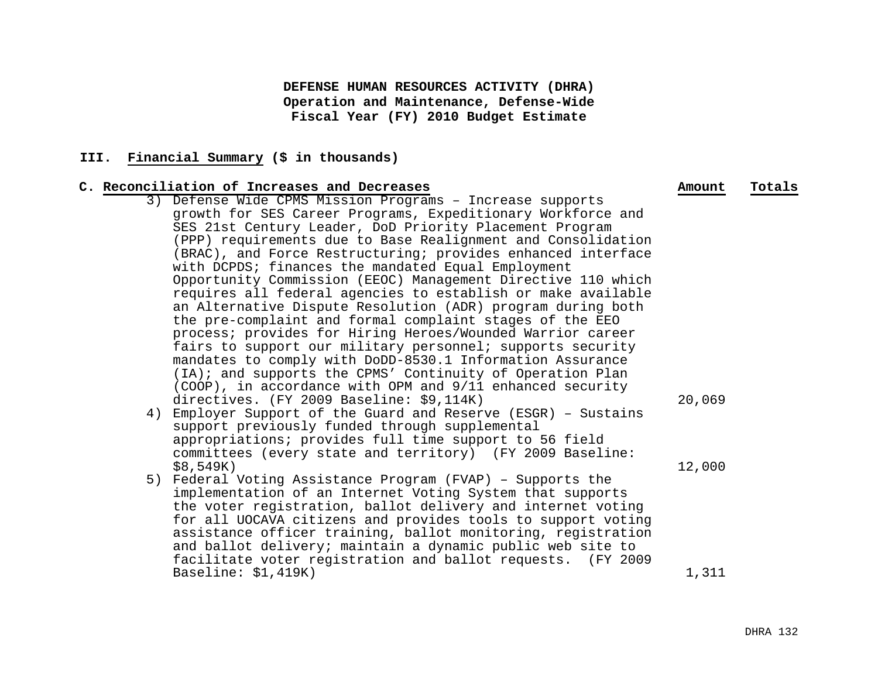**DEFENSE HUMAN RESOURCES ACTIVITY (DHRA)**
**Operation and Maintenance, Defense-Wide**
**Fiscal Year (FY) 2010 Budget Estimate**

## III. Financial Summary ($ in thousands)

| C. Reconciliation of Increases and Decreases | Amount | Totals |
|---|---|---|
| 3) Defense Wide CPMS Mission Programs – Increase supports growth for SES Career Programs, Expeditionary Workforce and SES 21st Century Leader, DoD Priority Placement Program (PPP) requirements due to Base Realignment and Consolidation (BRAC), and Force Restructuring; provides enhanced interface with DCPDS; finances the mandated Equal Employment Opportunity Commission (EEOC) Management Directive 110 which requires all federal agencies to establish or make available an Alternative Dispute Resolution (ADR) program during both the pre-complaint and formal complaint stages of the EEO process; provides for Hiring Heroes/Wounded Warrior career fairs to support our military personnel; supports security mandates to comply with DoDD-8530.1 Information Assurance (IA); and supports the CPMS' Continuity of Operation Plan (COOP), in accordance with OPM and 9/11 enhanced security directives. (FY 2009 Baseline: $9,114K) | 20,069 | |
| 4) Employer Support of the Guard and Reserve (ESGR) – Sustains support previously funded through supplemental appropriations; provides full time support to 56 field committees (every state and territory) (FY 2009 Baseline: $8,549K) | 12,000 | |
| 5) Federal Voting Assistance Program (FVAP) – Supports the implementation of an Internet Voting System that supports the voter registration, ballot delivery and internet voting for all UOCAVA citizens and provides tools to support voting assistance officer training, ballot monitoring, registration and ballot delivery; maintain a dynamic public web site to facilitate voter registration and ballot requests. (FY 2009 Baseline: $1,419K) | 1,311 | |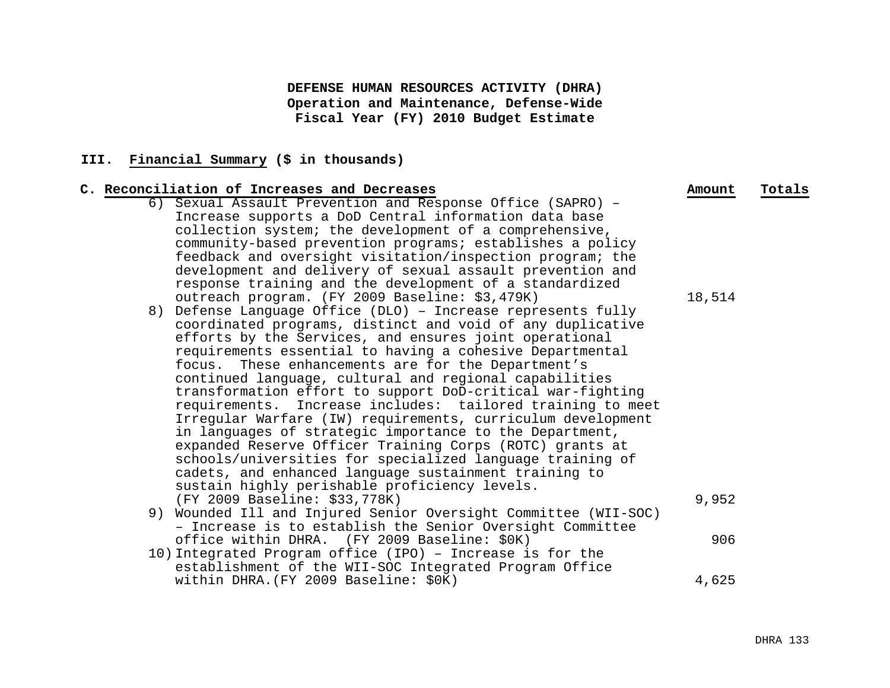**DEFENSE HUMAN RESOURCES ACTIVITY (DHRA)**
**Operation and Maintenance, Defense-Wide**
**Fiscal Year (FY) 2010 Budget Estimate**

## III. Financial Summary ($ in thousands)

| C. Reconciliation of Increases and Decreases | Amount | Totals |
|---|---|---|
| 6) Sexual Assault Prevention and Response Office (SAPRO) – Increase supports a DoD Central information data base collection system; the development of a comprehensive, community-based prevention programs; establishes a policy feedback and oversight visitation/inspection program; the development and delivery of sexual assault prevention and response training and the development of a standardized outreach program. (FY 2009 Baseline: $3,479K) | 18,514 | |
| 8) Defense Language Office (DLO) – Increase represents fully coordinated programs, distinct and void of any duplicative efforts by the Services, and ensures joint operational requirements essential to having a cohesive Departmental focus. These enhancements are for the Department’s continued language, cultural and regional capabilities transformation effort to support DoD-critical war-fighting requirements. Increase includes: tailored training to meet Irregular Warfare (IW) requirements, curriculum development in languages of strategic importance to the Department, expanded Reserve Officer Training Corps (ROTC) grants at schools/universities for specialized language training of cadets, and enhanced language sustainment training to sustain highly perishable proficiency levels. (FY 2009 Baseline: $33,778K) | 9,952 | |
| 9) Wounded Ill and Injured Senior Oversight Committee (WII-SOC) – Increase is to establish the Senior Oversight Committee office within DHRA. (FY 2009 Baseline: $0K) | 906 | |
| 10) Integrated Program office (IPO) – Increase is for the establishment of the WII-SOC Integrated Program Office within DHRA.(FY 2009 Baseline: $0K) | 4,625 | |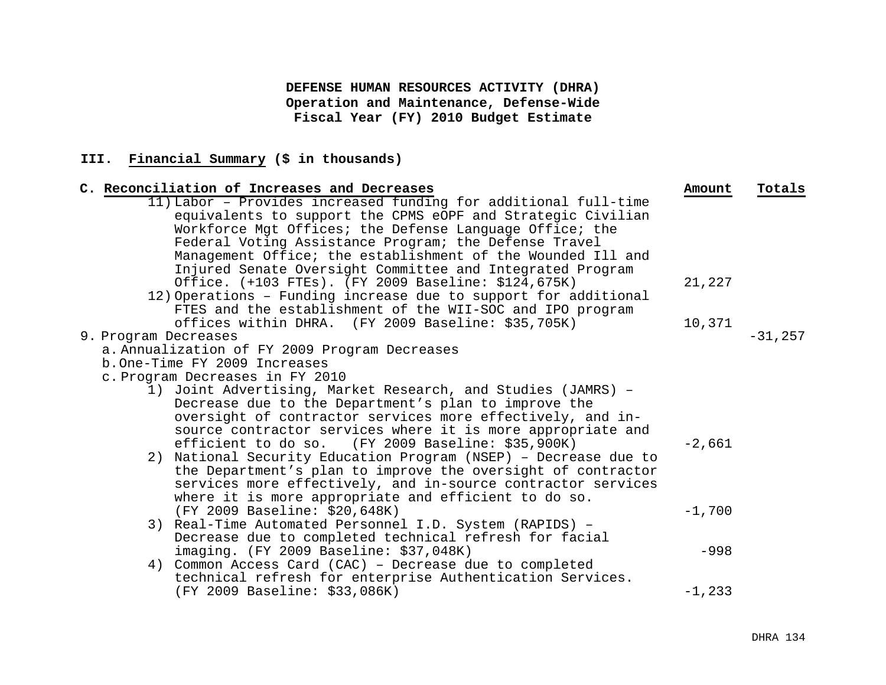**DEFENSE HUMAN RESOURCES ACTIVITY (DHRA)**
**Operation and Maintenance, Defense-Wide**
**Fiscal Year (FY) 2010 Budget Estimate**

## III. Financial Summary ($ in thousands)

| C. Reconciliation of Increases and Decreases | Amount | Totals |
|---|---|---|
| 11) Labor – Provides increased funding for additional full-time equivalents to support the CPMS eOPF and Strategic Civilian Workforce Mgt Offices; the Defense Language Office; the Federal Voting Assistance Program; the Defense Travel Management Office; the establishment of the Wounded Ill and Injured Senate Oversight Committee and Integrated Program Office. (+103 FTEs). (FY 2009 Baseline: $124,675K) | 21,227 | |
| 12) Operations – Funding increase due to support for additional FTES and the establishment of the WII-SOC and IPO program offices within DHRA. (FY 2009 Baseline: $35,705K) | 10,371 | |
| 9. Program Decreases | | -31,257 |
| a. Annualization of FY 2009 Program Decreases | | |
| b. One-Time FY 2009 Increases | | |
| c. Program Decreases in FY 2010 | | |
| 1) Joint Advertising, Market Research, and Studies (JAMRS) – Decrease due to the Department's plan to improve the oversight of contractor services more effectively, and in-source contractor services where it is more appropriate and efficient to do so. (FY 2009 Baseline: $35,900K) | -2,661 | |
| 2) National Security Education Program (NSEP) – Decrease due to the Department's plan to improve the oversight of contractor services more effectively, and in-source contractor services where it is more appropriate and efficient to do so. (FY 2009 Baseline: $20,648K) | -1,700 | |
| 3) Real-Time Automated Personnel I.D. System (RAPIDS) – Decrease due to completed technical refresh for facial imaging. (FY 2009 Baseline: $37,048K) | -998 | |
| 4) Common Access Card (CAC) – Decrease due to completed technical refresh for enterprise Authentication Services. (FY 2009 Baseline: $33,086K) | -1,233 | |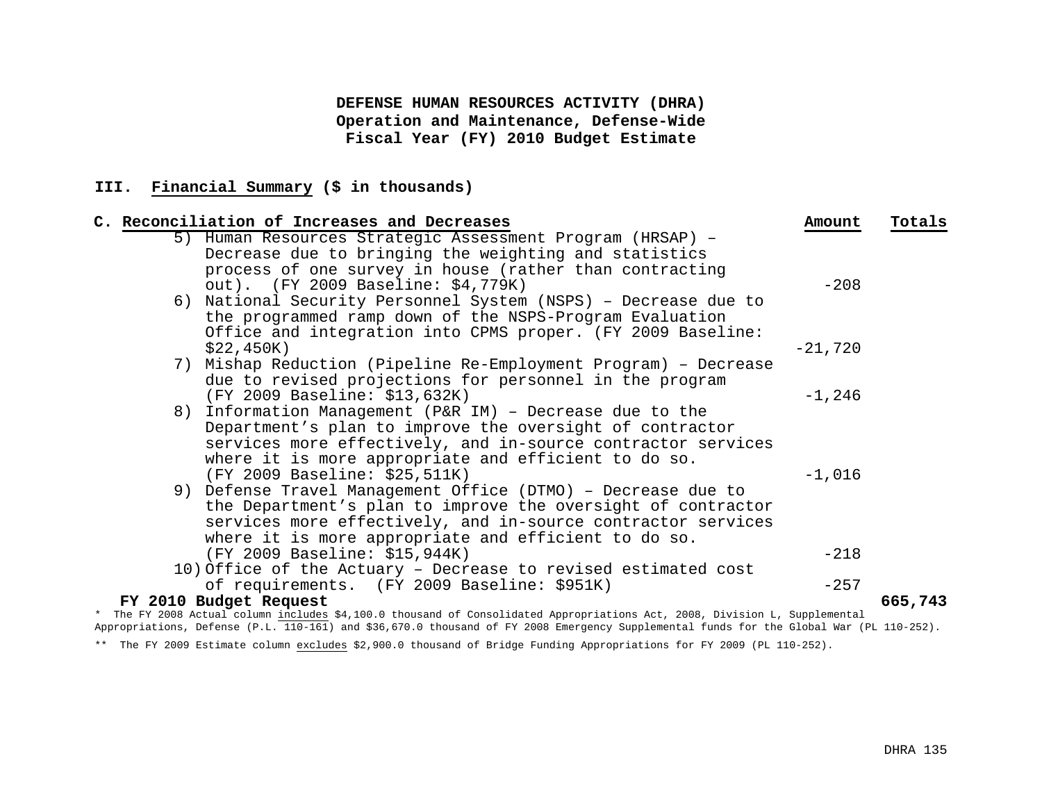**DEFENSE HUMAN RESOURCES ACTIVITY (DHRA)**
**Operation and Maintenance, Defense-Wide**
**Fiscal Year (FY) 2010 Budget Estimate**

## III. Financial Summary ($ in thousands)

| C. Reconciliation of Increases and Decreases | Amount | Totals |
|---|---|---|
| 5) Human Resources Strategic Assessment Program (HRSAP) – Decrease due to bringing the weighting and statistics process of one survey in house (rather than contracting out). (FY 2009 Baseline: $4,779K) | -208 | |
| 6) National Security Personnel System (NSPS) – Decrease due to the programmed ramp down of the NSPS-Program Evaluation Office and integration into CPMS proper. (FY 2009 Baseline: $22,450K) | -21,720 | |
| 7) Mishap Reduction (Pipeline Re-Employment Program) – Decrease due to revised projections for personnel in the program (FY 2009 Baseline: $13,632K) | -1,246 | |
| 8) Information Management (P&R IM) – Decrease due to the Department's plan to improve the oversight of contractor services more effectively, and in-source contractor services where it is more appropriate and efficient to do so. (FY 2009 Baseline: $25,511K) | -1,016 | |
| 9) Defense Travel Management Office (DTMO) – Decrease due to the Department's plan to improve the oversight of contractor services more effectively, and in-source contractor services where it is more appropriate and efficient to do so. (FY 2009 Baseline: $15,944K) | -218 | |
| 10) Office of the Actuary – Decrease to revised estimated cost of requirements. (FY 2009 Baseline: $951K) | -257 | |
| **FY 2010 Budget Request** | | **665,743** |

\* The FY 2008 Actual column includes $4,100.0 thousand of Consolidated Appropriations Act, 2008, Division L, Supplemental Appropriations, Defense (P.L. 110-161) and $36,670.0 thousand of FY 2008 Emergency Supplemental funds for the Global War (PL 110-252).

\*\* The FY 2009 Estimate column excludes $2,900.0 thousand of Bridge Funding Appropriations for FY 2009 (PL 110-252).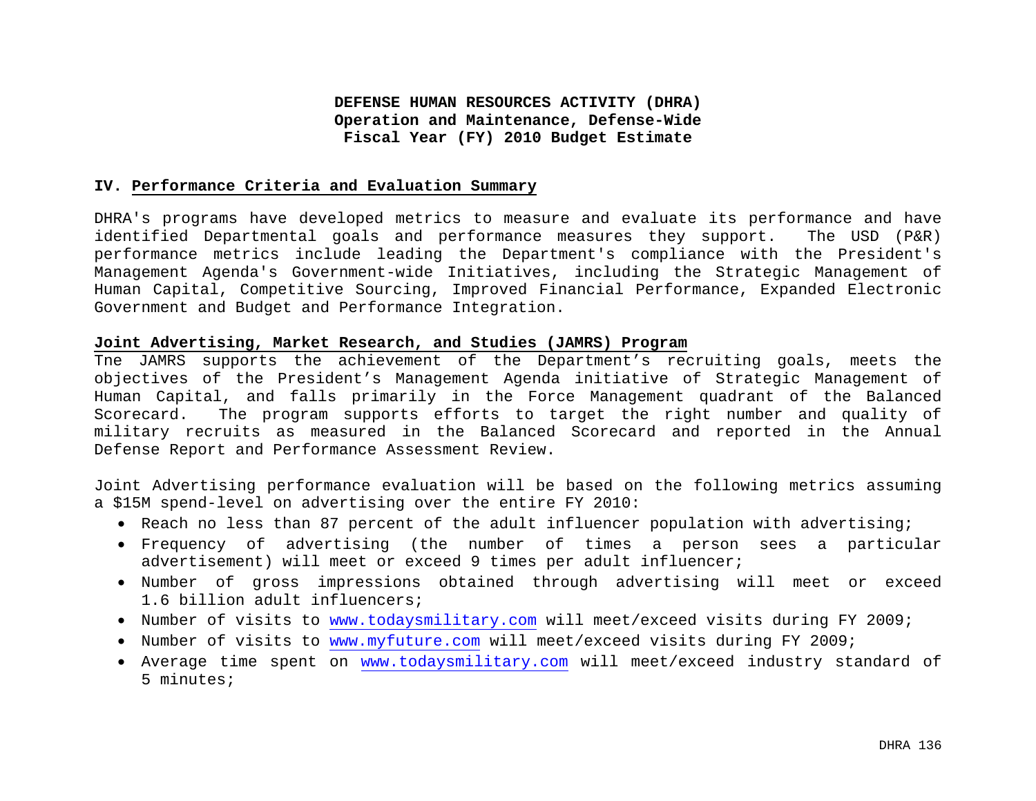**DEFENSE HUMAN RESOURCES ACTIVITY (DHRA)**
**Operation and Maintenance, Defense-Wide**
**Fiscal Year (FY) 2010 Budget Estimate**

## IV. Performance Criteria and Evaluation Summary

DHRA's programs have developed metrics to measure and evaluate its performance and have identified Departmental goals and performance measures they support. The USD (P&R) performance metrics include leading the Department's compliance with the President's Management Agenda's Government-wide Initiatives, including the Strategic Management of Human Capital, Competitive Sourcing, Improved Financial Performance, Expanded Electronic Government and Budget and Performance Integration.

### Joint Advertising, Market Research, and Studies (JAMRS) Program

Tne JAMRS supports the achievement of the Department's recruiting goals, meets the objectives of the President's Management Agenda initiative of Strategic Management of Human Capital, and falls primarily in the Force Management quadrant of the Balanced Scorecard. The program supports efforts to target the right number and quality of military recruits as measured in the Balanced Scorecard and reported in the Annual Defense Report and Performance Assessment Review.

Joint Advertising performance evaluation will be based on the following metrics assuming a $15M spend-level on advertising over the entire FY 2010:

- Reach no less than 87 percent of the adult influencer population with advertising;
- Frequency of advertising (the number of times a person sees a particular advertisement) will meet or exceed 9 times per adult influencer;
- Number of gross impressions obtained through advertising will meet or exceed 1.6 billion adult influencers;
- Number of visits to www.todaysmilitary.com will meet/exceed visits during FY 2009;
- Number of visits to www.myfuture.com will meet/exceed visits during FY 2009;
- Average time spent on www.todaysmilitary.com will meet/exceed industry standard of 5 minutes;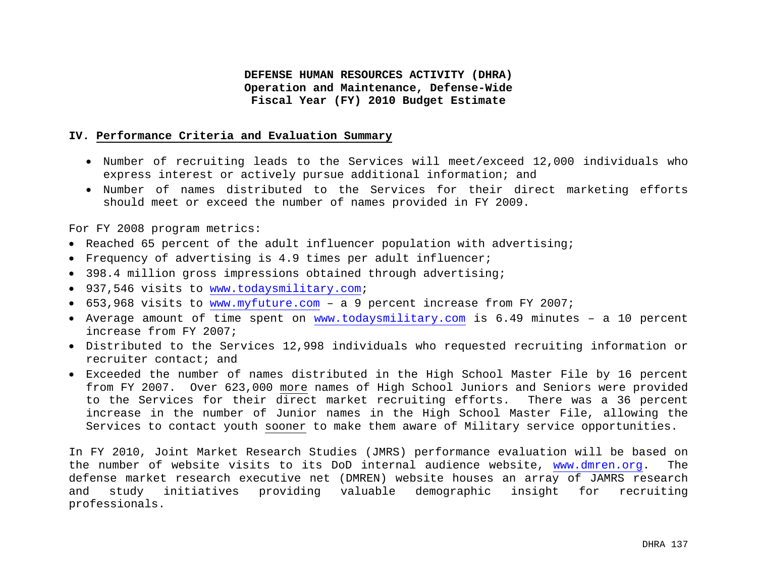**DEFENSE HUMAN RESOURCES ACTIVITY (DHRA)**
**Operation and Maintenance, Defense-Wide**
**Fiscal Year (FY) 2010 Budget Estimate**

## IV. Performance Criteria and Evaluation Summary

- Number of recruiting leads to the Services will meet/exceed 12,000 individuals who express interest or actively pursue additional information; and
- Number of names distributed to the Services for their direct marketing efforts should meet or exceed the number of names provided in FY 2009.

For FY 2008 program metrics:

- Reached 65 percent of the adult influencer population with advertising;
- Frequency of advertising is 4.9 times per adult influencer;
- 398.4 million gross impressions obtained through advertising;
- 937,546 visits to www.todaysmilitary.com;
- 653,968 visits to www.myfuture.com – a 9 percent increase from FY 2007;
- Average amount of time spent on www.todaysmilitary.com is 6.49 minutes – a 10 percent increase from FY 2007;
- Distributed to the Services 12,998 individuals who requested recruiting information or recruiter contact; and
- Exceeded the number of names distributed in the High School Master File by 16 percent from FY 2007. Over 623,000 more names of High School Juniors and Seniors were provided to the Services for their direct market recruiting efforts. There was a 36 percent increase in the number of Junior names in the High School Master File, allowing the Services to contact youth sooner to make them aware of Military service opportunities.

In FY 2010, Joint Market Research Studies (JMRS) performance evaluation will be based on the number of website visits to its DoD internal audience website, www.dmren.org. The defense market research executive net (DMREN) website houses an array of JAMRS research and study initiatives providing valuable demographic insight for recruiting professionals.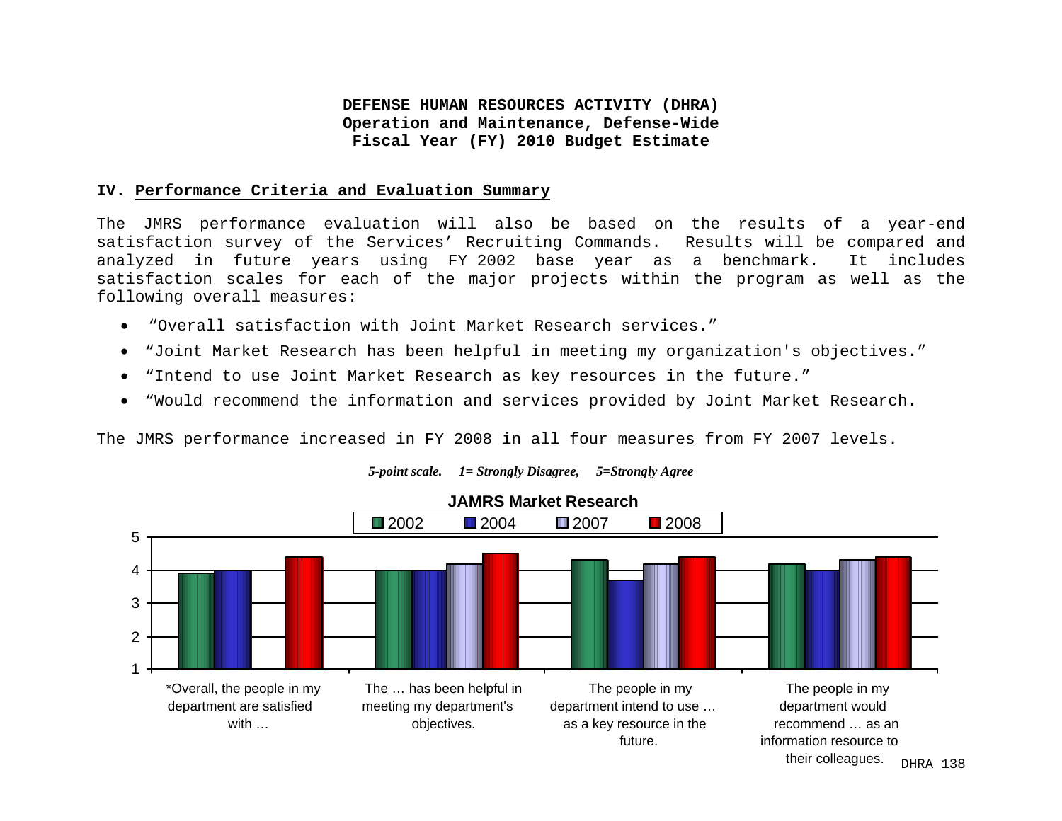**DEFENSE HUMAN RESOURCES ACTIVITY (DHRA)**
**Operation and Maintenance, Defense-Wide**
**Fiscal Year (FY) 2010 Budget Estimate**

## IV. Performance Criteria and Evaluation Summary

The JMRS performance evaluation will also be based on the results of a year-end satisfaction survey of the Services' Recruiting Commands. Results will be compared and analyzed in future years using FY 2002 base year as a benchmark. It includes satisfaction scales for each of the major projects within the program as well as the following overall measures:

- "Overall satisfaction with Joint Market Research services."
- "Joint Market Research has been helpful in meeting my organization's objectives."
- "Intend to use Joint Market Research as key resources in the future."
- "Would recommend the information and services provided by Joint Market Research.

The JMRS performance increased in FY 2008 in all four measures from FY 2007 levels.

*5-point scale. 1= Strongly Disagree, 5=Strongly Agree*

**JAMRS Market Research**

| | 2002 | 2004 | 2007 | 2008 |
|---|---|---|---|---|
| *Overall, the people in my department are satisfied with … | 3.9 | 4.0 | | 4.4 |
| The … has been helpful in meeting my department's objectives. | 4.0 | 4.0 | 4.2 | 4.5 |
| The people in my department intend to use … as a key resource in the future. | 4.3 | 3.7 | 4.2 | 4.4 |
| The people in my department would recommend … as an information resource to their colleagues. | 4.2 | 4.0 | 4.3 | 4.4 |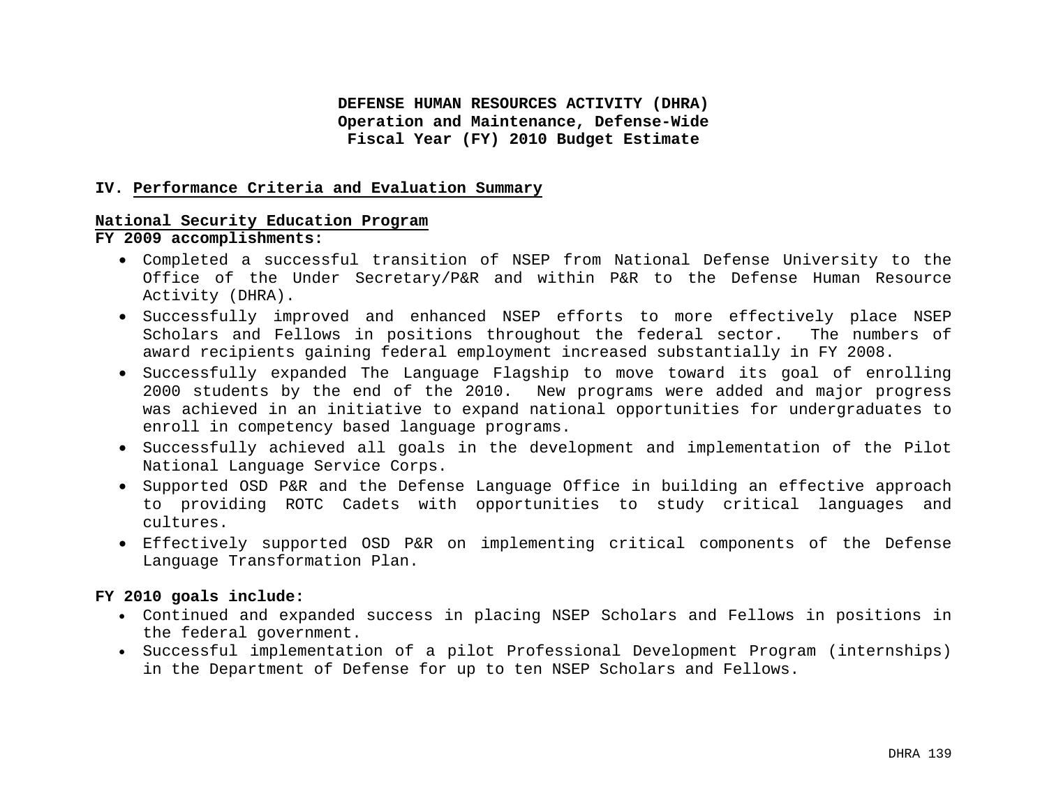**DEFENSE HUMAN RESOURCES ACTIVITY (DHRA)**
**Operation and Maintenance, Defense-Wide**
**Fiscal Year (FY) 2010 Budget Estimate**

## IV. Performance Criteria and Evaluation Summary

### National Security Education Program

**FY 2009 accomplishments:**

- Completed a successful transition of NSEP from National Defense University to the Office of the Under Secretary/P&R and within P&R to the Defense Human Resource Activity (DHRA).
- Successfully improved and enhanced NSEP efforts to more effectively place NSEP Scholars and Fellows in positions throughout the federal sector. The numbers of award recipients gaining federal employment increased substantially in FY 2008.
- Successfully expanded The Language Flagship to move toward its goal of enrolling 2000 students by the end of the 2010. New programs were added and major progress was achieved in an initiative to expand national opportunities for undergraduates to enroll in competency based language programs.
- Successfully achieved all goals in the development and implementation of the Pilot National Language Service Corps.
- Supported OSD P&R and the Defense Language Office in building an effective approach to providing ROTC Cadets with opportunities to study critical languages and cultures.
- Effectively supported OSD P&R on implementing critical components of the Defense Language Transformation Plan.

**FY 2010 goals include:**

- Continued and expanded success in placing NSEP Scholars and Fellows in positions in the federal government.
- Successful implementation of a pilot Professional Development Program (internships) in the Department of Defense for up to ten NSEP Scholars and Fellows.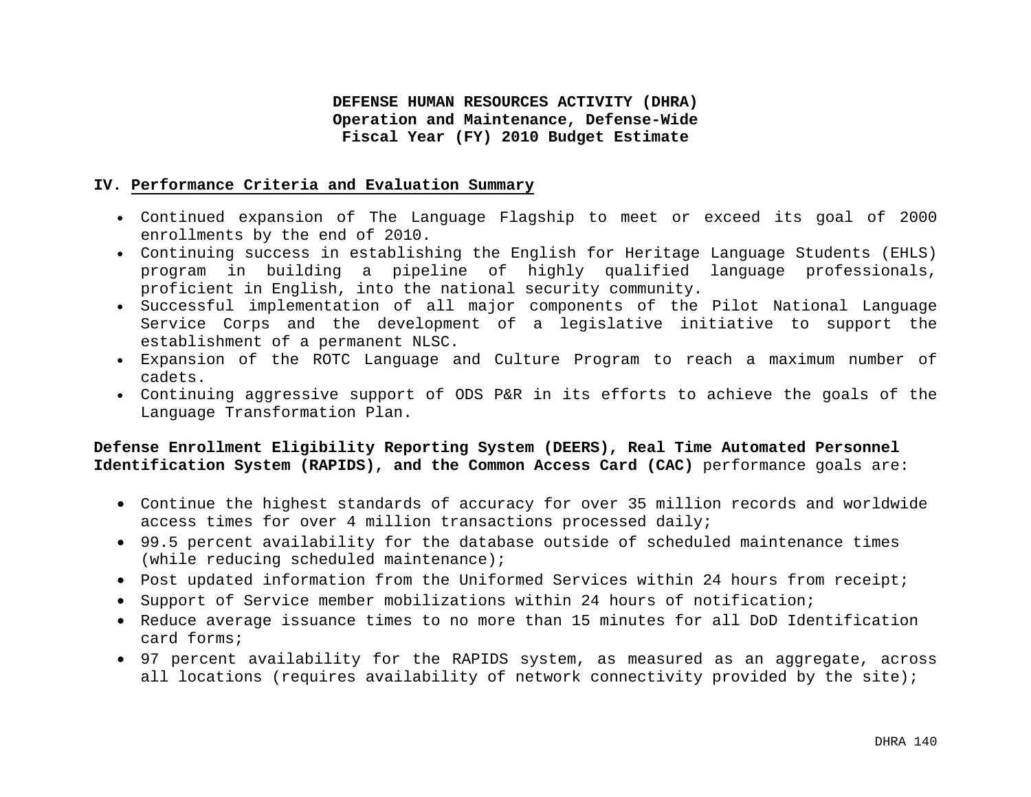**DEFENSE HUMAN RESOURCES ACTIVITY (DHRA)**
**Operation and Maintenance, Defense-Wide**
**Fiscal Year (FY) 2010 Budget Estimate**

## IV. Performance Criteria and Evaluation Summary

- Continued expansion of The Language Flagship to meet or exceed its goal of 2000 enrollments by the end of 2010.
- Continuing success in establishing the English for Heritage Language Students (EHLS) program in building a pipeline of highly qualified language professionals, proficient in English, into the national security community.
- Successful implementation of all major components of the Pilot National Language Service Corps and the development of a legislative initiative to support the establishment of a permanent NLSC.
- Expansion of the ROTC Language and Culture Program to reach a maximum number of cadets.
- Continuing aggressive support of ODS P&R in its efforts to achieve the goals of the Language Transformation Plan.

**Defense Enrollment Eligibility Reporting System (DEERS), Real Time Automated Personnel Identification System (RAPIDS), and the Common Access Card (CAC)** performance goals are:

- Continue the highest standards of accuracy for over 35 million records and worldwide access times for over 4 million transactions processed daily;
- 99.5 percent availability for the database outside of scheduled maintenance times (while reducing scheduled maintenance);
- Post updated information from the Uniformed Services within 24 hours from receipt;
- Support of Service member mobilizations within 24 hours of notification;
- Reduce average issuance times to no more than 15 minutes for all DoD Identification card forms;
- 97 percent availability for the RAPIDS system, as measured as an aggregate, across all locations (requires availability of network connectivity provided by the site);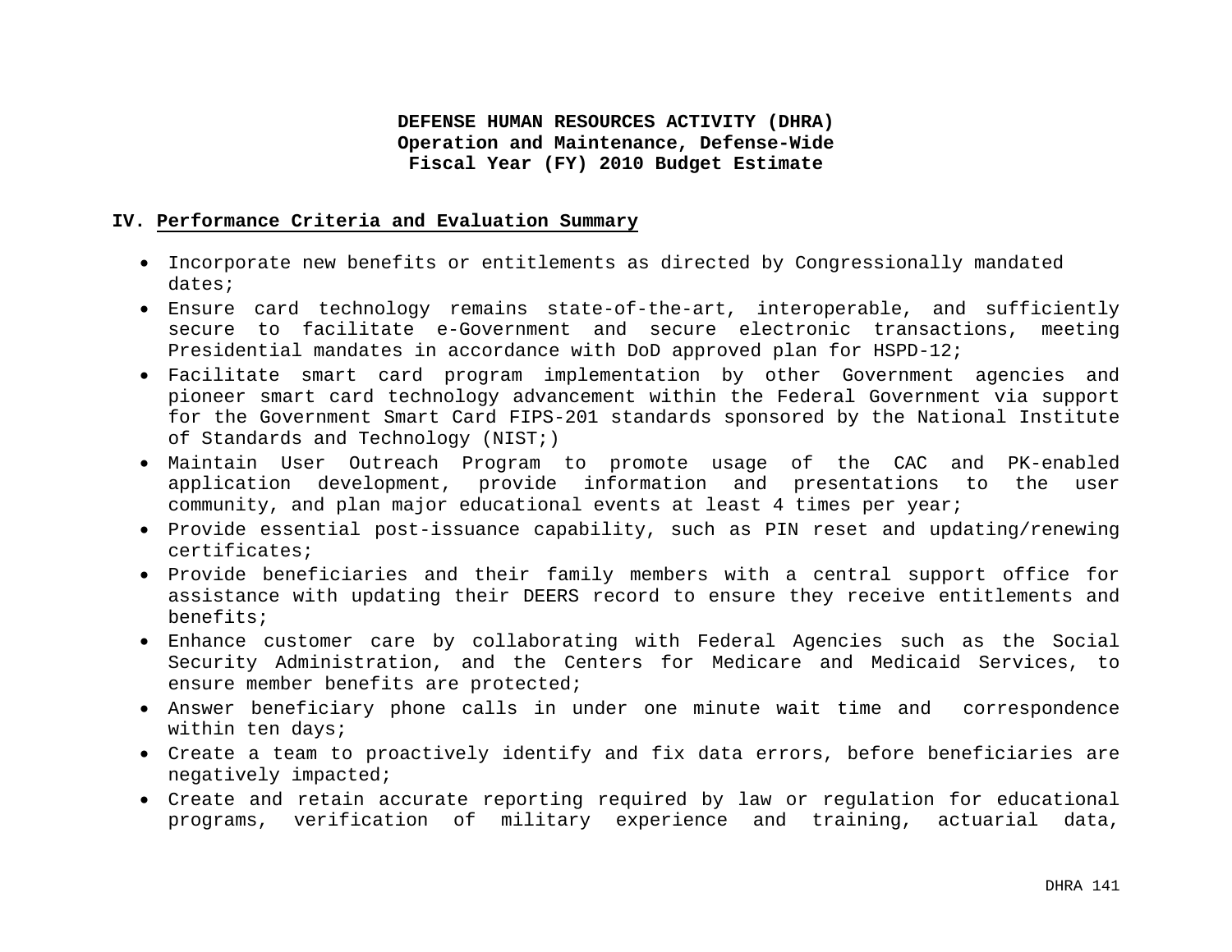**DEFENSE HUMAN RESOURCES ACTIVITY (DHRA)**
**Operation and Maintenance, Defense-Wide**
**Fiscal Year (FY) 2010 Budget Estimate**

## IV. Performance Criteria and Evaluation Summary

- Incorporate new benefits or entitlements as directed by Congressionally mandated dates;
- Ensure card technology remains state-of-the-art, interoperable, and sufficiently secure to facilitate e-Government and secure electronic transactions, meeting Presidential mandates in accordance with DoD approved plan for HSPD-12;
- Facilitate smart card program implementation by other Government agencies and pioneer smart card technology advancement within the Federal Government via support for the Government Smart Card FIPS-201 standards sponsored by the National Institute of Standards and Technology (NIST;)
- Maintain User Outreach Program to promote usage of the CAC and PK-enabled application development, provide information and presentations to the user community, and plan major educational events at least 4 times per year;
- Provide essential post-issuance capability, such as PIN reset and updating/renewing certificates;
- Provide beneficiaries and their family members with a central support office for assistance with updating their DEERS record to ensure they receive entitlements and benefits;
- Enhance customer care by collaborating with Federal Agencies such as the Social Security Administration, and the Centers for Medicare and Medicaid Services, to ensure member benefits are protected;
- Answer beneficiary phone calls in under one minute wait time and correspondence within ten days;
- Create a team to proactively identify and fix data errors, before beneficiaries are negatively impacted;
- Create and retain accurate reporting required by law or regulation for educational programs, verification of military experience and training, actuarial data,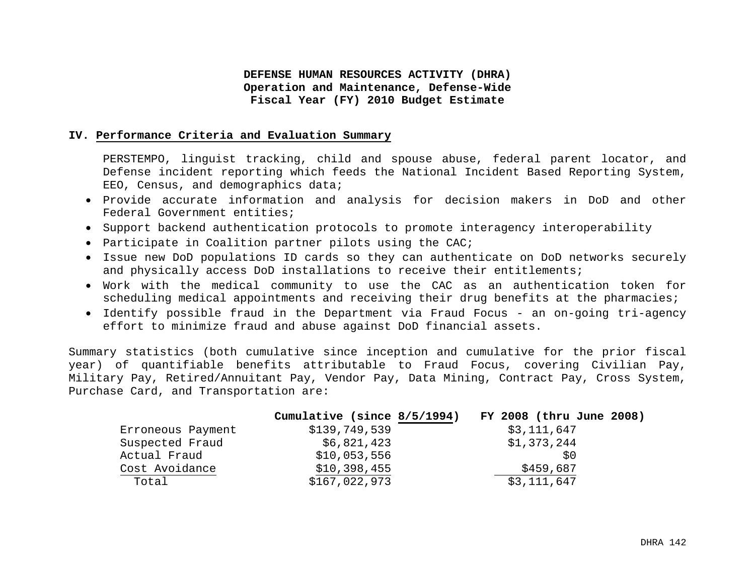## IV. Performance Criteria and Evaluation Summary

PERSTEMPO, linguist tracking, child and spouse abuse, federal parent locator, and Defense incident reporting which feeds the National Incident Based Reporting System, EEO, Census, and demographics data;

- Provide accurate information and analysis for decision makers in DoD and other Federal Government entities;
- Support backend authentication protocols to promote interagency interoperability
- Participate in Coalition partner pilots using the CAC;
- Issue new DoD populations ID cards so they can authenticate on DoD networks securely and physically access DoD installations to receive their entitlements;
- Work with the medical community to use the CAC as an authentication token for scheduling medical appointments and receiving their drug benefits at the pharmacies;
- Identify possible fraud in the Department via Fraud Focus - an on-going tri-agency effort to minimize fraud and abuse against DoD financial assets.

Summary statistics (both cumulative since inception and cumulative for the prior fiscal year) of quantifiable benefits attributable to Fraud Focus, covering Civilian Pay, Military Pay, Retired/Annuitant Pay, Vendor Pay, Data Mining, Contract Pay, Cross System, Purchase Card, and Transportation are:

| | **Cumulative (since 8/5/1994)** | **FY 2008 (thru June 2008)** |
|---|---|---|
| Erroneous Payment | $139,749,539 | $3,111,647 |
| Suspected Fraud | $6,821,423 | $1,373,244 |
| Actual Fraud | $10,053,556 | $0 |
| Cost Avoidance | $10,398,455 | $459,687 |
| Total | $167,022,973 | $3,111,647 |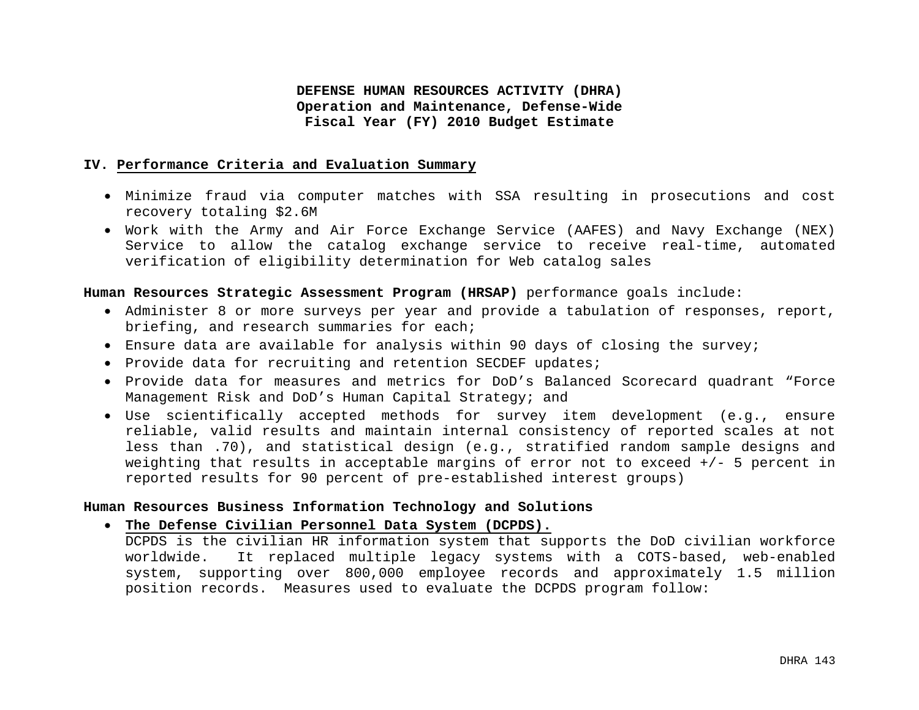**DEFENSE HUMAN RESOURCES ACTIVITY (DHRA)**
**Operation and Maintenance, Defense-Wide**
**Fiscal Year (FY) 2010 Budget Estimate**

## IV. Performance Criteria and Evaluation Summary

- Minimize fraud via computer matches with SSA resulting in prosecutions and cost recovery totaling $2.6M
- Work with the Army and Air Force Exchange Service (AAFES) and Navy Exchange (NEX) Service to allow the catalog exchange service to receive real-time, automated verification of eligibility determination for Web catalog sales

**Human Resources Strategic Assessment Program (HRSAP)** performance goals include:

- Administer 8 or more surveys per year and provide a tabulation of responses, report, briefing, and research summaries for each;
- Ensure data are available for analysis within 90 days of closing the survey;
- Provide data for recruiting and retention SECDEF updates;
- Provide data for measures and metrics for DoD's Balanced Scorecard quadrant "Force Management Risk and DoD's Human Capital Strategy; and
- Use scientifically accepted methods for survey item development (e.g., ensure reliable, valid results and maintain internal consistency of reported scales at not less than .70), and statistical design (e.g., stratified random sample designs and weighting that results in acceptable margins of error not to exceed +/- 5 percent in reported results for 90 percent of pre-established interest groups)

**Human Resources Business Information Technology and Solutions**

- **The Defense Civilian Personnel Data System (DCPDS).**
  DCPDS is the civilian HR information system that supports the DoD civilian workforce worldwide. It replaced multiple legacy systems with a COTS-based, web-enabled system, supporting over 800,000 employee records and approximately 1.5 million position records. Measures used to evaluate the DCPDS program follow: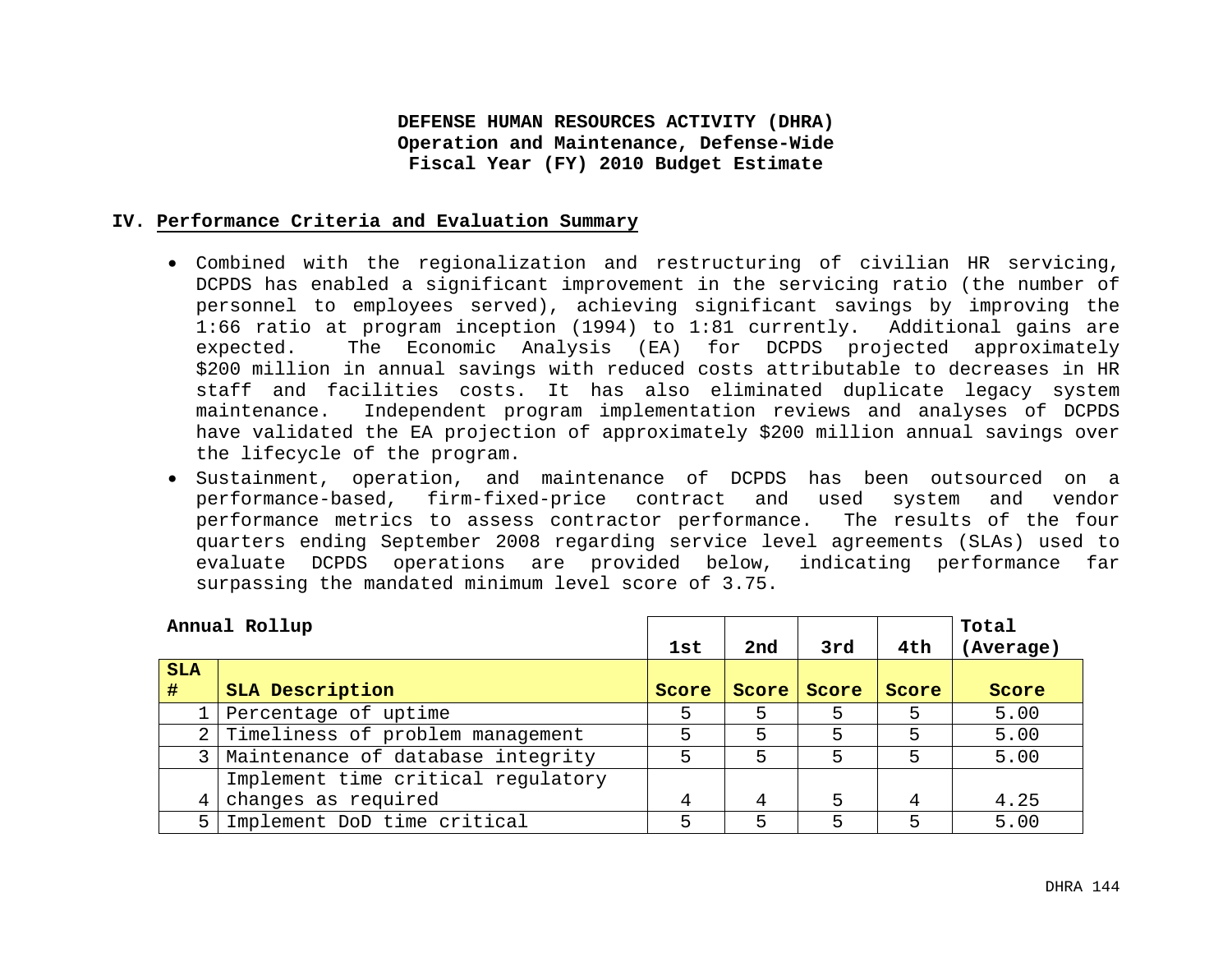**DEFENSE HUMAN RESOURCES ACTIVITY (DHRA)**
**Operation and Maintenance, Defense-Wide**
**Fiscal Year (FY) 2010 Budget Estimate**

## IV. Performance Criteria and Evaluation Summary

- Combined with the regionalization and restructuring of civilian HR servicing, DCPDS has enabled a significant improvement in the servicing ratio (the number of personnel to employees served), achieving significant savings by improving the 1:66 ratio at program inception (1994) to 1:81 currently. Additional gains are expected. The Economic Analysis (EA) for DCPDS projected approximately $200 million in annual savings with reduced costs attributable to decreases in HR staff and facilities costs. It has also eliminated duplicate legacy system maintenance. Independent program implementation reviews and analyses of DCPDS have validated the EA projection of approximately $200 million annual savings over the lifecycle of the program.
- Sustainment, operation, and maintenance of DCPDS has been outsourced on a performance-based, firm-fixed-price contract and used system and vendor performance metrics to assess contractor performance. The results of the four quarters ending September 2008 regarding service level agreements (SLAs) used to evaluate DCPDS operations are provided below, indicating performance far surpassing the mandated minimum level score of 3.75.

**Annual Rollup**

| | | 1st | 2nd | 3rd | 4th | Total (Average) |
|---|---|---|---|---|---|---|
| **SLA #** | **SLA Description** | **Score** | **Score** | **Score** | **Score** | **Score** |
| 1 | Percentage of uptime | 5 | 5 | 5 | 5 | 5.00 |
| 2 | Timeliness of problem management | 5 | 5 | 5 | 5 | 5.00 |
| 3 | Maintenance of database integrity | 5 | 5 | 5 | 5 | 5.00 |
| 4 | Implement time critical regulatory changes as required | 4 | 4 | 5 | 4 | 4.25 |
| 5 | Implement DoD time critical | 5 | 5 | 5 | 5 | 5.00 |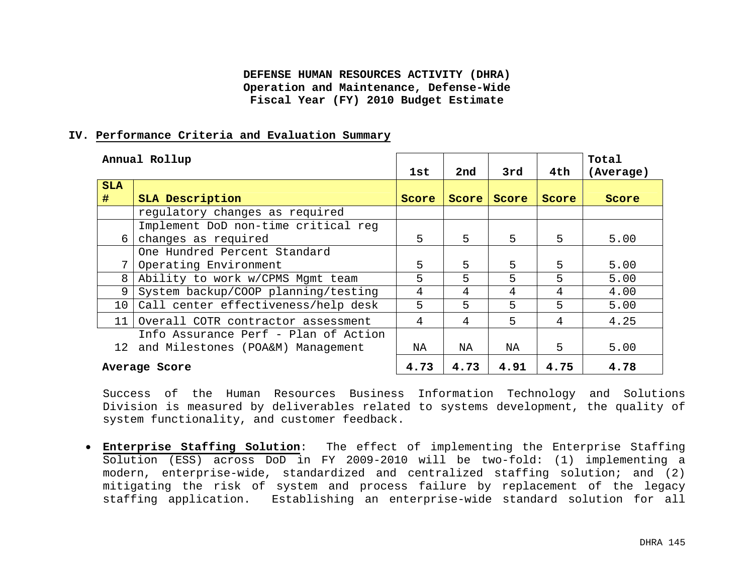**DEFENSE HUMAN RESOURCES ACTIVITY (DHRA)**
**Operation and Maintenance, Defense-Wide**
**Fiscal Year (FY) 2010 Budget Estimate**

## IV. Performance Criteria and Evaluation Summary

| **Annual Rollup** | | **1st** | **2nd** | **3rd** | **4th** | **Total (Average)** |
|---|---|---|---|---|---|---|
| **SLA #** | **SLA Description** | **Score** | **Score** | **Score** | **Score** | **Score** |
| | regulatory changes as required | | | | | |
| 6 | Implement DoD non-time critical reg changes as required | 5 | 5 | 5 | 5 | 5.00 |
| 7 | One Hundred Percent Standard Operating Environment | 5 | 5 | 5 | 5 | 5.00 |
| 8 | Ability to work w/CPMS Mgmt team | 5 | 5 | 5 | 5 | 5.00 |
| 9 | System backup/COOP planning/testing | 4 | 4 | 4 | 4 | 4.00 |
| 10 | Call center effectiveness/help desk | 5 | 5 | 5 | 5 | 5.00 |
| 11 | Overall COTR contractor assessment | 4 | 4 | 5 | 4 | 4.25 |
| 12 | Info Assurance Perf - Plan of Action and Milestones (POA&M) Management | NA | NA | NA | 5 | 5.00 |
| **Average Score** | | **4.73** | **4.73** | **4.91** | **4.75** | **4.78** |

Success of the Human Resources Business Information Technology and Solutions Division is measured by deliverables related to systems development, the quality of system functionality, and customer feedback.

- **Enterprise Staffing Solution**: The effect of implementing the Enterprise Staffing Solution (ESS) across DoD in FY 2009-2010 will be two-fold: (1) implementing a modern, enterprise-wide, standardized and centralized staffing solution; and (2) mitigating the risk of system and process failure by replacement of the legacy staffing application. Establishing an enterprise-wide standard solution for all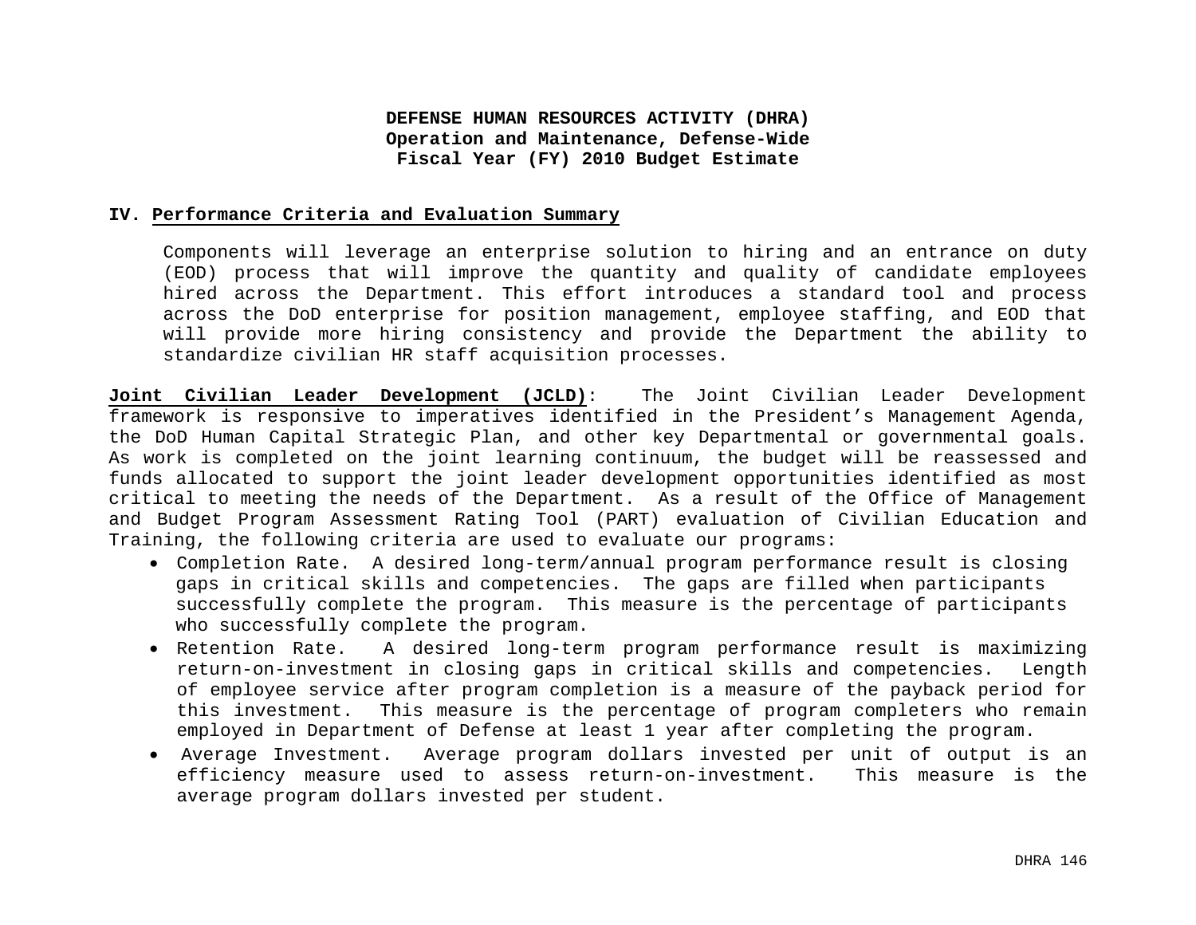**DEFENSE HUMAN RESOURCES ACTIVITY (DHRA)**
**Operation and Maintenance, Defense-Wide**
**Fiscal Year (FY) 2010 Budget Estimate**

## IV. Performance Criteria and Evaluation Summary

Components will leverage an enterprise solution to hiring and an entrance on duty (EOD) process that will improve the quantity and quality of candidate employees hired across the Department. This effort introduces a standard tool and process across the DoD enterprise for position management, employee staffing, and EOD that will provide more hiring consistency and provide the Department the ability to standardize civilian HR staff acquisition processes.

**Joint Civilian Leader Development (JCLD)**: The Joint Civilian Leader Development framework is responsive to imperatives identified in the President's Management Agenda, the DoD Human Capital Strategic Plan, and other key Departmental or governmental goals. As work is completed on the joint learning continuum, the budget will be reassessed and funds allocated to support the joint leader development opportunities identified as most critical to meeting the needs of the Department. As a result of the Office of Management and Budget Program Assessment Rating Tool (PART) evaluation of Civilian Education and Training, the following criteria are used to evaluate our programs:

- Completion Rate. A desired long-term/annual program performance result is closing gaps in critical skills and competencies. The gaps are filled when participants successfully complete the program. This measure is the percentage of participants who successfully complete the program.
- Retention Rate. A desired long-term program performance result is maximizing return-on-investment in closing gaps in critical skills and competencies. Length of employee service after program completion is a measure of the payback period for this investment. This measure is the percentage of program completers who remain employed in Department of Defense at least 1 year after completing the program.
- Average Investment. Average program dollars invested per unit of output is an efficiency measure used to assess return-on-investment. This measure is the average program dollars invested per student.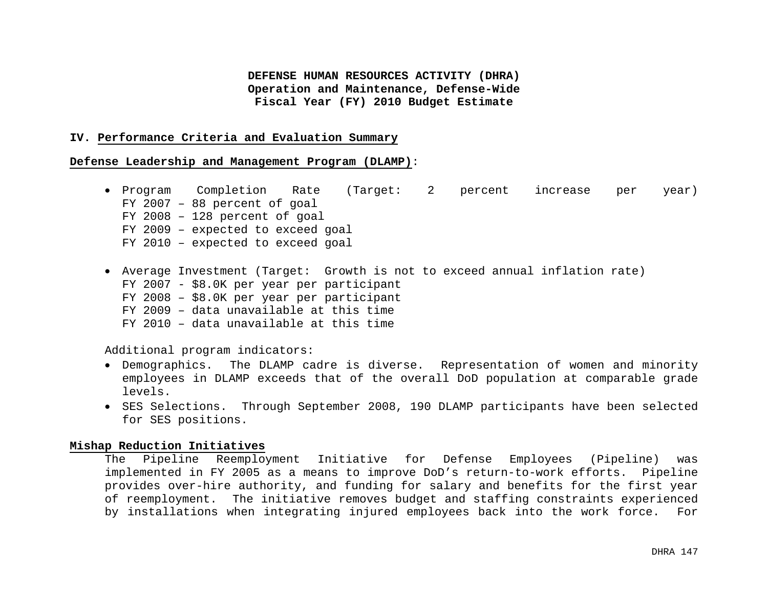**DEFENSE HUMAN RESOURCES ACTIVITY (DHRA)**
**Operation and Maintenance, Defense-Wide**
**Fiscal Year (FY) 2010 Budget Estimate**

## IV. Performance Criteria and Evaluation Summary

**Defense Leadership and Management Program (DLAMP)**:

- Program Completion Rate (Target: 2 percent increase per year)
  FY 2007 – 88 percent of goal
  FY 2008 – 128 percent of goal
  FY 2009 – expected to exceed goal
  FY 2010 – expected to exceed goal

- Average Investment (Target: Growth is not to exceed annual inflation rate)
  FY 2007 - $8.0K per year per participant
  FY 2008 – $8.0K per year per participant
  FY 2009 – data unavailable at this time
  FY 2010 – data unavailable at this time

Additional program indicators:

- Demographics. The DLAMP cadre is diverse. Representation of women and minority employees in DLAMP exceeds that of the overall DoD population at comparable grade levels.
- SES Selections. Through September 2008, 190 DLAMP participants have been selected for SES positions.

**Mishap Reduction Initiatives**

The Pipeline Reemployment Initiative for Defense Employees (Pipeline) was implemented in FY 2005 as a means to improve DoD's return-to-work efforts. Pipeline provides over-hire authority, and funding for salary and benefits for the first year of reemployment. The initiative removes budget and staffing constraints experienced by installations when integrating injured employees back into the work force. For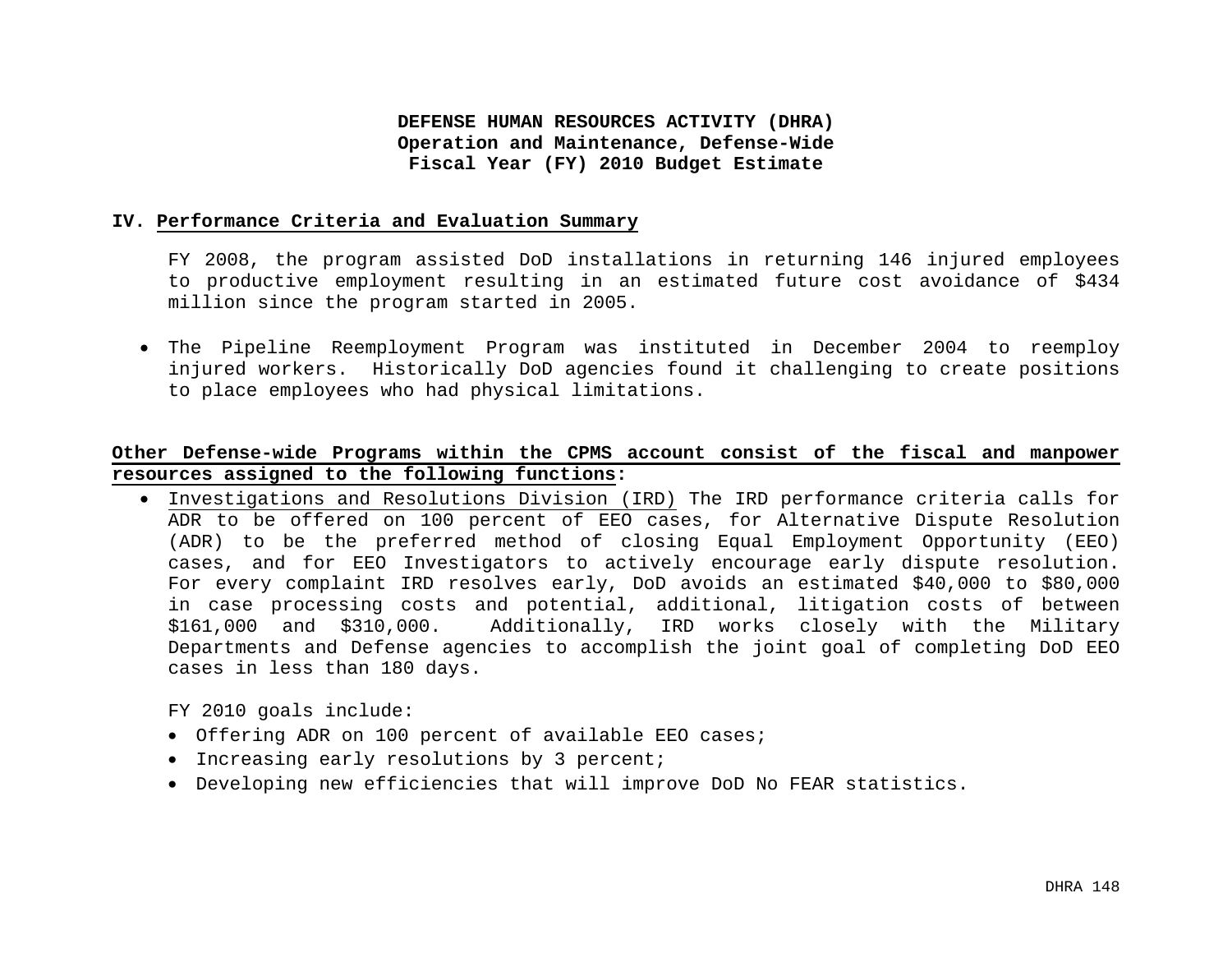## IV. Performance Criteria and Evaluation Summary

FY 2008, the program assisted DoD installations in returning 146 injured employees to productive employment resulting in an estimated future cost avoidance of $434 million since the program started in 2005.

- The Pipeline Reemployment Program was instituted in December 2004 to reemploy injured workers. Historically DoD agencies found it challenging to create positions to place employees who had physical limitations.

**Other Defense-wide Programs within the CPMS account consist of the fiscal and manpower resources assigned to the following functions:**

- Investigations and Resolutions Division (IRD) The IRD performance criteria calls for ADR to be offered on 100 percent of EEO cases, for Alternative Dispute Resolution (ADR) to be the preferred method of closing Equal Employment Opportunity (EEO) cases, and for EEO Investigators to actively encourage early dispute resolution. For every complaint IRD resolves early, DoD avoids an estimated $40,000 to $80,000 in case processing costs and potential, additional, litigation costs of between $161,000 and $310,000. Additionally, IRD works closely with the Military Departments and Defense agencies to accomplish the joint goal of completing DoD EEO cases in less than 180 days.

  FY 2010 goals include:
  - Offering ADR on 100 percent of available EEO cases;
  - Increasing early resolutions by 3 percent;
  - Developing new efficiencies that will improve DoD No FEAR statistics.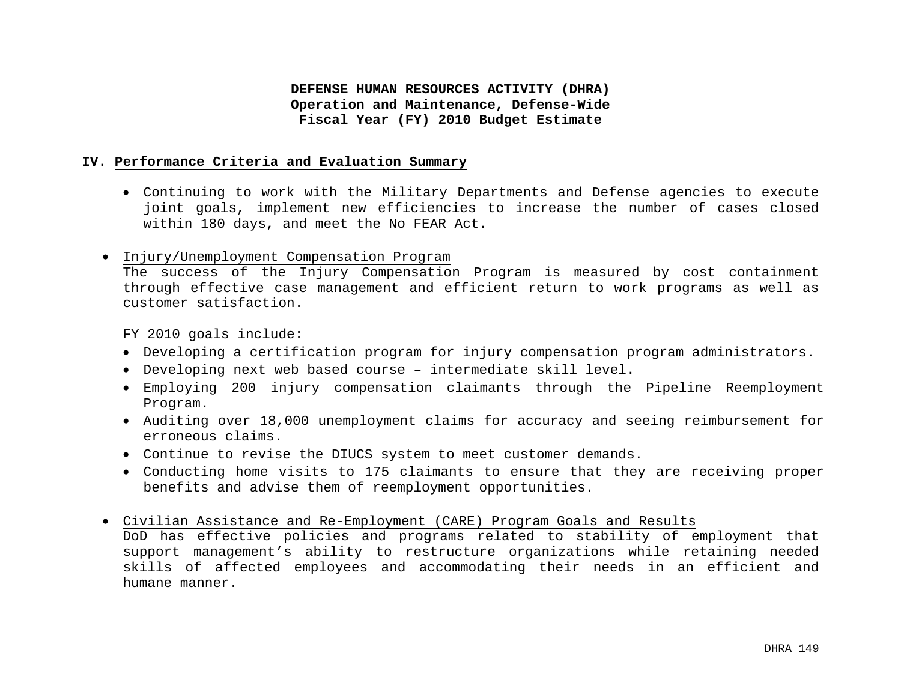**DEFENSE HUMAN RESOURCES ACTIVITY (DHRA)**
**Operation and Maintenance, Defense-Wide**
**Fiscal Year (FY) 2010 Budget Estimate**

## IV. Performance Criteria and Evaluation Summary

- Continuing to work with the Military Departments and Defense agencies to execute joint goals, implement new efficiencies to increase the number of cases closed within 180 days, and meet the No FEAR Act.

- Injury/Unemployment Compensation Program
  The success of the Injury Compensation Program is measured by cost containment through effective case management and efficient return to work programs as well as customer satisfaction.

  FY 2010 goals include:
  - Developing a certification program for injury compensation program administrators.
  - Developing next web based course – intermediate skill level.
  - Employing 200 injury compensation claimants through the Pipeline Reemployment Program.
  - Auditing over 18,000 unemployment claims for accuracy and seeing reimbursement for erroneous claims.
  - Continue to revise the DIUCS system to meet customer demands.
  - Conducting home visits to 175 claimants to ensure that they are receiving proper benefits and advise them of reemployment opportunities.

- Civilian Assistance and Re-Employment (CARE) Program Goals and Results
  DoD has effective policies and programs related to stability of employment that support management's ability to restructure organizations while retaining needed skills of affected employees and accommodating their needs in an efficient and humane manner.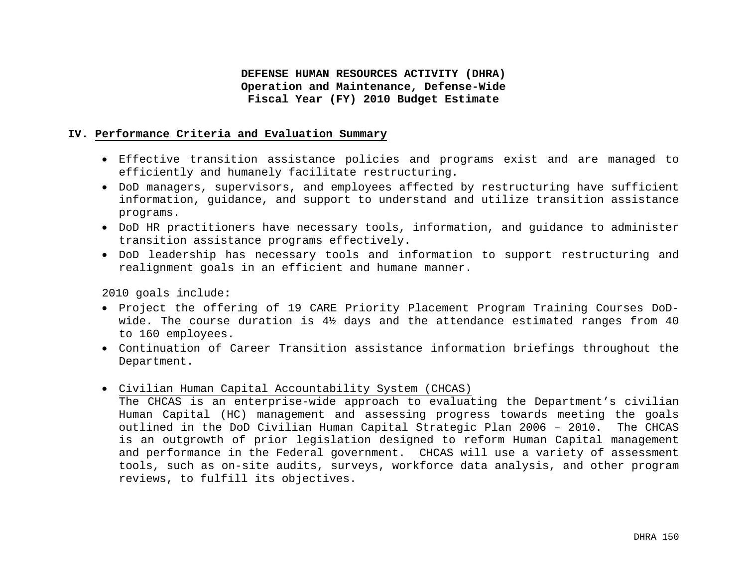**DEFENSE HUMAN RESOURCES ACTIVITY (DHRA)**
**Operation and Maintenance, Defense-Wide**
**Fiscal Year (FY) 2010 Budget Estimate**

## IV. Performance Criteria and Evaluation Summary

- Effective transition assistance policies and programs exist and are managed to efficiently and humanely facilitate restructuring.
- DoD managers, supervisors, and employees affected by restructuring have sufficient information, guidance, and support to understand and utilize transition assistance programs.
- DoD HR practitioners have necessary tools, information, and guidance to administer transition assistance programs effectively.
- DoD leadership has necessary tools and information to support restructuring and realignment goals in an efficient and humane manner.

2010 goals include:

- Project the offering of 19 CARE Priority Placement Program Training Courses DoD-wide. The course duration is 4½ days and the attendance estimated ranges from 40 to 160 employees.
- Continuation of Career Transition assistance information briefings throughout the Department.

- Civilian Human Capital Accountability System (CHCAS)
  The CHCAS is an enterprise-wide approach to evaluating the Department's civilian Human Capital (HC) management and assessing progress towards meeting the goals outlined in the DoD Civilian Human Capital Strategic Plan 2006 – 2010. The CHCAS is an outgrowth of prior legislation designed to reform Human Capital management and performance in the Federal government. CHCAS will use a variety of assessment tools, such as on-site audits, surveys, workforce data analysis, and other program reviews, to fulfill its objectives.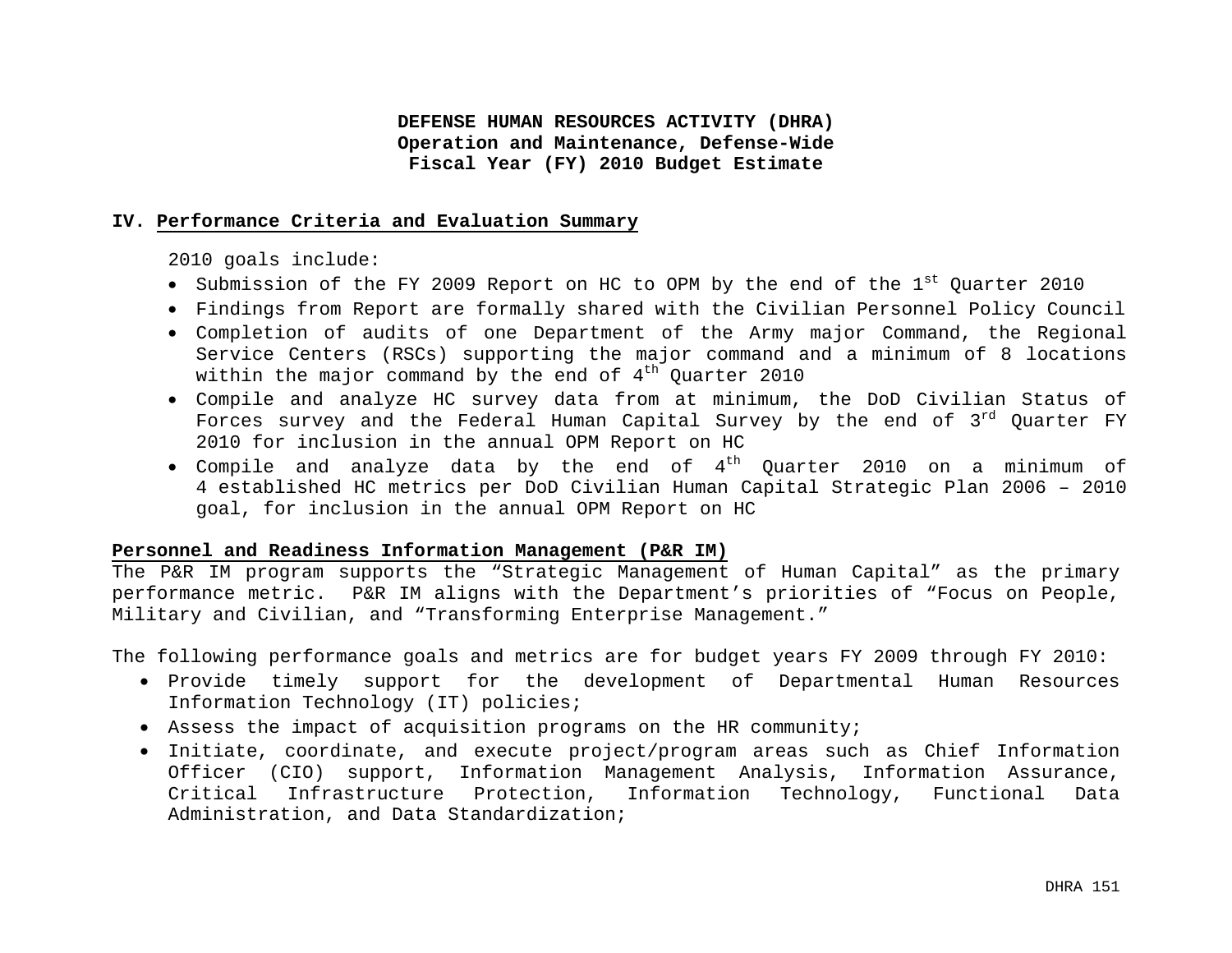**DEFENSE HUMAN RESOURCES ACTIVITY (DHRA)**
**Operation and Maintenance, Defense-Wide**
**Fiscal Year (FY) 2010 Budget Estimate**

**IV. Performance Criteria and Evaluation Summary**

2010 goals include:

- Submission of the FY 2009 Report on HC to OPM by the end of the 1st Quarter 2010
- Findings from Report are formally shared with the Civilian Personnel Policy Council
- Completion of audits of one Department of the Army major Command, the Regional Service Centers (RSCs) supporting the major command and a minimum of 8 locations within the major command by the end of 4th Quarter 2010
- Compile and analyze HC survey data from at minimum, the DoD Civilian Status of Forces survey and the Federal Human Capital Survey by the end of 3rd Quarter FY 2010 for inclusion in the annual OPM Report on HC
- Compile and analyze data by the end of 4th Quarter 2010 on a minimum of 4 established HC metrics per DoD Civilian Human Capital Strategic Plan 2006 – 2010 goal, for inclusion in the annual OPM Report on HC

**Personnel and Readiness Information Management (P&R IM)**

The P&R IM program supports the "Strategic Management of Human Capital" as the primary performance metric. P&R IM aligns with the Department's priorities of "Focus on People, Military and Civilian, and "Transforming Enterprise Management."

The following performance goals and metrics are for budget years FY 2009 through FY 2010:

- Provide timely support for the development of Departmental Human Resources Information Technology (IT) policies;
- Assess the impact of acquisition programs on the HR community;
- Initiate, coordinate, and execute project/program areas such as Chief Information Officer (CIO) support, Information Management Analysis, Information Assurance, Critical Infrastructure Protection, Information Technology, Functional Data Administration, and Data Standardization;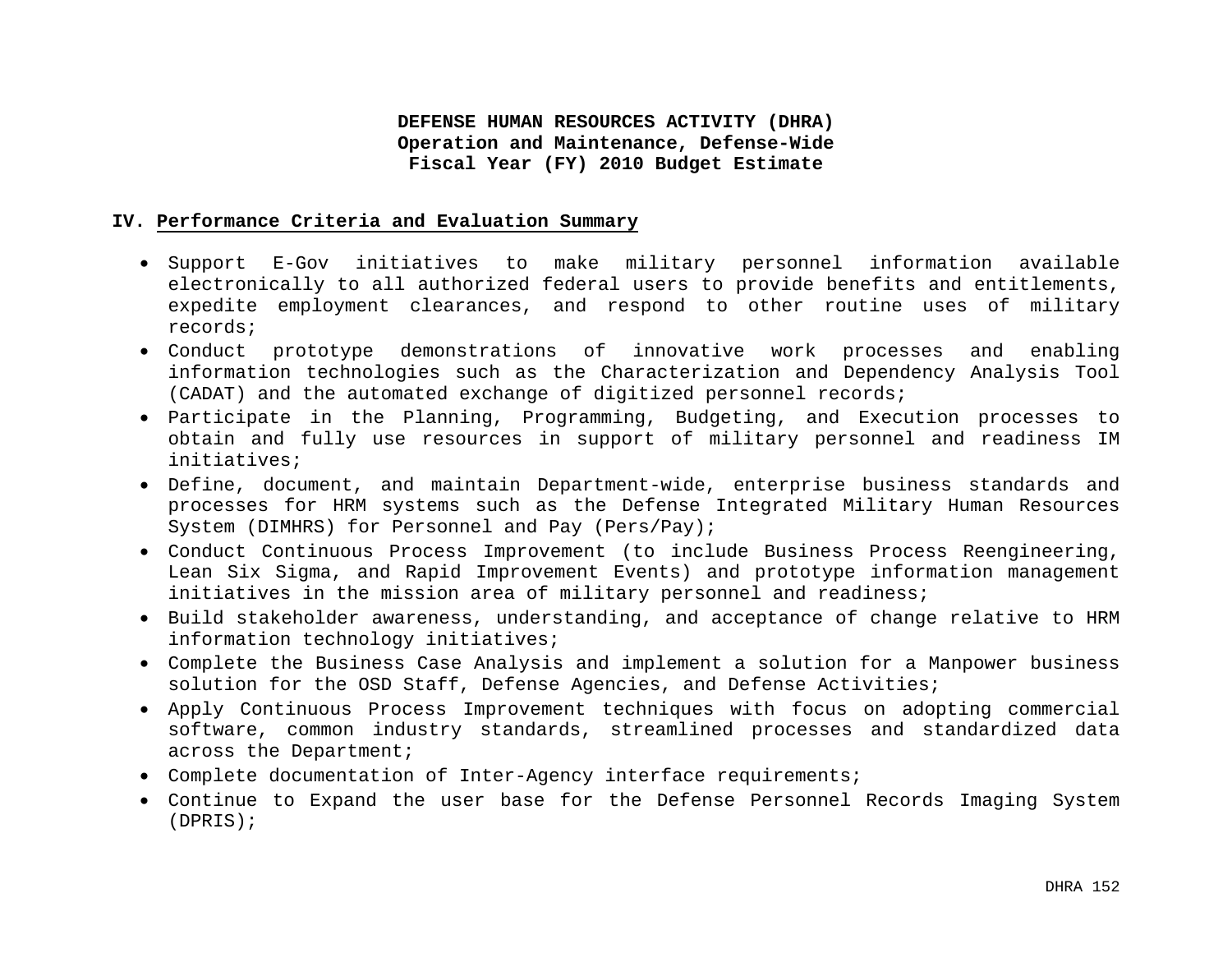**DEFENSE HUMAN RESOURCES ACTIVITY (DHRA)**
**Operation and Maintenance, Defense-Wide**
**Fiscal Year (FY) 2010 Budget Estimate**

## IV. Performance Criteria and Evaluation Summary

- Support E-Gov initiatives to make military personnel information available electronically to all authorized federal users to provide benefits and entitlements, expedite employment clearances, and respond to other routine uses of military records;
- Conduct prototype demonstrations of innovative work processes and enabling information technologies such as the Characterization and Dependency Analysis Tool (CADAT) and the automated exchange of digitized personnel records;
- Participate in the Planning, Programming, Budgeting, and Execution processes to obtain and fully use resources in support of military personnel and readiness IM initiatives;
- Define, document, and maintain Department-wide, enterprise business standards and processes for HRM systems such as the Defense Integrated Military Human Resources System (DIMHRS) for Personnel and Pay (Pers/Pay);
- Conduct Continuous Process Improvement (to include Business Process Reengineering, Lean Six Sigma, and Rapid Improvement Events) and prototype information management initiatives in the mission area of military personnel and readiness;
- Build stakeholder awareness, understanding, and acceptance of change relative to HRM information technology initiatives;
- Complete the Business Case Analysis and implement a solution for a Manpower business solution for the OSD Staff, Defense Agencies, and Defense Activities;
- Apply Continuous Process Improvement techniques with focus on adopting commercial software, common industry standards, streamlined processes and standardized data across the Department;
- Complete documentation of Inter-Agency interface requirements;
- Continue to Expand the user base for the Defense Personnel Records Imaging System (DPRIS);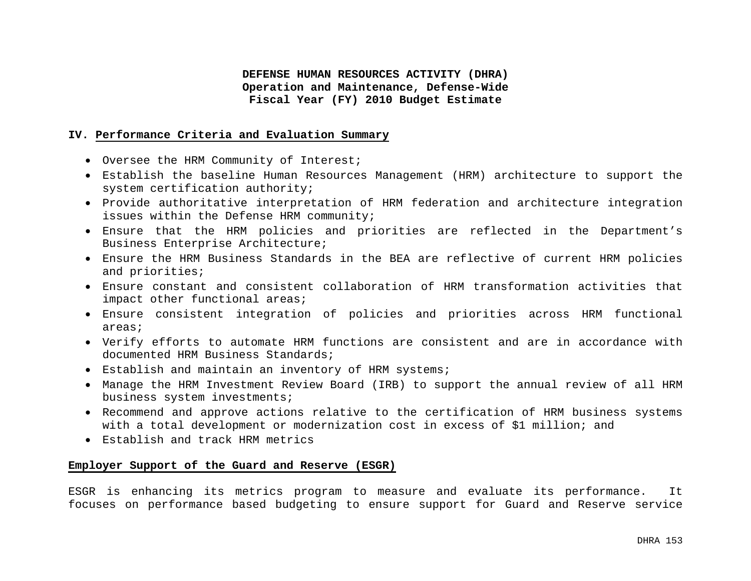**DEFENSE HUMAN RESOURCES ACTIVITY (DHRA)**
**Operation and Maintenance, Defense-Wide**
**Fiscal Year (FY) 2010 Budget Estimate**

## IV. Performance Criteria and Evaluation Summary

- Oversee the HRM Community of Interest;
- Establish the baseline Human Resources Management (HRM) architecture to support the system certification authority;
- Provide authoritative interpretation of HRM federation and architecture integration issues within the Defense HRM community;
- Ensure that the HRM policies and priorities are reflected in the Department's Business Enterprise Architecture;
- Ensure the HRM Business Standards in the BEA are reflective of current HRM policies and priorities;
- Ensure constant and consistent collaboration of HRM transformation activities that impact other functional areas;
- Ensure consistent integration of policies and priorities across HRM functional areas;
- Verify efforts to automate HRM functions are consistent and are in accordance with documented HRM Business Standards;
- Establish and maintain an inventory of HRM systems;
- Manage the HRM Investment Review Board (IRB) to support the annual review of all HRM business system investments;
- Recommend and approve actions relative to the certification of HRM business systems with a total development or modernization cost in excess of $1 million; and
- Establish and track HRM metrics

### Employer Support of the Guard and Reserve (ESGR)

ESGR is enhancing its metrics program to measure and evaluate its performance. It focuses on performance based budgeting to ensure support for Guard and Reserve service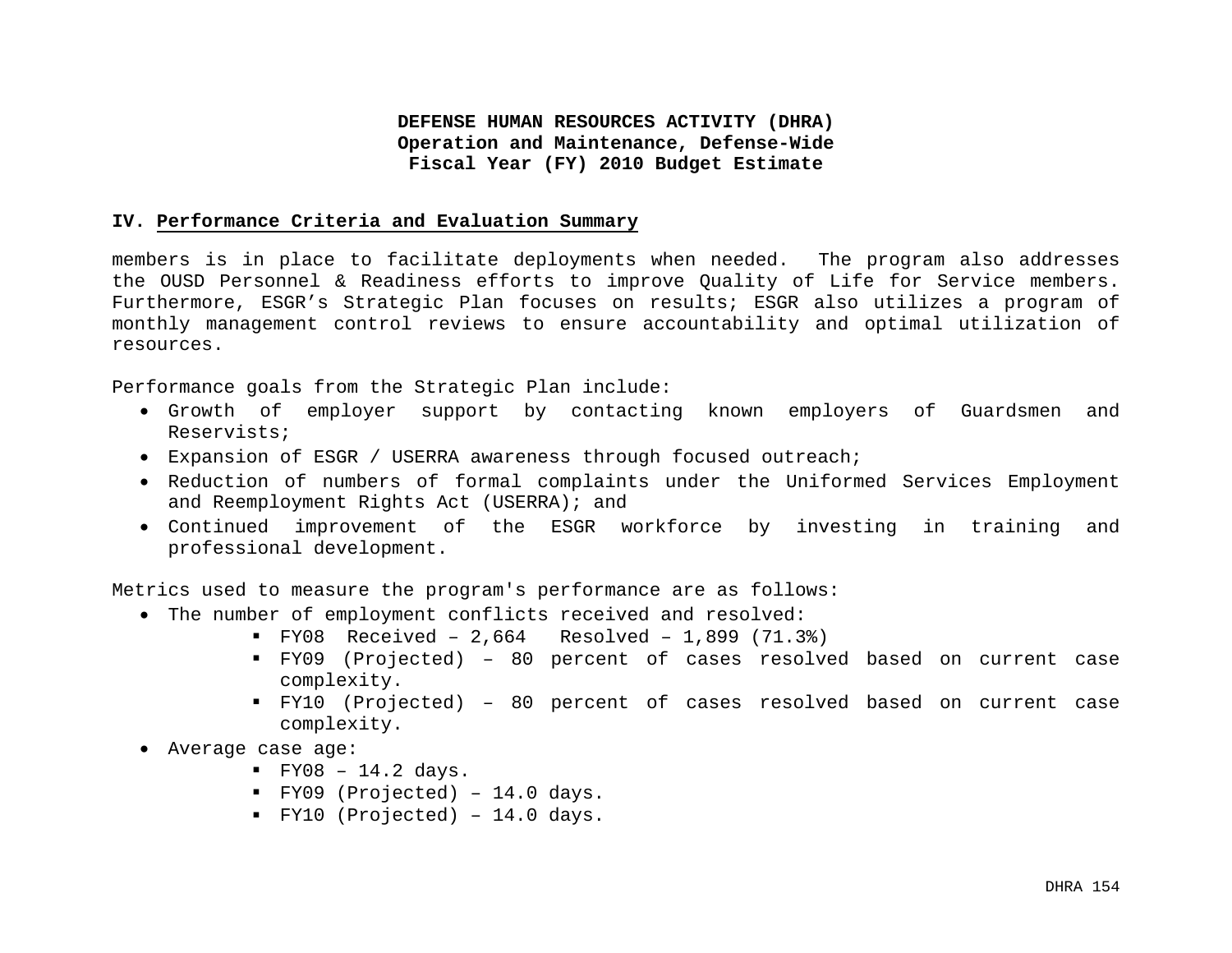**DEFENSE HUMAN RESOURCES ACTIVITY (DHRA)**
**Operation and Maintenance, Defense-Wide**
**Fiscal Year (FY) 2010 Budget Estimate**

## IV. Performance Criteria and Evaluation Summary

members is in place to facilitate deployments when needed. The program also addresses the OUSD Personnel & Readiness efforts to improve Quality of Life for Service members. Furthermore, ESGR's Strategic Plan focuses on results; ESGR also utilizes a program of monthly management control reviews to ensure accountability and optimal utilization of resources.

Performance goals from the Strategic Plan include:

- Growth of employer support by contacting known employers of Guardsmen and Reservists;
- Expansion of ESGR / USERRA awareness through focused outreach;
- Reduction of numbers of formal complaints under the Uniformed Services Employment and Reemployment Rights Act (USERRA); and
- Continued improvement of the ESGR workforce by investing in training and professional development.

Metrics used to measure the program's performance are as follows:

- The number of employment conflicts received and resolved:
  - FY08 Received – 2,664 Resolved – 1,899 (71.3%)
  - FY09 (Projected) – 80 percent of cases resolved based on current case complexity.
  - FY10 (Projected) – 80 percent of cases resolved based on current case complexity.
- Average case age:
  - FY08 – 14.2 days.
  - FY09 (Projected) – 14.0 days.
  - FY10 (Projected) – 14.0 days.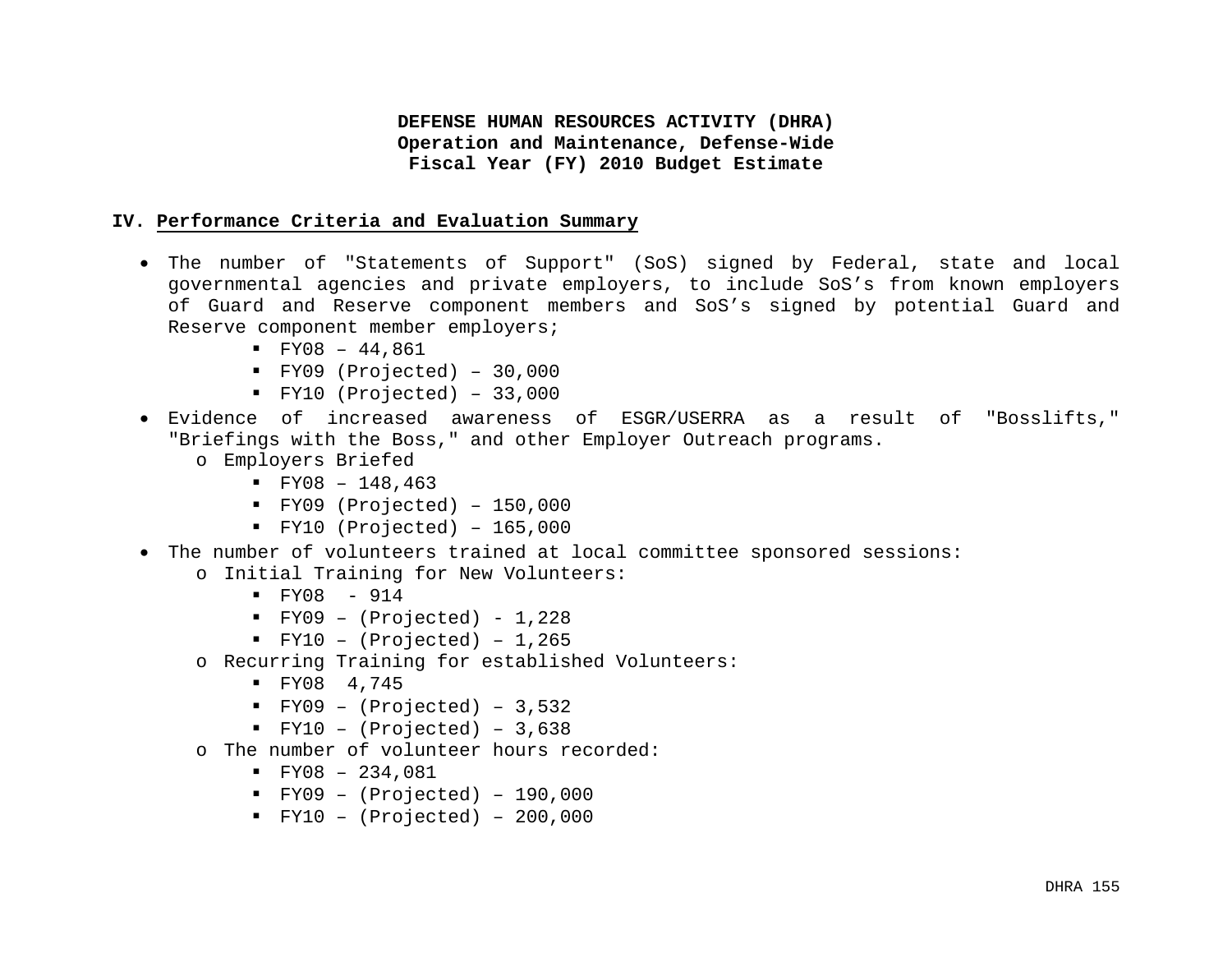**DEFENSE HUMAN RESOURCES ACTIVITY (DHRA)**
**Operation and Maintenance, Defense-Wide**
**Fiscal Year (FY) 2010 Budget Estimate**

## IV. Performance Criteria and Evaluation Summary

- The number of "Statements of Support" (SoS) signed by Federal, state and local governmental agencies and private employers, to include SoS's from known employers of Guard and Reserve component members and SoS's signed by potential Guard and Reserve component member employers;
    - FY08 – 44,861
    - FY09 (Projected) – 30,000
    - FY10 (Projected) – 33,000
- Evidence of increased awareness of ESGR/USERRA as a result of "Bosslifts," "Briefings with the Boss," and other Employer Outreach programs.
    - Employers Briefed
        - FY08 – 148,463
        - FY09 (Projected) – 150,000
        - FY10 (Projected) – 165,000
- The number of volunteers trained at local committee sponsored sessions:
    - Initial Training for New Volunteers:
        - FY08 - 914
        - FY09 – (Projected) - 1,228
        - FY10 – (Projected) – 1,265
    - Recurring Training for established Volunteers:
        - FY08 4,745
        - FY09 – (Projected) – 3,532
        - FY10 – (Projected) – 3,638
    - The number of volunteer hours recorded:
        - FY08 – 234,081
        - FY09 – (Projected) – 190,000
        - FY10 – (Projected) – 200,000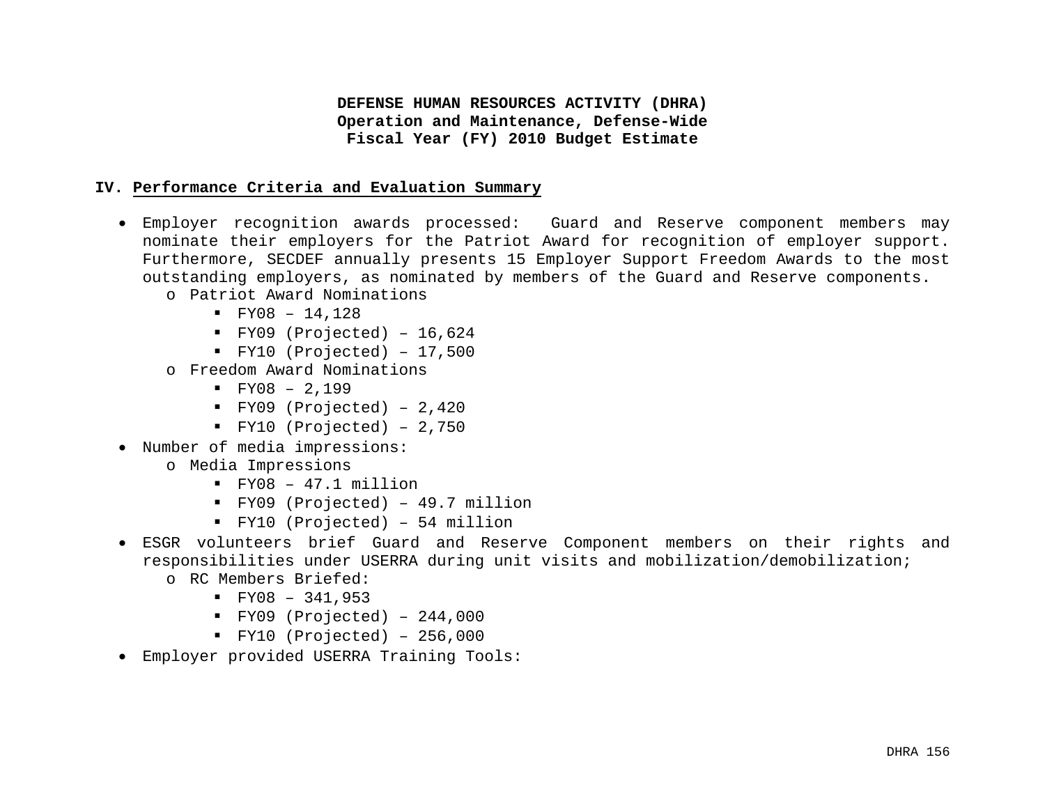**DEFENSE HUMAN RESOURCES ACTIVITY (DHRA)**
**Operation and Maintenance, Defense-Wide**
**Fiscal Year (FY) 2010 Budget Estimate**

## IV. Performance Criteria and Evaluation Summary

- Employer recognition awards processed: Guard and Reserve component members may nominate their employers for the Patriot Award for recognition of employer support. Furthermore, SECDEF annually presents 15 Employer Support Freedom Awards to the most outstanding employers, as nominated by members of the Guard and Reserve components.
  - Patriot Award Nominations
    - FY08 – 14,128
    - FY09 (Projected) – 16,624
    - FY10 (Projected) – 17,500
  - Freedom Award Nominations
    - FY08 – 2,199
    - FY09 (Projected) – 2,420
    - FY10 (Projected) – 2,750
- Number of media impressions:
  - Media Impressions
    - FY08 – 47.1 million
    - FY09 (Projected) – 49.7 million
    - FY10 (Projected) – 54 million
- ESGR volunteers brief Guard and Reserve Component members on their rights and responsibilities under USERRA during unit visits and mobilization/demobilization;
  - RC Members Briefed:
    - FY08 – 341,953
    - FY09 (Projected) – 244,000
    - FY10 (Projected) – 256,000
- Employer provided USERRA Training Tools: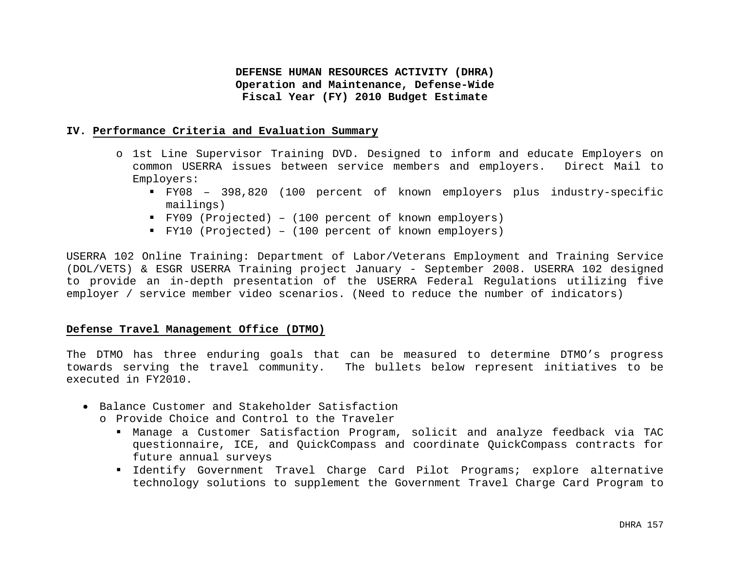**DEFENSE HUMAN RESOURCES ACTIVITY (DHRA)**
**Operation and Maintenance, Defense-Wide**
**Fiscal Year (FY) 2010 Budget Estimate**

## IV. Performance Criteria and Evaluation Summary

- o 1st Line Supervisor Training DVD. Designed to inform and educate Employers on common USERRA issues between service members and employers. Direct Mail to Employers:
  - FY08 – 398,820 (100 percent of known employers plus industry-specific mailings)
  - FY09 (Projected) – (100 percent of known employers)
  - FY10 (Projected) – (100 percent of known employers)

USERRA 102 Online Training: Department of Labor/Veterans Employment and Training Service (DOL/VETS) & ESGR USERRA Training project January - September 2008. USERRA 102 designed to provide an in-depth presentation of the USERRA Federal Regulations utilizing five employer / service member video scenarios. (Need to reduce the number of indicators)

### Defense Travel Management Office (DTMO)

The DTMO has three enduring goals that can be measured to determine DTMO's progress towards serving the travel community. The bullets below represent initiatives to be executed in FY2010.

- Balance Customer and Stakeholder Satisfaction
  - o Provide Choice and Control to the Traveler
    - Manage a Customer Satisfaction Program, solicit and analyze feedback via TAC questionnaire, ICE, and QuickCompass and coordinate QuickCompass contracts for future annual surveys
    - Identify Government Travel Charge Card Pilot Programs; explore alternative technology solutions to supplement the Government Travel Charge Card Program to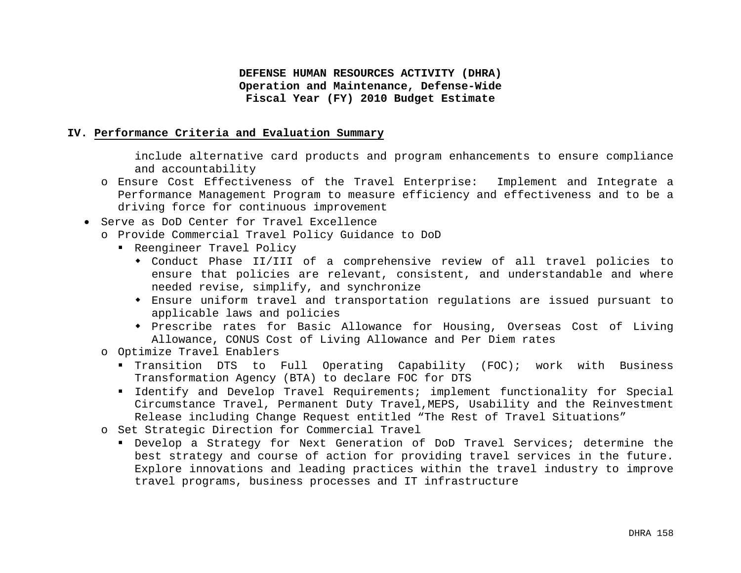**DEFENSE HUMAN RESOURCES ACTIVITY (DHRA)**
**Operation and Maintenance, Defense-Wide**
**Fiscal Year (FY) 2010 Budget Estimate**

## IV. Performance Criteria and Evaluation Summary

include alternative card products and program enhancements to ensure compliance and accountability

- Ensure Cost Effectiveness of the Travel Enterprise: Implement and Integrate a Performance Management Program to measure efficiency and effectiveness and to be a driving force for continuous improvement

- Serve as DoD Center for Travel Excellence
  - Provide Commercial Travel Policy Guidance to DoD
    - Reengineer Travel Policy
      - Conduct Phase II/III of a comprehensive review of all travel policies to ensure that policies are relevant, consistent, and understandable and where needed revise, simplify, and synchronize
      - Ensure uniform travel and transportation regulations are issued pursuant to applicable laws and policies
      - Prescribe rates for Basic Allowance for Housing, Overseas Cost of Living Allowance, CONUS Cost of Living Allowance and Per Diem rates
  - Optimize Travel Enablers
    - Transition DTS to Full Operating Capability (FOC); work with Business Transformation Agency (BTA) to declare FOC for DTS
    - Identify and Develop Travel Requirements; implement functionality for Special Circumstance Travel, Permanent Duty Travel,MEPS, Usability and the Reinvestment Release including Change Request entitled “The Rest of Travel Situations”
  - Set Strategic Direction for Commercial Travel
    - Develop a Strategy for Next Generation of DoD Travel Services; determine the best strategy and course of action for providing travel services in the future. Explore innovations and leading practices within the travel industry to improve travel programs, business processes and IT infrastructure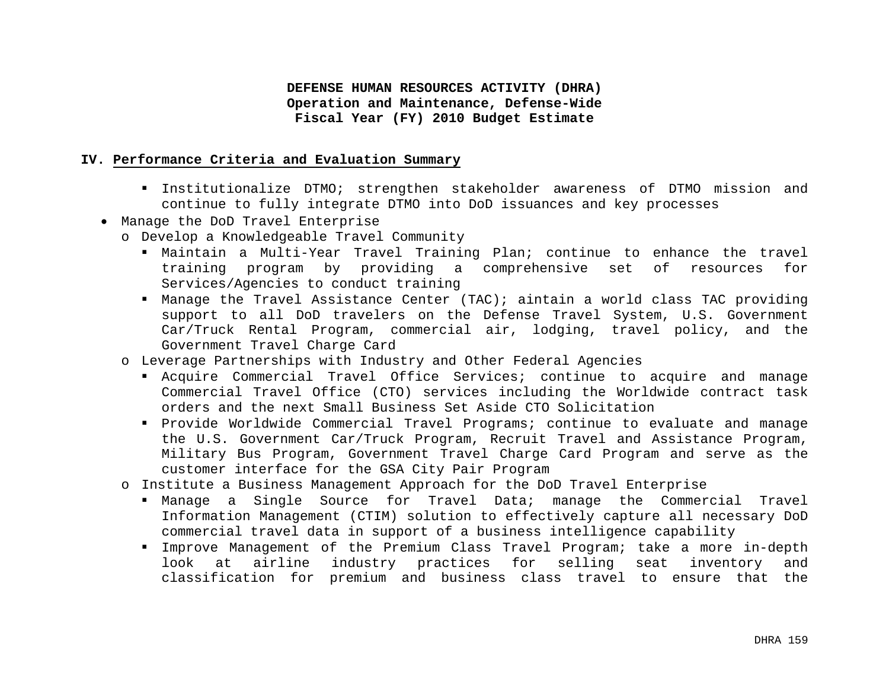**DEFENSE HUMAN RESOURCES ACTIVITY (DHRA)**
**Operation and Maintenance, Defense-Wide**
**Fiscal Year (FY) 2010 Budget Estimate**

## IV. Performance Criteria and Evaluation Summary

- Institutionalize DTMO; strengthen stakeholder awareness of DTMO mission and continue to fully integrate DTMO into DoD issuances and key processes

- Manage the DoD Travel Enterprise
  - Develop a Knowledgeable Travel Community
    - Maintain a Multi-Year Travel Training Plan; continue to enhance the travel training program by providing a comprehensive set of resources for Services/Agencies to conduct training
    - Manage the Travel Assistance Center (TAC); aintain a world class TAC providing support to all DoD travelers on the Defense Travel System, U.S. Government Car/Truck Rental Program, commercial air, lodging, travel policy, and the Government Travel Charge Card
  - Leverage Partnerships with Industry and Other Federal Agencies
    - Acquire Commercial Travel Office Services; continue to acquire and manage Commercial Travel Office (CTO) services including the Worldwide contract task orders and the next Small Business Set Aside CTO Solicitation
    - Provide Worldwide Commercial Travel Programs; continue to evaluate and manage the U.S. Government Car/Truck Program, Recruit Travel and Assistance Program, Military Bus Program, Government Travel Charge Card Program and serve as the customer interface for the GSA City Pair Program
  - Institute a Business Management Approach for the DoD Travel Enterprise
    - Manage a Single Source for Travel Data; manage the Commercial Travel Information Management (CTIM) solution to effectively capture all necessary DoD commercial travel data in support of a business intelligence capability
    - Improve Management of the Premium Class Travel Program; take a more in-depth look at airline industry practices for selling seat inventory and classification for premium and business class travel to ensure that the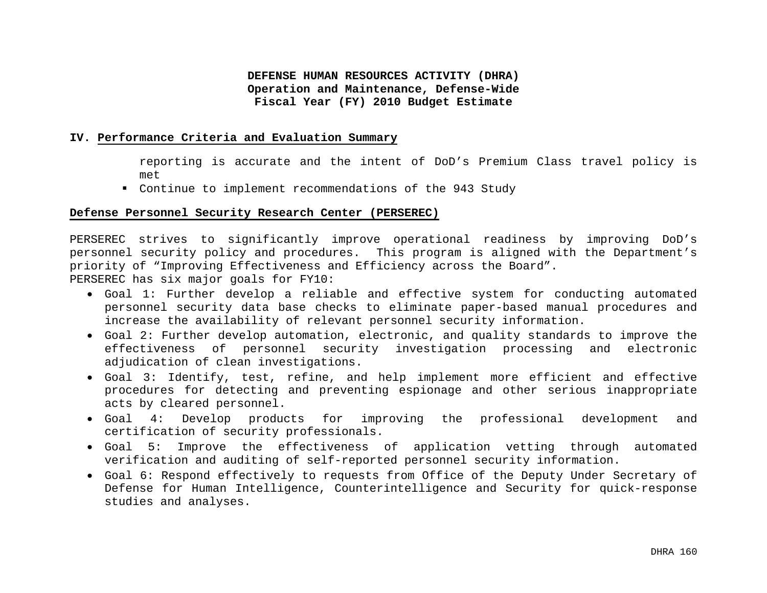## IV. Performance Criteria and Evaluation Summary

reporting is accurate and the intent of DoD's Premium Class travel policy is met

- Continue to implement recommendations of the 943 Study

**Defense Personnel Security Research Center (PERSEREC)**

PERSEREC strives to significantly improve operational readiness by improving DoD's personnel security policy and procedures. This program is aligned with the Department's priority of "Improving Effectiveness and Efficiency across the Board".
PERSEREC has six major goals for FY10:

- Goal 1: Further develop a reliable and effective system for conducting automated personnel security data base checks to eliminate paper-based manual procedures and increase the availability of relevant personnel security information.
- Goal 2: Further develop automation, electronic, and quality standards to improve the effectiveness of personnel security investigation processing and electronic adjudication of clean investigations.
- Goal 3: Identify, test, refine, and help implement more efficient and effective procedures for detecting and preventing espionage and other serious inappropriate acts by cleared personnel.
- Goal 4: Develop products for improving the professional development and certification of security professionals.
- Goal 5: Improve the effectiveness of application vetting through automated verification and auditing of self-reported personnel security information.
- Goal 6: Respond effectively to requests from Office of the Deputy Under Secretary of Defense for Human Intelligence, Counterintelligence and Security for quick-response studies and analyses.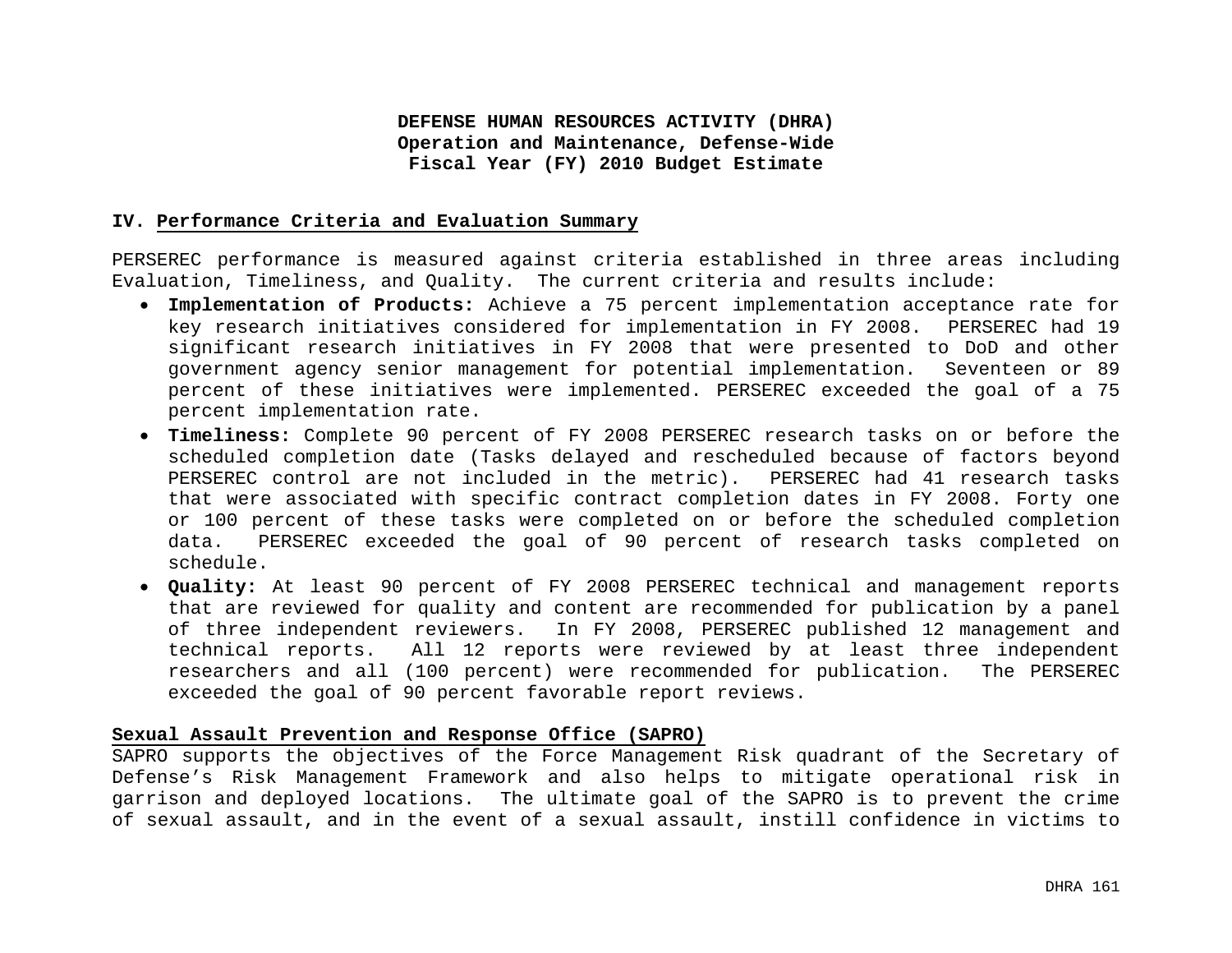**DEFENSE HUMAN RESOURCES ACTIVITY (DHRA)**
**Operation and Maintenance, Defense-Wide**
**Fiscal Year (FY) 2010 Budget Estimate**

## IV. Performance Criteria and Evaluation Summary

PERSEREC performance is measured against criteria established in three areas including Evaluation, Timeliness, and Quality. The current criteria and results include:

- **Implementation of Products:** Achieve a 75 percent implementation acceptance rate for key research initiatives considered for implementation in FY 2008. PERSEREC had 19 significant research initiatives in FY 2008 that were presented to DoD and other government agency senior management for potential implementation. Seventeen or 89 percent of these initiatives were implemented. PERSEREC exceeded the goal of a 75 percent implementation rate.
- **Timeliness:** Complete 90 percent of FY 2008 PERSEREC research tasks on or before the scheduled completion date (Tasks delayed and rescheduled because of factors beyond PERSEREC control are not included in the metric). PERSEREC had 41 research tasks that were associated with specific contract completion dates in FY 2008. Forty one or 100 percent of these tasks were completed on or before the scheduled completion data. PERSEREC exceeded the goal of 90 percent of research tasks completed on schedule.
- **Quality:** At least 90 percent of FY 2008 PERSEREC technical and management reports that are reviewed for quality and content are recommended for publication by a panel of three independent reviewers. In FY 2008, PERSEREC published 12 management and technical reports. All 12 reports were reviewed by at least three independent researchers and all (100 percent) were recommended for publication. The PERSEREC exceeded the goal of 90 percent favorable report reviews.

**Sexual Assault Prevention and Response Office (SAPRO)**

SAPRO supports the objectives of the Force Management Risk quadrant of the Secretary of Defense's Risk Management Framework and also helps to mitigate operational risk in garrison and deployed locations. The ultimate goal of the SAPRO is to prevent the crime of sexual assault, and in the event of a sexual assault, instill confidence in victims to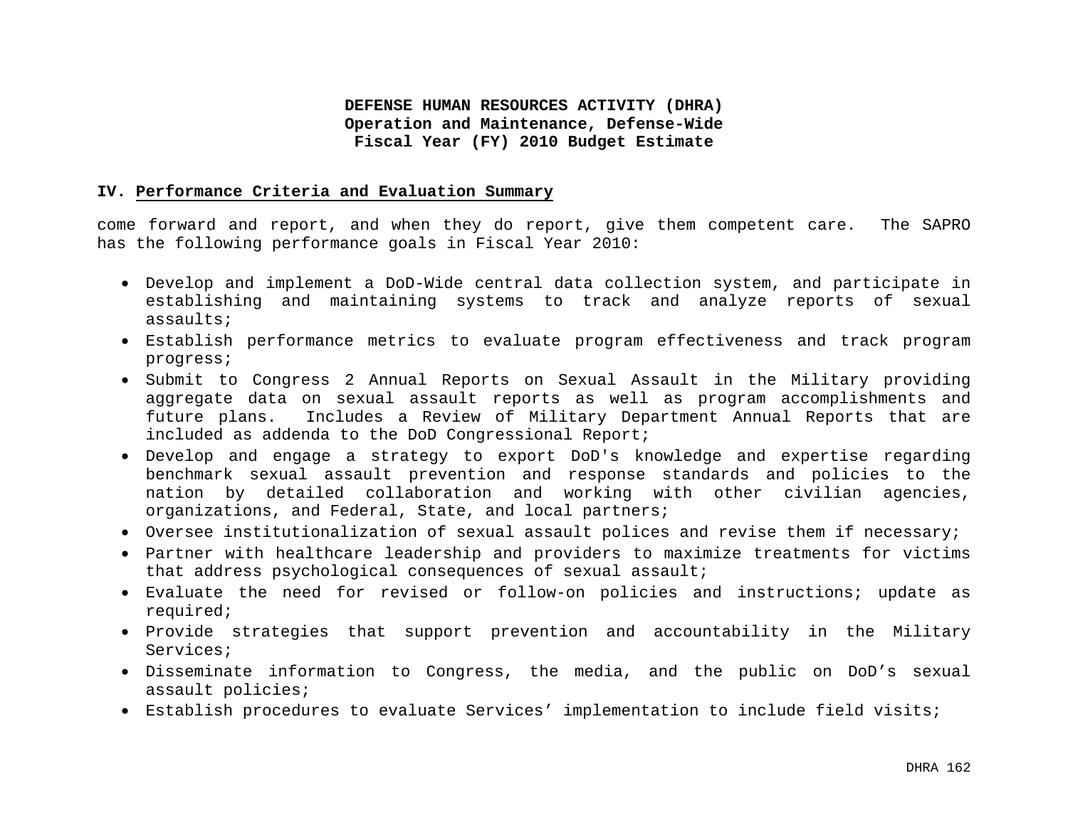## IV. Performance Criteria and Evaluation Summary

come forward and report, and when they do report, give them competent care. The SAPRO has the following performance goals in Fiscal Year 2010:

- Develop and implement a DoD-Wide central data collection system, and participate in establishing and maintaining systems to track and analyze reports of sexual assaults;
- Establish performance metrics to evaluate program effectiveness and track program progress;
- Submit to Congress 2 Annual Reports on Sexual Assault in the Military providing aggregate data on sexual assault reports as well as program accomplishments and future plans. Includes a Review of Military Department Annual Reports that are included as addenda to the DoD Congressional Report;
- Develop and engage a strategy to export DoD's knowledge and expertise regarding benchmark sexual assault prevention and response standards and policies to the nation by detailed collaboration and working with other civilian agencies, organizations, and Federal, State, and local partners;
- Oversee institutionalization of sexual assault polices and revise them if necessary;
- Partner with healthcare leadership and providers to maximize treatments for victims that address psychological consequences of sexual assault;
- Evaluate the need for revised or follow-on policies and instructions; update as required;
- Provide strategies that support prevention and accountability in the Military Services;
- Disseminate information to Congress, the media, and the public on DoD's sexual assault policies;
- Establish procedures to evaluate Services' implementation to include field visits;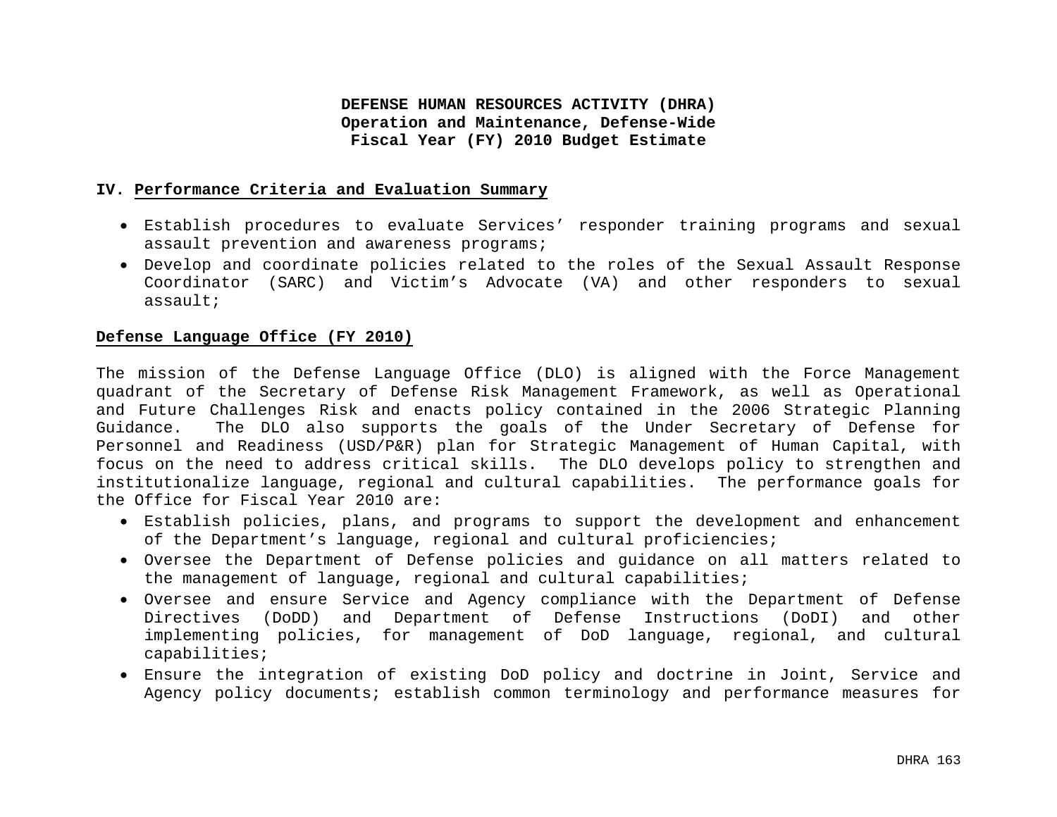**DEFENSE HUMAN RESOURCES ACTIVITY (DHRA)**
**Operation and Maintenance, Defense-Wide**
**Fiscal Year (FY) 2010 Budget Estimate**

## IV. Performance Criteria and Evaluation Summary

- Establish procedures to evaluate Services' responder training programs and sexual assault prevention and awareness programs;
- Develop and coordinate policies related to the roles of the Sexual Assault Response Coordinator (SARC) and Victim's Advocate (VA) and other responders to sexual assault;

### Defense Language Office (FY 2010)

The mission of the Defense Language Office (DLO) is aligned with the Force Management quadrant of the Secretary of Defense Risk Management Framework, as well as Operational and Future Challenges Risk and enacts policy contained in the 2006 Strategic Planning Guidance. The DLO also supports the goals of the Under Secretary of Defense for Personnel and Readiness (USD/P&R) plan for Strategic Management of Human Capital, with focus on the need to address critical skills. The DLO develops policy to strengthen and institutionalize language, regional and cultural capabilities. The performance goals for the Office for Fiscal Year 2010 are:

- Establish policies, plans, and programs to support the development and enhancement of the Department's language, regional and cultural proficiencies;
- Oversee the Department of Defense policies and guidance on all matters related to the management of language, regional and cultural capabilities;
- Oversee and ensure Service and Agency compliance with the Department of Defense Directives (DoDD) and Department of Defense Instructions (DoDI) and other implementing policies, for management of DoD language, regional, and cultural capabilities;
- Ensure the integration of existing DoD policy and doctrine in Joint, Service and Agency policy documents; establish common terminology and performance measures for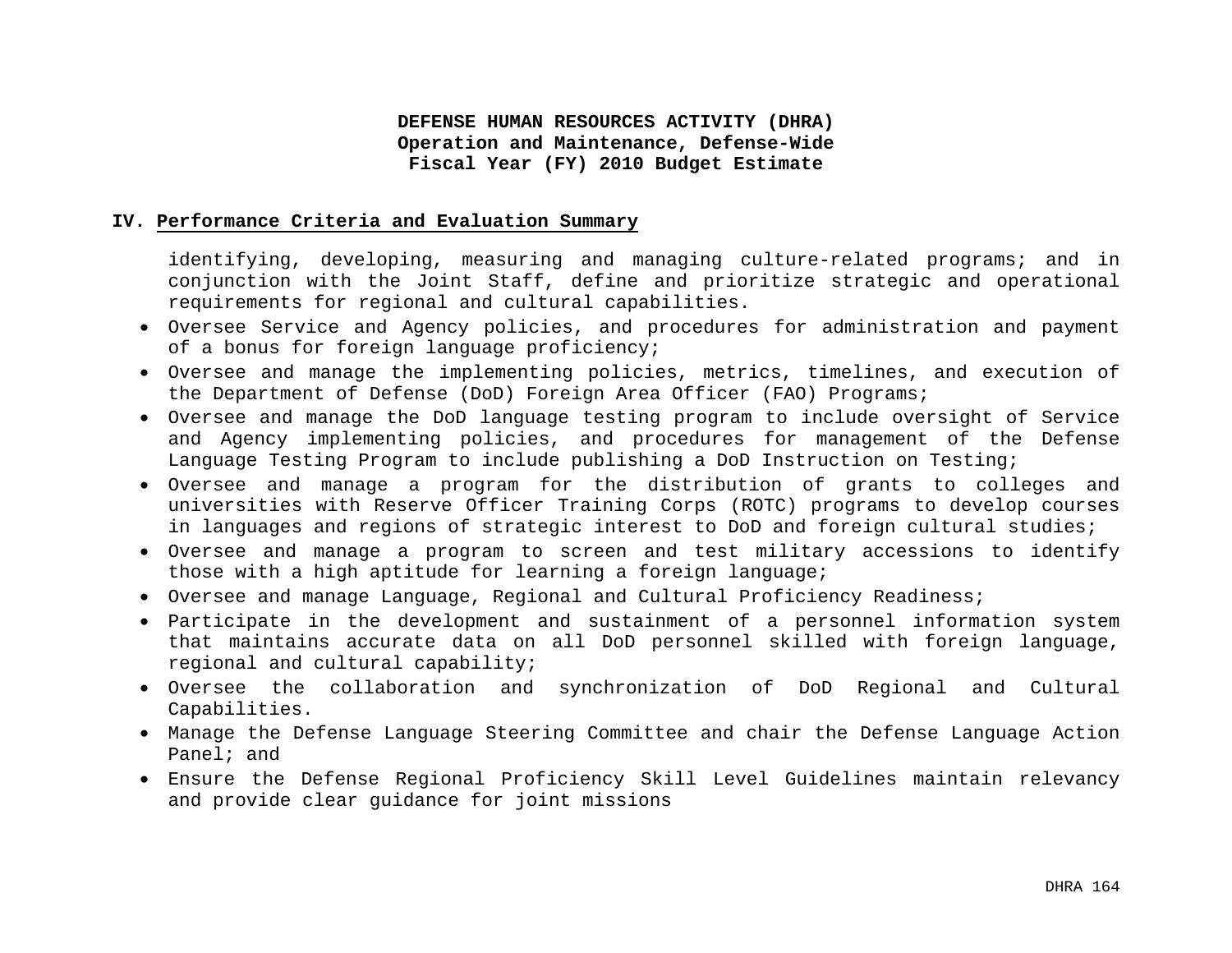## IV. Performance Criteria and Evaluation Summary

identifying, developing, measuring and managing culture-related programs; and in conjunction with the Joint Staff, define and prioritize strategic and operational requirements for regional and cultural capabilities.

- Oversee Service and Agency policies, and procedures for administration and payment of a bonus for foreign language proficiency;
- Oversee and manage the implementing policies, metrics, timelines, and execution of the Department of Defense (DoD) Foreign Area Officer (FAO) Programs;
- Oversee and manage the DoD language testing program to include oversight of Service and Agency implementing policies, and procedures for management of the Defense Language Testing Program to include publishing a DoD Instruction on Testing;
- Oversee and manage a program for the distribution of grants to colleges and universities with Reserve Officer Training Corps (ROTC) programs to develop courses in languages and regions of strategic interest to DoD and foreign cultural studies;
- Oversee and manage a program to screen and test military accessions to identify those with a high aptitude for learning a foreign language;
- Oversee and manage Language, Regional and Cultural Proficiency Readiness;
- Participate in the development and sustainment of a personnel information system that maintains accurate data on all DoD personnel skilled with foreign language, regional and cultural capability;
- Oversee the collaboration and synchronization of DoD Regional and Cultural Capabilities.
- Manage the Defense Language Steering Committee and chair the Defense Language Action Panel; and
- Ensure the Defense Regional Proficiency Skill Level Guidelines maintain relevancy and provide clear guidance for joint missions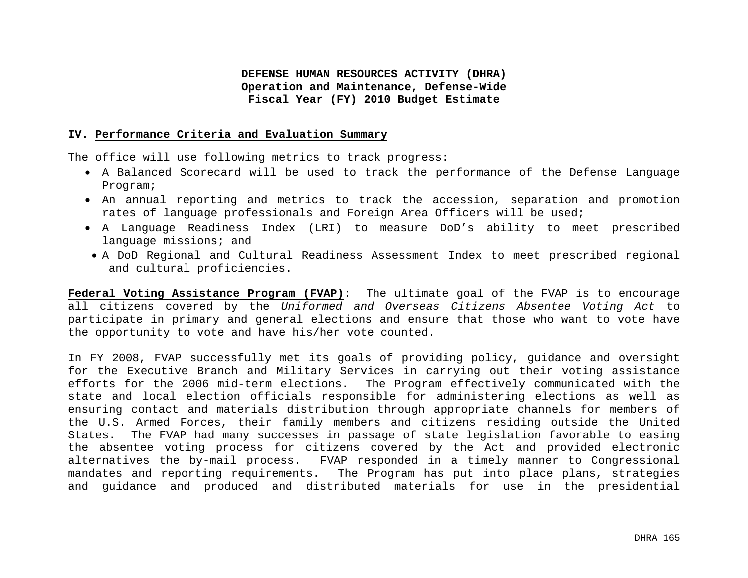**DEFENSE HUMAN RESOURCES ACTIVITY (DHRA)**
**Operation and Maintenance, Defense-Wide**
**Fiscal Year (FY) 2010 Budget Estimate**

## IV. Performance Criteria and Evaluation Summary

The office will use following metrics to track progress:

- A Balanced Scorecard will be used to track the performance of the Defense Language Program;
- An annual reporting and metrics to track the accession, separation and promotion rates of language professionals and Foreign Area Officers will be used;
- A Language Readiness Index (LRI) to measure DoD's ability to meet prescribed language missions; and
- A DoD Regional and Cultural Readiness Assessment Index to meet prescribed regional and cultural proficiencies.

**Federal Voting Assistance Program (FVAP)**: The ultimate goal of the FVAP is to encourage all citizens covered by the *Uniformed and Overseas Citizens Absentee Voting Act* to participate in primary and general elections and ensure that those who want to vote have the opportunity to vote and have his/her vote counted.

In FY 2008, FVAP successfully met its goals of providing policy, guidance and oversight for the Executive Branch and Military Services in carrying out their voting assistance efforts for the 2006 mid-term elections. The Program effectively communicated with the state and local election officials responsible for administering elections as well as ensuring contact and materials distribution through appropriate channels for members of the U.S. Armed Forces, their family members and citizens residing outside the United States. The FVAP had many successes in passage of state legislation favorable to easing the absentee voting process for citizens covered by the Act and provided electronic alternatives the by-mail process. FVAP responded in a timely manner to Congressional mandates and reporting requirements. The Program has put into place plans, strategies and guidance and produced and distributed materials for use in the presidential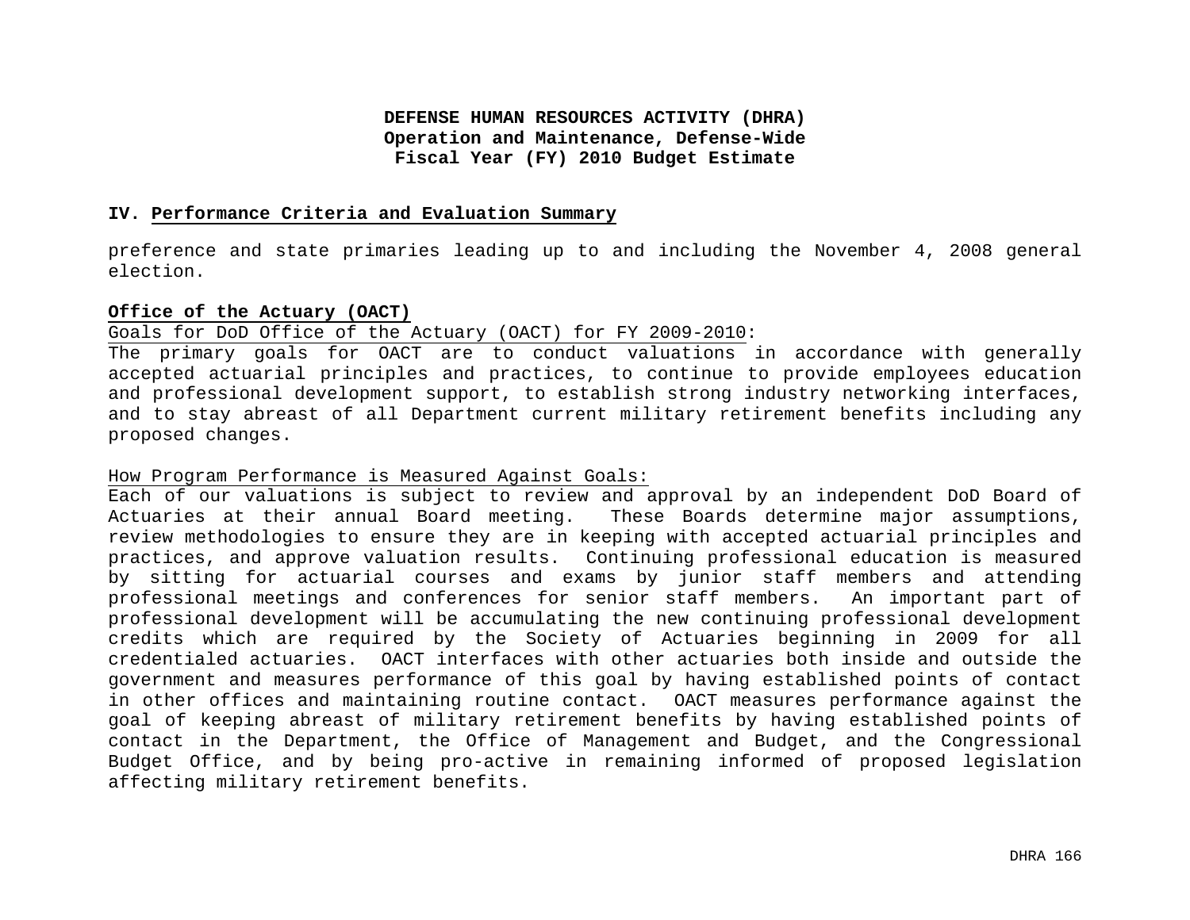**DEFENSE HUMAN RESOURCES ACTIVITY (DHRA)**
**Operation and Maintenance, Defense-Wide**
**Fiscal Year (FY) 2010 Budget Estimate**

**IV. Performance Criteria and Evaluation Summary**

preference and state primaries leading up to and including the November 4, 2008 general election.

**Office of the Actuary (OACT)**

Goals for DoD Office of the Actuary (OACT) for FY 2009-2010:

The primary goals for OACT are to conduct valuations in accordance with generally accepted actuarial principles and practices, to continue to provide employees education and professional development support, to establish strong industry networking interfaces, and to stay abreast of all Department current military retirement benefits including any proposed changes.

How Program Performance is Measured Against Goals:

Each of our valuations is subject to review and approval by an independent DoD Board of Actuaries at their annual Board meeting. These Boards determine major assumptions, review methodologies to ensure they are in keeping with accepted actuarial principles and practices, and approve valuation results. Continuing professional education is measured by sitting for actuarial courses and exams by junior staff members and attending professional meetings and conferences for senior staff members. An important part of professional development will be accumulating the new continuing professional development credits which are required by the Society of Actuaries beginning in 2009 for all credentialed actuaries. OACT interfaces with other actuaries both inside and outside the government and measures performance of this goal by having established points of contact in other offices and maintaining routine contact. OACT measures performance against the goal of keeping abreast of military retirement benefits by having established points of contact in the Department, the Office of Management and Budget, and the Congressional Budget Office, and by being pro-active in remaining informed of proposed legislation affecting military retirement benefits.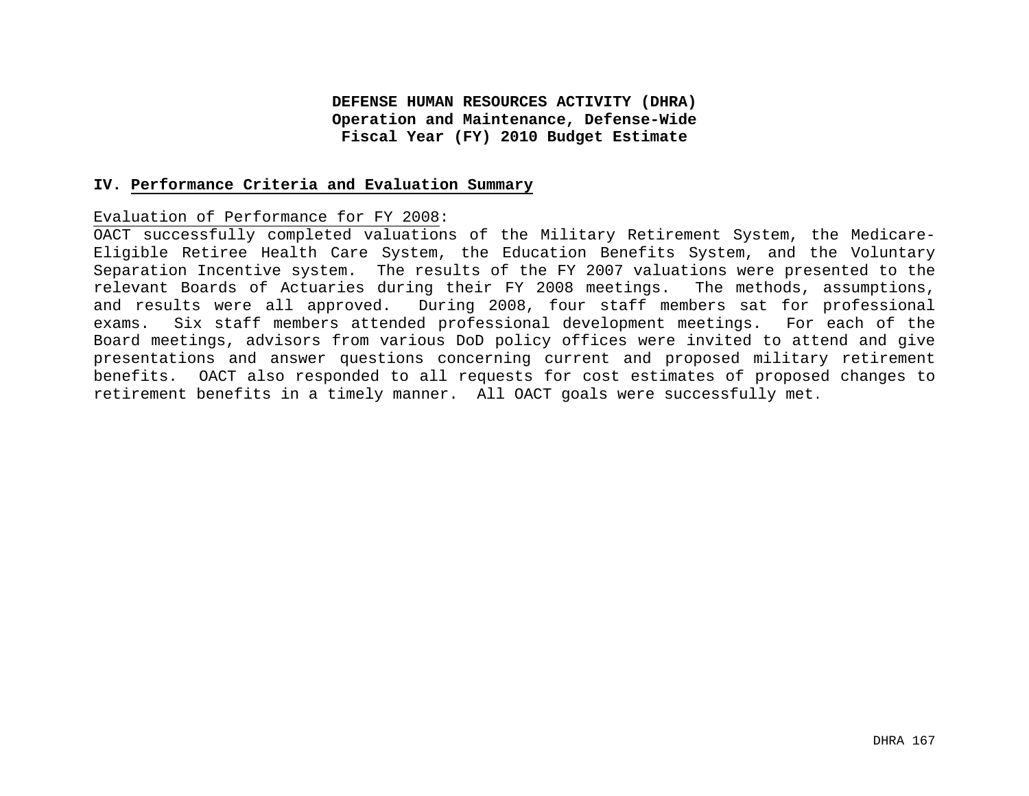**DEFENSE HUMAN RESOURCES ACTIVITY (DHRA)**
**Operation and Maintenance, Defense-Wide**
**Fiscal Year (FY) 2010 Budget Estimate**

## IV. Performance Criteria and Evaluation Summary

Evaluation of Performance for FY 2008:
OACT successfully completed valuations of the Military Retirement System, the Medicare-Eligible Retiree Health Care System, the Education Benefits System, and the Voluntary Separation Incentive system. The results of the FY 2007 valuations were presented to the relevant Boards of Actuaries during their FY 2008 meetings. The methods, assumptions, and results were all approved. During 2008, four staff members sat for professional exams. Six staff members attended professional development meetings. For each of the Board meetings, advisors from various DoD policy offices were invited to attend and give presentations and answer questions concerning current and proposed military retirement benefits. OACT also responded to all requests for cost estimates of proposed changes to retirement benefits in a timely manner. All OACT goals were successfully met.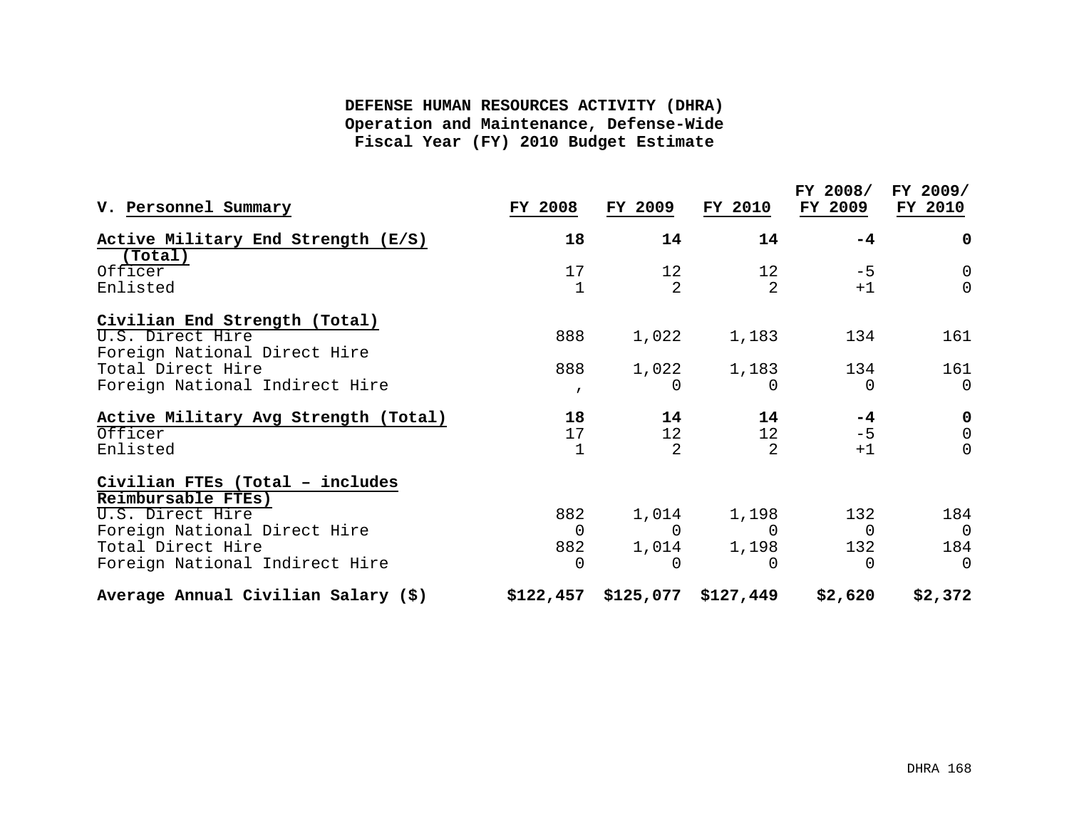**DEFENSE HUMAN RESOURCES ACTIVITY (DHRA)**
**Operation and Maintenance, Defense-Wide**
**Fiscal Year (FY) 2010 Budget Estimate**

| V. Personnel Summary | FY 2008 | FY 2009 | FY 2010 | FY 2008/ FY 2009 | FY 2009/ FY 2010 |
|---|---|---|---|---|---|
| **Active Military End Strength (E/S) (Total)** | **18** | **14** | **14** | **-4** | **0** |
| Officer | 17 | 12 | 12 | -5 | 0 |
| Enlisted | 1 | 2 | 2 | +1 | 0 |
| **Civilian End Strength (Total)** | | | | | |
| U.S. Direct Hire | 888 | 1,022 | 1,183 | 134 | 161 |
| Foreign National Direct Hire | | | | | |
| Total Direct Hire | 888 | 1,022 | 1,183 | 134 | 161 |
| Foreign National Indirect Hire | , | 0 | 0 | 0 | 0 |
| **Active Military Avg Strength (Total)** | **18** | **14** | **14** | **-4** | **0** |
| Officer | 17 | 12 | 12 | -5 | 0 |
| Enlisted | 1 | 2 | 2 | +1 | 0 |
| **Civilian FTEs (Total – includes Reimbursable FTEs)** | | | | | |
| U.S. Direct Hire | 882 | 1,014 | 1,198 | 132 | 184 |
| Foreign National Direct Hire | 0 | 0 | 0 | 0 | 0 |
| Total Direct Hire | 882 | 1,014 | 1,198 | 132 | 184 |
| Foreign National Indirect Hire | 0 | 0 | 0 | 0 | 0 |
| **Average Annual Civilian Salary ($)** | **$122,457** | **$125,077** | **$127,449** | **$2,620** | **$2,372** |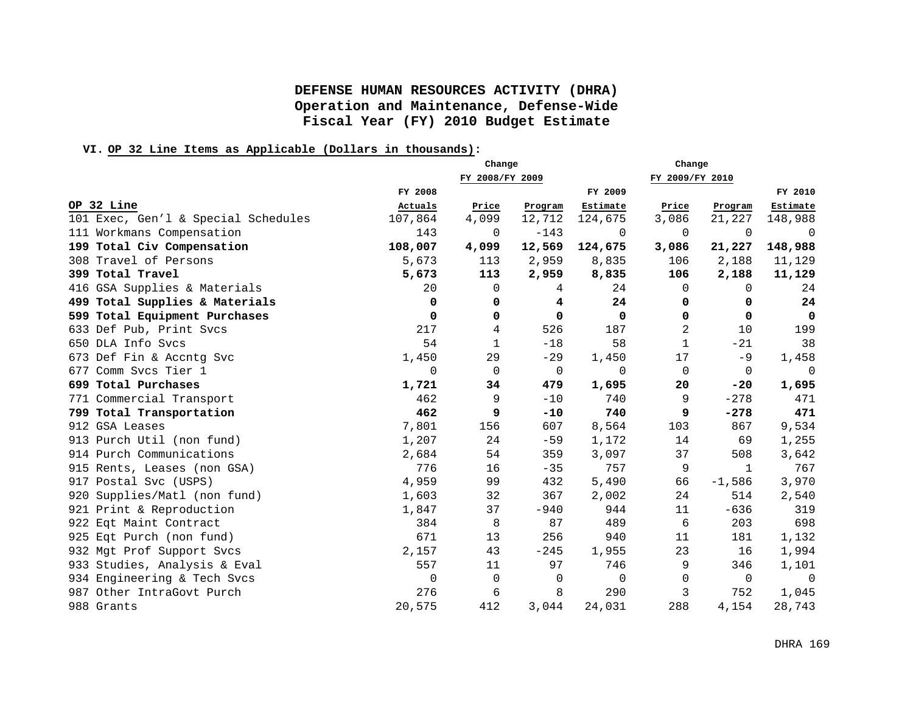# DEFENSE HUMAN RESOURCES ACTIVITY (DHRA)
## Operation and Maintenance, Defense-Wide
## Fiscal Year (FY) 2010 Budget Estimate

**VI. OP 32 Line Items as Applicable (Dollars in thousands):**

| OP 32 Line | FY 2008 Actuals | Change FY 2008/FY 2009 Price | Change FY 2008/FY 2009 Program | FY 2009 Estimate | Change FY 2009/FY 2010 Price | Change FY 2009/FY 2010 Program | FY 2010 Estimate |
|---|---|---|---|---|---|---|---|
| 101 Exec, Gen'l & Special Schedules | 107,864 | 4,099 | 12,712 | 124,675 | 3,086 | 21,227 | 148,988 |
| 111 Workmans Compensation | 143 | 0 | -143 | 0 | 0 | 0 | 0 |
| **199 Total Civ Compensation** | **108,007** | **4,099** | **12,569** | **124,675** | **3,086** | **21,227** | **148,988** |
| 308 Travel of Persons | 5,673 | 113 | 2,959 | 8,835 | 106 | 2,188 | 11,129 |
| **399 Total Travel** | **5,673** | **113** | **2,959** | **8,835** | **106** | **2,188** | **11,129** |
| 416 GSA Supplies & Materials | 20 | 0 | 4 | 24 | 0 | 0 | 24 |
| **499 Total Supplies & Materials** | **0** | **0** | **4** | **24** | **0** | **0** | **24** |
| **599 Total Equipment Purchases** | **0** | **0** | **0** | **0** | **0** | **0** | **0** |
| 633 Def Pub, Print Svcs | 217 | 4 | 526 | 187 | 2 | 10 | 199 |
| 650 DLA Info Svcs | 54 | 1 | -18 | 58 | 1 | -21 | 38 |
| 673 Def Fin & Accntg Svc | 1,450 | 29 | -29 | 1,450 | 17 | -9 | 1,458 |
| 677 Comm Svcs Tier 1 | 0 | 0 | 0 | 0 | 0 | 0 | 0 |
| **699 Total Purchases** | **1,721** | **34** | **479** | **1,695** | **20** | **-20** | **1,695** |
| 771 Commercial Transport | 462 | 9 | -10 | 740 | 9 | -278 | 471 |
| **799 Total Transportation** | **462** | **9** | **-10** | **740** | **9** | **-278** | **471** |
| 912 GSA Leases | 7,801 | 156 | 607 | 8,564 | 103 | 867 | 9,534 |
| 913 Purch Util (non fund) | 1,207 | 24 | -59 | 1,172 | 14 | 69 | 1,255 |
| 914 Purch Communications | 2,684 | 54 | 359 | 3,097 | 37 | 508 | 3,642 |
| 915 Rents, Leases (non GSA) | 776 | 16 | -35 | 757 | 9 | 1 | 767 |
| 917 Postal Svc (USPS) | 4,959 | 99 | 432 | 5,490 | 66 | -1,586 | 3,970 |
| 920 Supplies/Matl (non fund) | 1,603 | 32 | 367 | 2,002 | 24 | 514 | 2,540 |
| 921 Print & Reproduction | 1,847 | 37 | -940 | 944 | 11 | -636 | 319 |
| 922 Eqt Maint Contract | 384 | 8 | 87 | 489 | 6 | 203 | 698 |
| 925 Eqt Purch (non fund) | 671 | 13 | 256 | 940 | 11 | 181 | 1,132 |
| 932 Mgt Prof Support Svcs | 2,157 | 43 | -245 | 1,955 | 23 | 16 | 1,994 |
| 933 Studies, Analysis & Eval | 557 | 11 | 97 | 746 | 9 | 346 | 1,101 |
| 934 Engineering & Tech Svcs | 0 | 0 | 0 | 0 | 0 | 0 | 0 |
| 987 Other IntraGovt Purch | 276 | 6 | 8 | 290 | 3 | 752 | 1,045 |
| 988 Grants | 20,575 | 412 | 3,044 | 24,031 | 288 | 4,154 | 28,743 |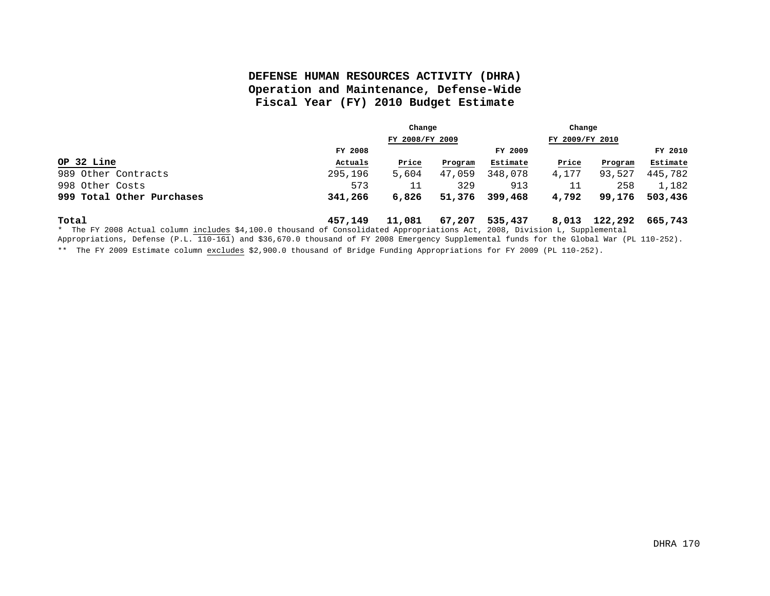# DEFENSE HUMAN RESOURCES ACTIVITY (DHRA)
## Operation and Maintenance, Defense-Wide
## Fiscal Year (FY) 2010 Budget Estimate

| OP 32 Line | FY 2008 Actuals | Change FY 2008/FY 2009 Price | Change FY 2008/FY 2009 Program | FY 2009 Estimate | Change FY 2009/FY 2010 Price | Change FY 2009/FY 2010 Program | FY 2010 Estimate |
|---|---|---|---|---|---|---|---|
| 989 Other Contracts | 295,196 | 5,604 | 47,059 | 348,078 | 4,177 | 93,527 | 445,782 |
| 998 Other Costs | 573 | 11 | 329 | 913 | 11 | 258 | 1,182 |
| **999 Total Other Purchases** | **341,266** | **6,826** | **51,376** | **399,468** | **4,792** | **99,176** | **503,436** |
| **Total** | **457,149** | **11,081** | **67,207** | **535,437** | **8,013** | **122,292** | **665,743** |

* The FY 2008 Actual column includes $4,100.0 thousand of Consolidated Appropriations Act, 2008, Division L, Supplemental Appropriations, Defense (P.L. 110-161) and $36,670.0 thousand of FY 2008 Emergency Supplemental funds for the Global War (PL 110-252).

** The FY 2009 Estimate column excludes $2,900.0 thousand of Bridge Funding Appropriations for FY 2009 (PL 110-252).